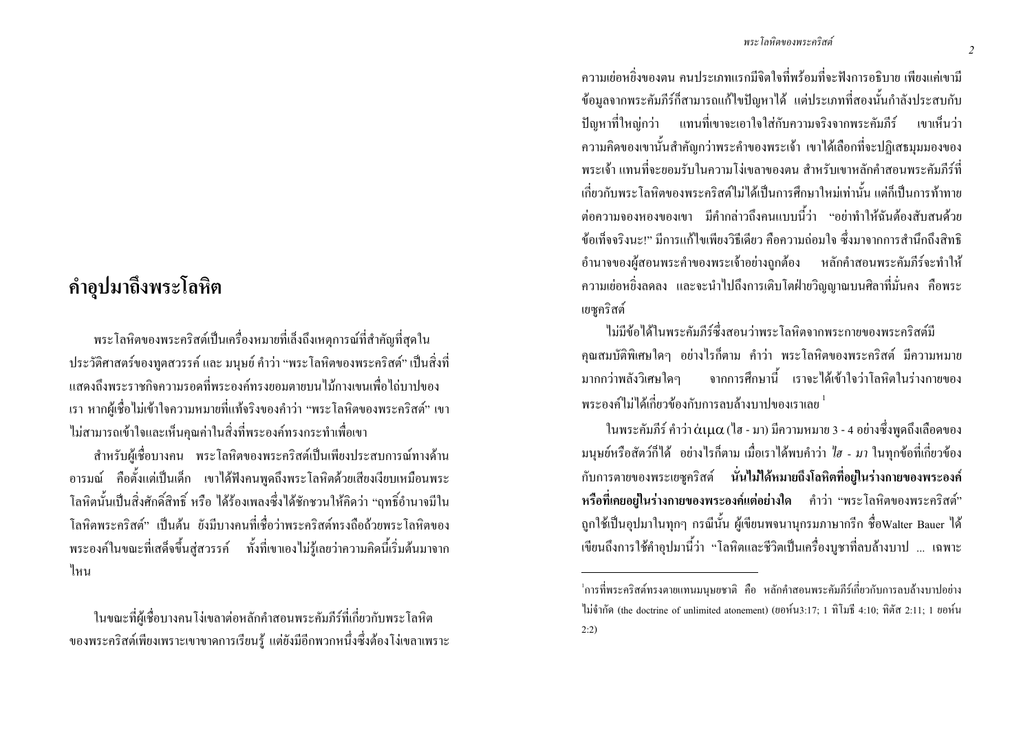# คำอุปมาถึงพระโลหิต

พระโลหิตของพระคริสต์เป็นเครื่องหมายที่เล็งถึงเหตุการณ์ที่สำคัญที่สุดในประวัติศาสตร์ของทูตสวรรค์ และ มนุษย์ คำว่า "พระโลหิตของพระคริสต์" เป็นสิ่งที่แสดงถึงพระราชกิจความรอดที่พระองค์ทรงยอมตายบนไม้กางเขนเพื่อไถ่บาปของเรา หากผู้เชื่อไม่เข้าใจความหมายที่แท้จริงของคำว่า "พระโลหิตของพระคริสต์" เขาไม่สามารถเข้าใจและเห็นคุณค่าในสิ่งที่พระองค์ทรงกระทำเพื่อเขา

สำหรับผู้เชื่อบางคน พระโลหิตของพระคริสต์เป็นเพียงประสบการณ์ทางด้านอารมณ์ คือตั้งแต่เป็นเด็ก เขาได้ฟังคนพูดถึงพระโลหิตด้วยเสียงเงียบเหมือนพระโลหิตนั้นเป็นสิ่งศักดิ์สิทธิ์ หรือ ได้ร้องเพลงซึ่งได้ชักชวนให้คิดว่า "ฤทธิ์อำนาจมีในโลหิตพระคริสต์" เป็นต้น ยังมีบางคนที่เชื่อว่าพระคริสต์ทรงถือถ้วยพระโลหิตของพระองค์ในขณะที่เสด็จขึ้นสู่สวรรค์ ทั้งที่เขาเองไม่รู้เลยว่าความคิดนี้เริ่มต้นมาจากไหน

ในขณะที่ผู้เชื่อบางคนโง่เขลาต่อหลักคำสอนพระคัมภีร์ที่เกี่ยวกับพระโลหิตของพระคริสต์เพียงเพราะเขาขาดการเรียนรู้ แต่ยังมีอีกพวกหนึ่งซึ่งต้องโง่เขลาเพราะความเย่อหยิ่งของตน คนประเภทแรกมีจิตใจที่พร้อมที่จะฟังการอธิบาย เพียงแค่เขามีข้อมูลจากพระคัมภีร์ก็สามารถแก้ไขปัญหาได้ แต่ประเภทที่สองนั้นกำลังประสบกับปัญหาที่ใหญ่กว่า แทนที่เขาจะเอาใจใส่กับความจริงจากพระคัมภีร์ เขาเห็นว่าความคิดของเขานั้นสำคัญกว่าพระคำของพระเจ้า เขาได้เลือกที่จะปฏิเสธมุมมองของพระเจ้า แทนที่จะยอมรับในความโง่เขลาของตน สำหรับเขาหลักคำสอนพระคัมภีร์ที่เกี่ยวกับพระโลหิตของพระคริสต์ไม่ได้เป็นการศึกษาใหม่เท่านั้น แต่ก็เป็นการท้าทายต่อความจองหองของเขา มีคำกล่าวถึงคนแบบนี้ว่า "อย่าทำให้ฉันต้องสับสนด้วยข้อเท็จจริงนะ!" มีการแก้ไขเพียงวิธีเดียว คือความถ่อมใจ ซึ่งมาจากการสำนึกถึงสิทธิอำนาจของผู้สอนพระคำของพระเจ้าอย่างถูกต้อง หลักคำสอนพระคัมภีร์จะทำให้ความเย่อหยิ่งลดลง และจะนำไปถึงการเติบโตฝ่ายวิญญาณบนศิลาที่มั่นคง คือพระเยซูคริสต์

ไม่มีข้อใดในพระคัมภีร์ซึ่งสอนว่าพระโลหิตจากพระกายของพระคริสต์มีคุณสมบัติพิเศษใดๆ อย่างไรก็ตาม คำว่า พระโลหิตของพระคริสต์ มีความหมายมากกว่าพลังวิเศษใดๆ จากการศึกษานี้ เราจะได้เข้าใจว่าโลหิตในร่างกายของพระองค์ไม่ได้เกี่ยวข้องกับการลบล้างบาปของเราเลย[1]

ในพระคัมภีร์ คำว่า αιμα (ไฮ - มา) มีความหมาย 3 - 4 อย่างซึ่งพูดถึงเลือดของมนุษย์หรือสัตว์ก็ได้ อย่างไรก็ตาม เมื่อเราได้พบคำว่า *ไฮ - มา* ในทุกข้อที่เกี่ยวข้องกับการตายของพระเยซูคริสต์ **นั่นไม่ได้หมายถึงโลหิตที่อยู่ในร่างกายของพระองค์หรือที่เคยอยู่ในร่างกายของพระองค์แต่อย่างใด** คำว่า "พระโลหิตของพระคริสต์" ถูกใช้เป็นอุปมาในทุกๆ กรณีนั้น ผู้เขียนพจนานุกรมภาษากรีก ชื่อWalter Bauer ได้เขียนถึงการใช้คำอุปมานี้ว่า "โลหิตและชีวิตเป็นเครื่องบูชาที่ลบล้างบาป ... เฉพาะ

---

[1] การที่พระคริสต์ทรงตายแทนมนุษยชาติ คือ หลักคำสอนพระคัมภีร์เกี่ยวกับการลบล้างบาปอย่างไม่จำกัด (the doctrine of unlimited atonement) (ยอห์น3:17; 1 ทิโมธี 4:10; ทิตัส 2:11; 1 ยอห์น 2:2)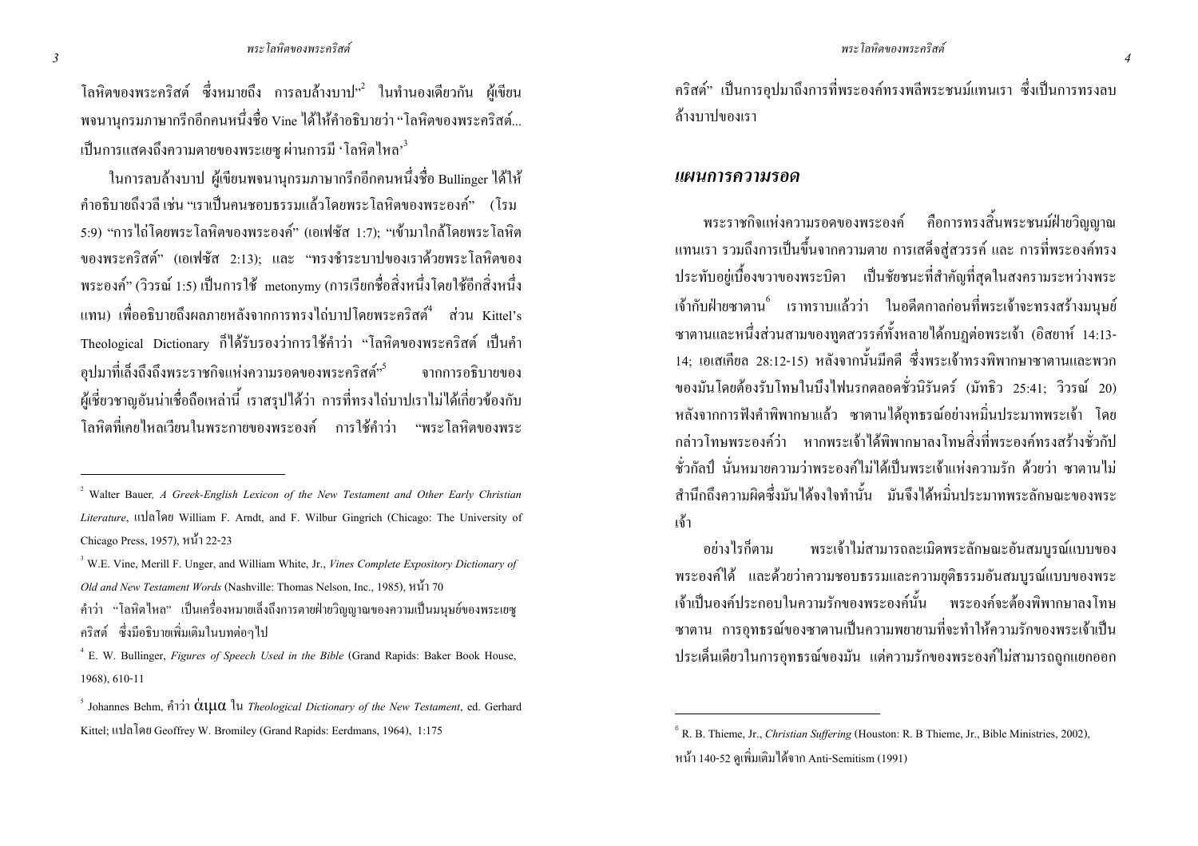โลหิตของพระคริสต์ ซึ่งหมายถึง การลบล้างบาป"[2] ในทำนองเดียวกัน ผู้เขียนพจนานุกรมภาษากรีกอีกคนหนึ่งชื่อ Vine ได้ให้คำอธิบายว่า "โลหิตของพระคริสต์... เป็นการแสดงถึงความตายของพระเยซู ผ่านการมี 'โลหิตไหล'[3]

ในการลบล้างบาป ผู้เขียนพจนานุกรมภาษากรีกอีกคนหนึ่งชื่อ Bullinger ได้ให้คำอธิบายถึงวลี เช่น "เราเป็นคนชอบธรรมแล้วโดยพระโลหิตของพระองค์" (โรม 5:9) "การไถ่โดยพระโลหิตของพระองค์" (เอเฟซัส 1:7); "เข้ามาใกล้โดยพระโลหิตของพระคริสต์" (เอเฟซัส 2:13); และ "ทรงชำระบาปของเราด้วยพระโลหิตของพระองค์" (วิวรณ์ 1:5) เป็นการใช้ metonymy (การเรียกชื่อสิ่งหนึ่งโดยใช้อีกสิ่งหนึ่งแทน) เพื่ออธิบายถึงผลภายหลังจากการทรงไถ่บาปโดยพระคริสต์[4] ส่วน Kittel's Theological Dictionary ก็ได้รับรองว่าการใช้คำว่า "โลหิตของพระคริสต์ เป็นคำอุปมาที่เล็งถึงถึงพระราชกิจแห่งความรอดของพระคริสต์"[5] จากการอธิบายของผู้เชี่ยวชาญอันน่าเชื่อถือเหล่านี้ เราสรุปได้ว่า การที่ทรงไถ่บาปเราไม่ได้เกี่ยวข้องกับโลหิตที่เคยไหลเวียนในพระกายของพระองค์ การใช้คำว่า "พระโลหิตของพระคริสต์" เป็นการอุปมาถึงการที่พระองค์ทรงพลีพระชนม์แทนเรา ซึ่งเป็นการทรงลบล้างบาปของเรา

## แผนการความรอด

พระราชกิจแห่งความรอดของพระองค์ คือการทรงสิ้นพระชนม์ฝ่ายวิญญาณแทนเรา รวมถึงการเป็นขึ้นจากความตาย การเสด็จสู่สวรรค์ และ การที่พระองค์ทรงประทับอยู่เบื้องขวาของพระบิดา เป็นชัยชนะที่สำคัญที่สุดในสงครามระหว่างพระเจ้ากับฝ่ายซาตาน[6] เราทราบแล้วว่า ในอดีตกาลก่อนที่พระเจ้าจะทรงสร้างมนุษย์ ซาตานและหนึ่งส่วนสามของทูตสวรรค์ทั้งหลายได้กบฏต่อพระเจ้า (อิสยาห์ 14:13-14; เอเสเคียล 28:12-15) หลังจากนั้นมีคดี ซึ่งพระเจ้าทรงพิพากษาซาตานและพวกของมันโดยต้องรับโทษในบึงไฟนรกตลอดชั่วนิรันดร์ (มัทธิว 25:41; วิวรณ์ 20) หลังจากการฟังคำพิพากษาแล้ว ซาตานได้อุทธรณ์อย่างหมิ่นประมาทพระเจ้า โดยกล่าวโทษพระองค์ว่า หากพระเจ้าได้พิพากษาลงโทษสิ่งที่พระองค์ทรงสร้างชั่วกัปชั่วกัลป์ นั่นหมายความว่าพระองค์ไม่ได้เป็นพระเจ้าแห่งความรัก ด้วยว่า ซาตานไม่สำนึกถึงความผิดซึ่งมันได้จงใจทำนั้น มันจึงได้หมิ่นประมาทพระลักษณะของพระเจ้า

อย่างไรก็ตาม พระเจ้าไม่สามารถละเมิดพระลักษณะอันสมบูรณ์แบบของพระองค์ได้ และด้วยว่าความชอบธรรมและความยุติธรรมอันสมบูรณ์แบบของพระเจ้าเป็นองค์ประกอบในความรักของพระองค์นั้น พระองค์จะต้องพิพากษาลงโทษซาตาน การอุทธรณ์ของซาตานเป็นความพยายามที่จะทำให้ความรักของพระเจ้าเป็นประเด็นเดียวในการอุทธรณ์ของมัน แต่ความรักของพระองค์ไม่สามารถถูกแยกออก

---

[2] Walter Bauer, *A Greek-English Lexicon of the New Testament and Other Early Christian Literature*, แปลโดย William F. Arndt, and F. Wilbur Gingrich (Chicago: The University of Chicago Press, 1957), หน้า 22-23

[3] W.E. Vine, Merill F. Unger, and William White, Jr., *Vines Complete Expository Dictionary of Old and New Testament Words* (Nashville: Thomas Nelson, Inc., 1985), หน้า 70
คำว่า "โลหิตไหล" เป็นเครื่องหมายเล็งถึงการตายฝ่ายวิญญาณของความเป็นมนุษย์ของพระเยซูคริสต์ ซึ่งมีอธิบายเพิ่มเติมในบทต่อๆไป

[4] E. W. Bullinger, *Figures of Speech Used in the Bible* (Grand Rapids: Baker Book House, 1968), 610-11

[5] Johannes Behm, คำว่า αιμα ใน *Theological Dictionary of the New Testament*, ed. Gerhard Kittel; แปลโดย Geoffrey W. Bromiley (Grand Rapids: Eerdmans, 1964), 1:175

[6] R. B. Thieme, Jr., *Christian Suffering* (Houston: R. B Thieme, Jr., Bible Ministries, 2002), หน้า 140-52 ดูเพิ่มเติมได้จาก Anti-Semitism (1991)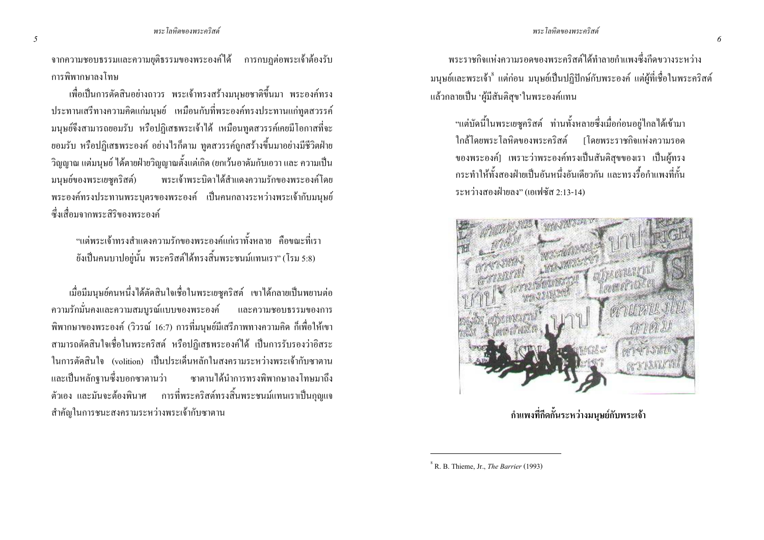จากความชอบธรรมและความยุติธรรมของพระองค์ได้ การกบฏต่อพระเจ้าต้องรับการพิพากษาลงโทษ

เพื่อเป็นการตัดสินอย่างถาวร พระเจ้าทรงสร้างมนุษยชาติขึ้นมา พระองค์ทรงประทานเสรีทางความคิดแก่มนุษย์ เหมือนกับที่พระองค์ทรงประทานแก่ทูตสวรรค์ มนุษย์จึงสามารถยอมรับ หรือปฏิเสธพระเจ้าได้ เหมือนทูตสวรรค์เคยมีโอกาสที่จะยอมรับ หรือปฏิเสธพระองค์ อย่างไรก็ตาม ทูตสวรรค์ถูกสร้างขึ้นมาอย่างมีชีวิตฝ่ายวิญญาณ แต่มนุษย์ ได้ตายฝ่ายวิญญาณตั้งแต่เกิด (ยกเว้นอาดัมกับเอวา และ ความเป็นมนุษย์ของพระเยซูคริสต์) พระเจ้าพระบิดาได้สำแดงความรักของพระองค์โดยพระองค์ทรงประทานพระบุตรของพระองค์ เป็นคนกลางระหว่างพระเจ้ากับมนุษย์ซึ่งเสื่อมจากพระสิริของพระองค์

> "แต่พระเจ้าทรงสำแดงความรักของพระองค์แก่เราทั้งหลาย คือขณะที่เรายังเป็นคนบาปอยู่นั้น พระคริสต์ได้ทรงสิ้นพระชนม์แทนเรา" (โรม 5:8)

เมื่อมีมนุษย์คนหนึ่งได้ตัดสินใจเชื่อในพระเยซูคริสต์ เขาได้กลายเป็นพยานต่อความรักมั่นคงและความสมบูรณ์แบบของพระองค์ และความชอบธรรมของการพิพากษาของพระองค์ (วิวรณ์ 16:7) การที่มนุษย์มีเสรีภาพทางความคิด ก็เพื่อให้เขาสามารถตัดสินใจเชื่อในพระคริสต์ หรือปฏิเสธพระองค์ได้ เป็นการรับรองว่าอิสระในการตัดสินใจ (volition) เป็นประเด็นหลักในสงครามระหว่างพระเจ้ากับซาตาน และเป็นหลักฐานซึ่งบอกซาตานว่า ซาตานได้นำการทรงพิพากษาลงโทษมาถึงตัวเอง และมันจะต้องพินาศ การที่พระคริสต์ทรงสิ้นพระชนม์แทนเราเป็นกุญแจสำคัญในการชนะสงครามระหว่างพระเจ้ากับซาตาน

พระราชกิจแห่งความรอดของพระคริสต์ได้ทำลายกำแพงซึ่งกีดขวางระหว่างมนุษย์และพระเจ้า[8] แต่ก่อน มนุษย์เป็นปฏิปักษ์กับพระองค์ แต่ผู้ที่เชื่อในพระคริสต์แล้วกลายเป็น 'ผู้มีสันติสุข' ในพระองค์แทน

> "แต่บัดนี้ในพระเยซูคริสต์ ท่านทั้งหลายซึ่งเมื่อก่อนอยู่ไกลได้เข้ามาใกล้โดยพระโลหิตของพระคริสต์ [โดยพระราชกิจแห่งความรอดของพระองค์] เพราะว่าพระองค์ทรงเป็นสันติสุขของเรา เป็นผู้ทรงกระทำให้ทั้งสองฝ่ายเป็นอันหนึ่งอันเดียวกัน และทรงรื้อกำแพงที่กั้นระหว่างสองฝ่ายลง" (เอเฟซัส 2:13-14)

**กำแพงที่กีดกั้นระหว่างมนุษย์กับพระเจ้า**

---

[8] R. B. Thieme, Jr., *The Barrier* (1993)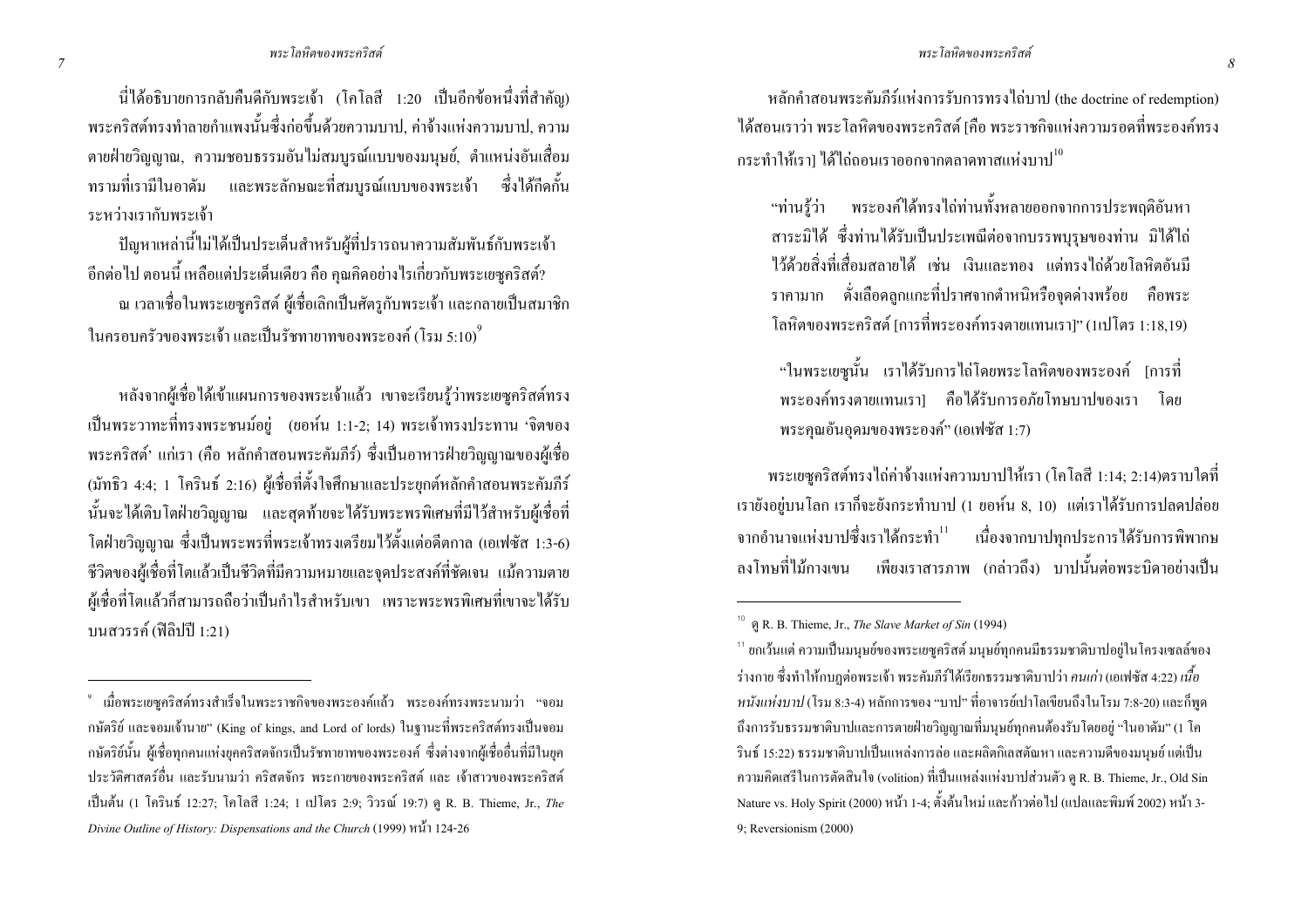นี่ได้อธิบายการกลับคืนดีกับพระเจ้า (โคโลสี 1:20 เป็นอีกข้อหนึ่งที่สำคัญ) พระคริสต์ทรงทำลายกำแพงนั้นซึ่งก่อขึ้นด้วยความบาป, ค่าจ้างแห่งความบาป, ความตายฝ่ายวิญญาณ, ความชอบธรรมอันไม่สมบูรณ์แบบของมนุษย์, ตำแหน่งอันเสื่อมทรามที่เรามีในอาดัม และพระลักษณะที่สมบูรณ์แบบของพระเจ้า ซึ่งได้กีดกั้นระหว่างเรากับพระเจ้า

ปัญหาเหล่านี้ไม่ได้เป็นประเด็นสำหรับผู้ที่ปรารถนาความสัมพันธ์กับพระเจ้าอีกต่อไป ตอนนี้ เหลือแต่ประเด็นเดียว คือ คุณคิดอย่างไรเกี่ยวกับพระเยซูคริสต์?

ณ เวลาเชื่อในพระเยซูคริสต์ ผู้เชื่อเลิกเป็นศัตรูกับพระเจ้า และกลายเป็นสมาชิกในครอบครัวของพระเจ้า และเป็นรัชทายาทของพระองค์ (โรม 5:10)[9]

หลังจากผู้เชื่อได้เข้าแผนการของพระเจ้าแล้ว เขาจะเรียนรู้ว่าพระเยซูคริสต์ทรงเป็นพระวาทะที่ทรงพระชนม์อยู่ (ยอห์น 1:1-2; 14) พระเจ้าทรงประทาน 'จิตของพระคริสต์' แก่เรา (คือ หลักคำสอนพระคัมภีร์) ซึ่งเป็นอาหารฝ่ายวิญญาณของผู้เชื่อ (มัทธิว 4:4; 1 โครินธ์ 2:16) ผู้เชื่อที่ตั้งใจศึกษาและประยุกต์หลักคำสอนพระคัมภีร์นั้นจะได้เติบโตฝ่ายวิญญาณ และสุดท้ายจะได้รับพระพรพิเศษที่มีไว้สำหรับผู้เชื่อที่โตฝ่ายวิญญาณ ซึ่งเป็นพระพรที่พระเจ้าทรงเตรียมไว้ตั้งแต่อดีตกาล (เอเฟซัส 1:3-6) ชีวิตของผู้เชื่อที่โตแล้วเป็นชีวิตที่มีความหมายและจุดประสงค์ที่ชัดเจน แม้ความตายผู้เชื่อที่โตแล้วก็สามารถถือว่าเป็นกำไรสำหรับเขา เพราะพระพรพิเศษที่เขาจะได้รับบนสวรรค์ (ฟีลิปปี 1:21)

หลักคำสอนพระคัมภีร์แห่งการรับการทรงไถ่บาป (the doctrine of redemption) ได้สอนเราว่า พระโลหิตของพระคริสต์ [คือ พระราชกิจแห่งความรอดที่พระองค์ทรงกระทำให้เรา] ได้ไถ่ถอนเราออกจากตลาดทาสแห่งบาป[10]

> "ท่านรู้ว่า พระองค์ได้ทรงไถ่ท่านทั้งหลายออกจากการประพฤติอันหาสาระมิได้ ซึ่งท่านได้รับเป็นประเพณีต่อจากบรรพบุรุษของท่าน มิได้ไถ่ไว้ด้วยสิ่งที่เสื่อมสลายได้ เช่น เงินและทอง แต่ทรงไถ่ด้วยโลหิตอันมีราคามาก ดั่งเลือดลูกแกะที่ปราศจากตำหนิหรือจุดด่างพร้อย คือพระโลหิตของพระคริสต์ [การที่พระองค์ทรงตายแทนเรา]" (1เปโตร 1:18,19)

> "ในพระเยซูนั้น เราได้รับการไถ่โดยพระโลหิตของพระองค์ [การที่พระองค์ทรงตายแทนเรา] คือได้รับการอภัยโทษบาปของเรา โดยพระคุณอันอุดมของพระองค์" (เอเฟซัส 1:7)

พระเยซูคริสต์ทรงไถ่ค่าจ้างแห่งความบาปให้เรา (โคโลสี 1:14; 2:14)ตราบใดที่เรายังอยู่บนโลก เราก็จะยังกระทำบาป (1 ยอห์น 8, 10) แต่เราได้รับการปลดปล่อยจากอำนาจแห่งบาปซึ่งเราได้กระทำ[11] เนื่องจากบาปทุกประการได้รับการพิพากษาลงโทษที่ไม้กางเขน เพียงเราสารภาพ (กล่าวถึง) บาปนั้นต่อพระบิดาอย่างเป็น

---

[9] เมื่อพระเยซูคริสต์ทรงสำเร็จในพระราชกิจของพระองค์แล้ว พระองค์ทรงพระนามว่า "จอมกษัตริย์ และจอมเจ้านาย" (King of kings, and Lord of lords) ในฐานะที่พระคริสต์ทรงเป็นจอมกษัตริย์นั้น ผู้เชื่อทุกคนแห่งยุคคริสตจักรเป็นรัชทายาทของพระองค์ ซึ่งต่างจากผู้เชื่ออื่นที่มีในยุคประวัติศาสตร์อื่น และรับนามว่า คริสตจักร พระกายของพระคริสต์ และ เจ้าสาวของพระคริสต์ เป็นต้น (1 โครินธ์ 12:27; โคโลสี 1:24; 1 เปโตร 2:9; วิวรณ์ 19:7) ดู R. B. Thieme, Jr., *The Divine Outline of History: Dispensations and the Church* (1999) หน้า 124-26

[10] ดู R. B. Thieme, Jr., *The Slave Market of Sin* (1994)

[11] ยกเว้นแต่ ความเป็นมนุษย์ของพระเยซูคริสต์ มนุษย์ทุกคนมีธรรมชาติบาปอยู่ในโครงเซลล์ของร่างกาย ซึ่งทำให้กบฏต่อพระเจ้า พระคัมภีร์ได้เรียกธรรมชาติบาปว่า *คนเก่า* (เอเฟซัส 4:22) *เนื้อหนังแห่งบาป* (โรม 8:3-4) หลักการของ "บาป" ที่อาจารย์เปาโลเขียนถึงในโรม 7:8-20) และก็พูดถึงการรับธรรมชาติบาปและการตายฝ่ายวิญญาณที่มนุษย์ทุกคนต้องรับโดยอยู่ "ในอาดัม" (1 โครินธ์ 15:22) ธรรมชาติบาปเป็นแหล่งการล่อ และผลิตกิเลสตัณหา และความดีของมนุษย์ แต่เป็นความคิดเสรีในการตัดสินใจ (volition) ที่เป็นแหล่งแห่งบาปส่วนตัว ดู R. B. Thieme, Jr., Old Sin Nature vs. Holy Spirit (2000) หน้า 1-4; ตั้งต้นใหม่ และก้าวต่อไป (แปลและพิมพ์ 2002) หน้า 3-9; Reversionism (2000)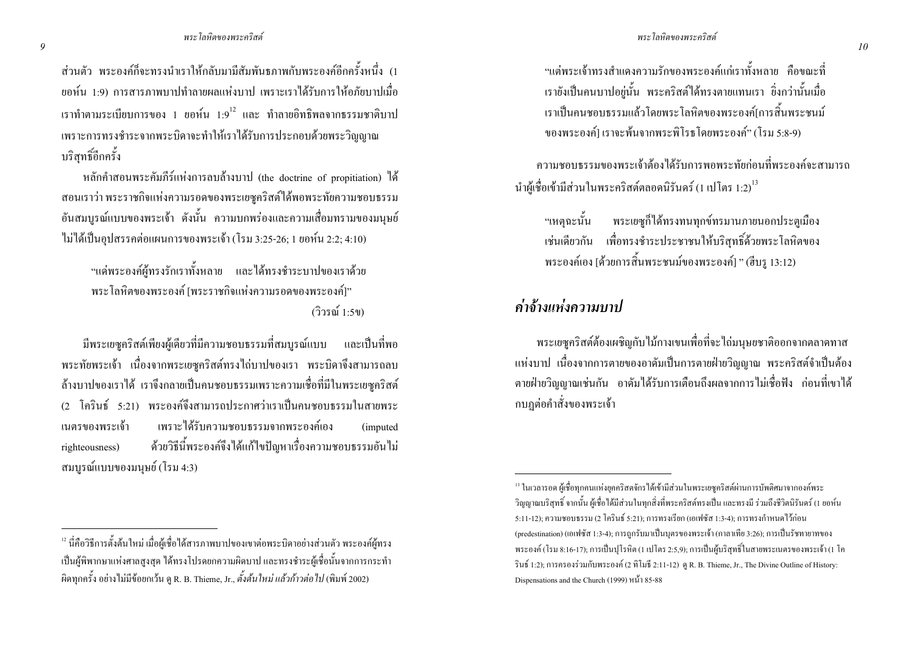ส่วนตัว พระองค์ก็จะทรงนำเราให้กลับมามีสัมพันธภาพกับพระองค์อีกครั้งหนึ่ง (1 ยอห์น 1:9) การสารภาพบาปทำลายผลแห่งบาป เพราะเราได้รับการให้อภัยบาปเมื่อเราทำตามระเบียบการของ 1 ยอห์น 1:9[12] และ ทำลายอิทธิพลจากธรรมชาติบาป เพราะการทรงชำระจากพระบิดาจะทำให้เราได้รับการประกอบด้วยพระวิญญาณบริสุทธิ์อีกครั้ง

หลักคำสอนพระคัมภีร์แห่งการลบล้างบาป (the doctrine of propitiation) ได้สอนเราว่า พระราชกิจแห่งความรอดของพระเยซูคริสต์ได้พอพระทัยความชอบธรรมอันสมบูรณ์แบบของพระเจ้า ดังนั้น ความบกพร่องและความเสื่อมทรามของมนุษย์ไม่ได้เป็นอุปสรรคต่อแผนการของพระเจ้า (โรม 3:25-26; 1 ยอห์น 2:2; 4:10)

> "แด่พระองค์ผู้ทรงรักเราทั้งหลาย และได้ทรงชำระบาปของเราด้วยพระโลหิตของพระองค์ [พระราชกิจแห่งความรอดของพระองค์]"
>
> (วิวรณ์ 1:5ข)

มีพระเยซูคริสต์เพียงผู้เดียวที่มีความชอบธรรมที่สมบูรณ์แบบ และเป็นที่พอพระทัยพระเจ้า เนื่องจากพระเยซูคริสต์ทรงไถ่บาปของเรา พระบิดาจึงสามารถลบล้างบาปของเราได้ เราจึงกลายเป็นคนชอบธรรมเพราะความเชื่อที่มีในพระเยซูคริสต์ (2 โครินธ์ 5:21) พระองค์จึงสามารถประกาศว่าเราเป็นคนชอบธรรมในสายพระเนตรของพระเจ้า เพราะได้รับความชอบธรรมจากพระองค์เอง (imputed righteousness) ด้วยวิธีนี้พระองค์จึงได้แก้ไขปัญหาเรื่องความชอบธรรมอันไม่สมบูรณ์แบบของมนุษย์ (โรม 4:3)

> "แต่พระเจ้าทรงสำแดงความรักของพระองค์แก่เราทั้งหลาย คือขณะที่เรายังเป็นคนบาปอยู่นั้น พระคริสต์ได้ทรงตายแทนเรา ยิ่งกว่านั้นเมื่อเราเป็นคนชอบธรรมแล้วโดยพระโลหิตของพระองค์[การสิ้นพระชนม์ของพระองค์] เราจะพ้นจากพระพิโรธโดยพระองค์" (โรม 5:8-9)

ความชอบธรรมของพระเจ้าต้องได้รับการพอพระทัยก่อนที่พระองค์จะสามารถนำผู้เชื่อเข้ามีส่วนในพระคริสต์ตลอดนิรันดร์ (1 เปโตร 1:2)[13]

> "เหตุฉะนั้น พระเยซูก็ได้ทรงทนทุกข์ทรมานภายนอกประตูเมืองเช่นเดียวกัน เพื่อทรงชำระประชาชนให้บริสุทธิ์ด้วยพระโลหิตของพระองค์เอง [ด้วยการสิ้นพระชนม์ของพระองค์] " (ฮีบรู 13:12)

## *ค่าจ้างแห่งความบาป*

พระเยซูคริสต์ต้องเผชิญกับไม้กางเขนเพื่อที่จะไถ่มนุษยชาติออกจากตลาดทาสแห่งบาป เนื่องจากการตายของอาดัมเป็นการตายฝ่ายวิญญาณ พระคริสต์จำเป็นต้องตายฝ่ายวิญญาณเช่นกัน อาดัมได้รับการเตือนถึงผลจากการไม่เชื่อฟัง ก่อนที่เขาได้กบฏต่อคำสั่งของพระเจ้า

---

[12] นี่คือวิธีการตั้งต้นใหม่ เมื่อผู้เชื่อได้สารภาพบาปของเขาต่อพระบิดาอย่างส่วนตัว พระองค์ผู้ทรงเป็นผู้พิพากษาแห่งศาลสูงสุด ได้ทรงโปรดยกความผิดบาป และทรงชำระผู้เชื่อนั้นจากการกระทำผิดทุกครั้ง อย่างไม่มีข้อยกเว้น ดู R. B. Thieme, Jr., *ตั้งต้นใหม่ แล้วก้าวต่อไป* (พิมพ์ 2002)

[13] ในเวลารอด ผู้เชื่อทุกคนแห่งยุคคริสตจักรได้เข้ามีส่วนในพระเยซูคริสต์ผ่านการบัพติศมาจากองค์พระวิญญาณบริสุทธิ์ จากนั้น ผู้เชื่อได้มีส่วนในทุกสิ่งที่พระคริสต์ทรงเป็น และทรงมี ร่วมถึงชีวิตนิรันดร์ (1 ยอห์น 5:11-12); ความชอบธรรม (2 โครินธ์ 5:21); การทรงเรียก (เอเฟซัส 1:3-4); การทรงกำหนดไว้ก่อน (predestination) (เอเฟซัส 1:3-4); การถูกรับมาเป็นบุตรของพระเจ้า (กาลาเทีย 3:26); การเป็นรัชทายาทของพระองค์ (โรม 8:16-17); การเป็นปุโรหิต (1 เปโตร 2:5,9); การเป็นผู้บริสุทธิ์ในสายพระเนตรของพระเจ้า (1 โครินธ์ 1:2); การครองร่วมกับพระองค์ (2 ทิโมธี 2:11-12) ดู R. B. Thieme, Jr., The Divine Outline of History: Dispensations and the Church (1999) หน้า 85-88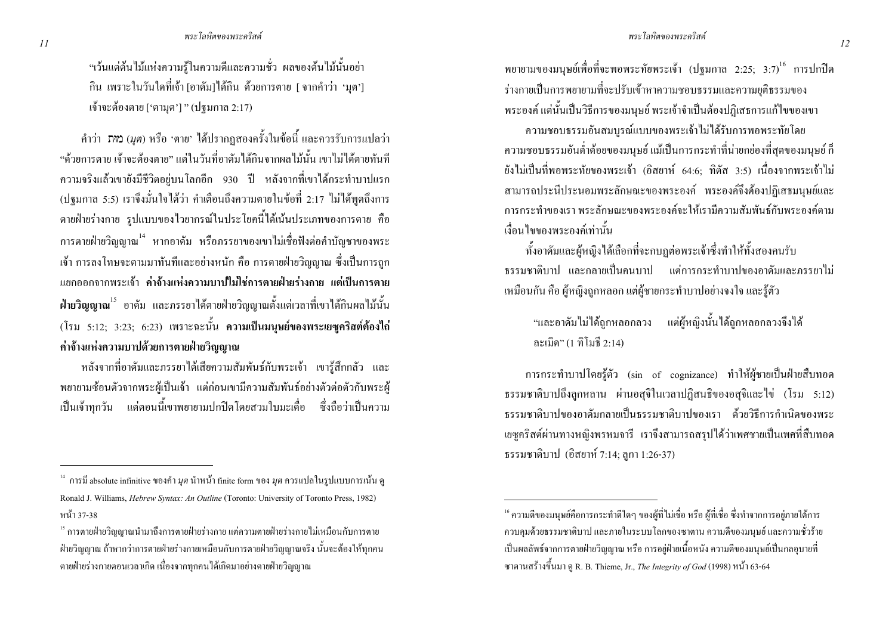"เว้นแต่ต้นไม้แห่งความรู้ในความดีและความชั่ว ผลของต้นไม้นั้นอย่ากิน เพราะในวันใดที่เจ้า [อาดัม] ได้กิน ด้วยการตาย [ จากคำว่า 'มุต'] เจ้าจะต้องตาย ['ตามุต'] " (ปฐมกาล 2:17)

คำว่า מות (*มุต*) หรือ 'ตาย' ได้ปรากฏสองครั้งในข้อนี้ และควรรับการแปลว่า "ด้วยการตาย เจ้าจะต้องตาย" แต่ในวันที่อาดัมได้กินจากผลไม้นั้น เขาไม่ได้ตายทันที ความจริงแล้วเขายังมีชีวิตอยู่บนโลกอีก 930 ปี หลังจากที่เขาได้กระทำบาปแรก (ปฐมกาล 5:5) เราจึงมั่นใจได้ว่า คำเตือนถึงความตายในข้อที่ 2:17 ไม่ได้พูดถึงการตายฝ่ายร่างกาย รูปแบบของไวยากรณ์ในประโยคนี้ได้เน้นประเภทของการตาย คือ การตายฝ่ายวิญญาณ[14] หากอาดัม หรือภรรยาของเขาไม่เชื่อฟังต่อคำบัญชาของพระเจ้า การลงโทษจะตามมาทันทีและอย่างหนัก คือ การตายฝ่ายวิญญาณ ซึ่งเป็นการถูกแยกออกจากพระเจ้า **ค่าจ้างแห่งความบาปไม่ใช่การตายฝ่ายร่างกาย แต่เป็นการตายฝ่ายวิญญาณ**[15] อาดัม และภรรยาได้ตายฝ่ายวิญญาณตั้งแต่เวลาที่เขาได้กินผลไม้นั้น (โรม 5:12; 3:23; 6:23) เพราะฉะนั้น **ความเป็นมนุษย์ของพระเยซูคริสต์ต้องไถ่ค่าจ้างแห่งความบาปด้วยการตายฝ่ายวิญญาณ**

หลังจากที่อาดัมและภรรยาได้เสียความสัมพันธ์กับพระเจ้า เขารู้สึกกลัว และพยายามซ่อนตัวจากพระผู้เป็นเจ้า แต่ก่อนเขามีความสัมพันธ์อย่างตัวต่อตัวกับพระผู้เป็นเจ้าทุกวัน แต่ตอนนี้เขาพยายามปกปิดโดยสวมใบมะเดื่อ ซึ่งถือว่าเป็นความพยายามของมนุษย์เพื่อที่จะพอพระทัยพระเจ้า (ปฐมกาล 2:25; 3:7)[16] การปกปิดร่างกายเป็นการพยายามที่จะปรับเข้าหาความชอบธรรมและความยุติธรรมของพระองค์ แต่นั้นเป็นวิธีการของมนุษย์ พระเจ้าจำเป็นต้องปฏิเสธการแก้ไขของเขา

ความชอบธรรมอันสมบูรณ์แบบของพระเจ้าไม่ได้รับการพอพระทัยโดยความชอบธรรมอันต่ำต้อยของมนุษย์ แม้เป็นการกระทำที่น่ายกย่องที่สุดของมนุษย์ ก็ยังไม่เป็นที่พอพระทัยของพระเจ้า (อิสยาห์ 64:6; ทิตัส 3:5) เนื่องจากพระเจ้าไม่สามารถประนีประนอมพระลักษณะของพระองค์ พระองค์จึงต้องปฏิเสธมนุษย์และการกระทำของเรา พระลักษณะของพระองค์จะให้เรามีความสัมพันธ์กับพระองค์ตามเงื่อนไขของพระองค์เท่านั้น

ทั้งอาดัมและผู้หญิงได้เลือกที่จะกบฏต่อพระเจ้าซึ่งทำให้ทั้งสองคนรับธรรมชาติบาป และกลายเป็นคนบาป แต่การกระทำบาปของอาดัมและภรรยาไม่เหมือนกัน คือ ผู้หญิงถูกหลอก แต่ผู้ชายกระทำบาปอย่างจงใจ และรู้ตัว

"และอาดัมไม่ได้ถูกหลอกลวง แต่ผู้หญิงนั้นได้ถูกหลอกลวงจึงได้ละเมิด" (1 ทิโมธี 2:14)

การกระทำบาปโดยรู้ตัว (sin of cognizance) ทำให้ผู้ชายเป็นฝ่ายสืบทอดธรรมชาติบาปถึงลูกหลาน ผ่านอสุจิในเวลาปฏิสนธิของอสุจิและไข่ (โรม 5:12) ธรรมชาติบาปของอาดัมกลายเป็นธรรมชาติบาปของเรา ด้วยวิธีการกำเนิดของพระเยซูคริสต์ผ่านทางหญิงพรหมจารี เราจึงสามารถสรุปได้ว่าเพศชายเป็นเพศที่สืบทอดธรรมชาติบาป (อิสยาห์ 7:14; ลูกา 1:26-37)

---

[14] การมี absolute infinitive ของคำ *มุต* นำหน้า finite form ของ *มุต* ควรแปลในรูปแบบการเน้น ดู Ronald J. Williams, *Hebrew Syntax: An Outline* (Toronto: University of Toronto Press, 1982) หน้า 37-38

[15] การตายฝ่ายวิญญาณนำมาถึงการตายฝ่ายร่างกาย แต่ความตายฝ่ายร่างกายไม่เหมือนกับการตายฝ่ายวิญญาณ ถ้าหากว่าการตายฝ่ายร่างกายเหมือนกับการตายฝ่ายวิญญาณจริง นั้นจะต้องให้ทุกคนตายฝ่ายร่างกายตอนเวลาเกิด เนื่องจากทุกคนได้เกิดมาอย่างตายฝ่ายวิญญาณ

[16] ความดีของมนุษย์คือการกระทำดีใดๆ ของผู้ที่ไม่เชื่อ หรือ ผู้ที่เชื่อ ซึ่งทำจากการอยู่ภายใต้การควบคุมด้วยธรรมชาติบาป และภายในระบบโลกของซาตาน ความดีของมนุษย์ และความชั่วร้ายเป็นผลลัพธ์จากการตายฝ่ายวิญญาณ หรือ การอยู่ฝ่ายเนื้อหนัง ความดีของมนุษย์เป็นกลอุบายที่ซาตานสร้างขึ้นมา ดู R. B. Thieme, Jr., *The Integrity of God* (1998) หน้า 63-64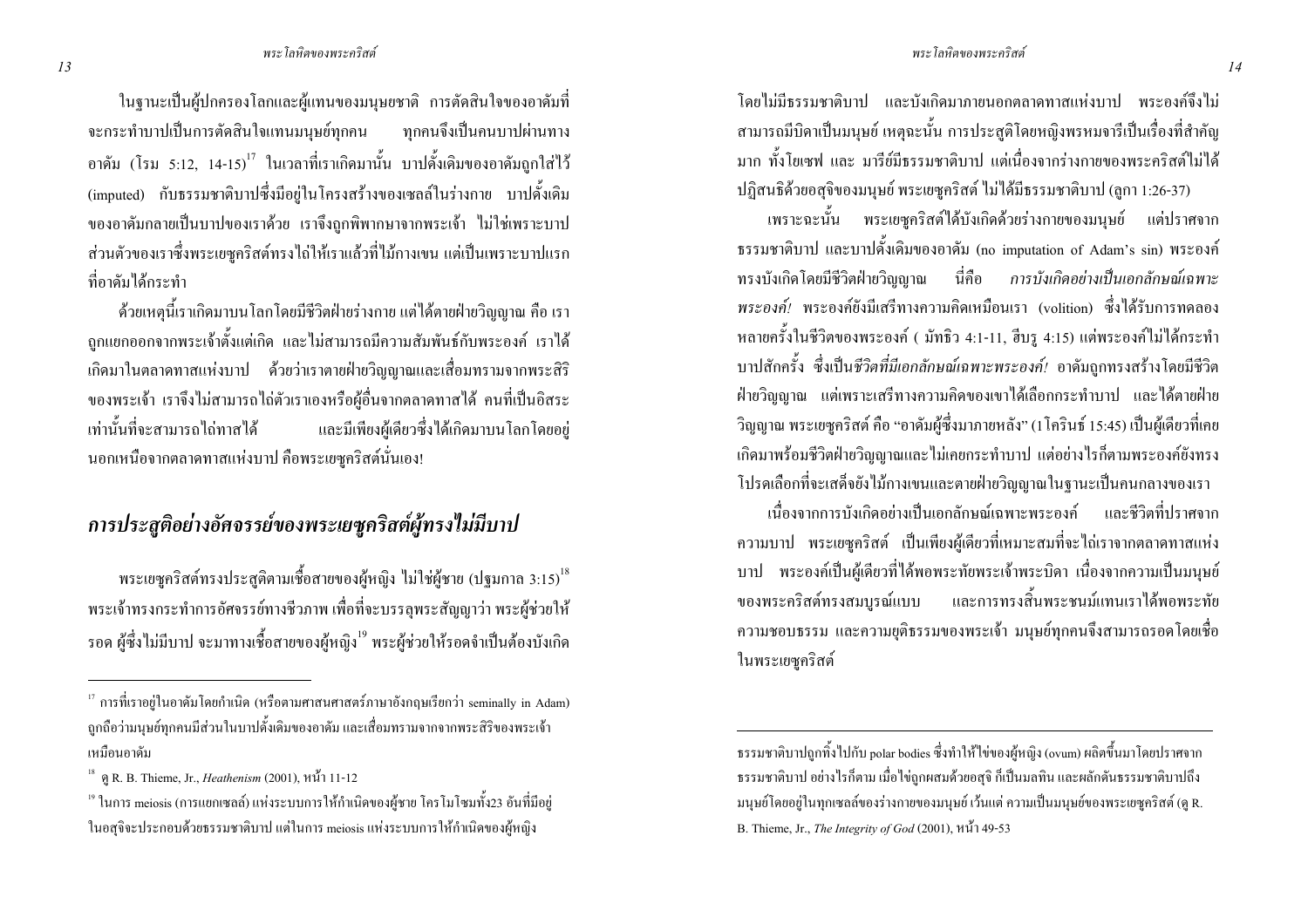ในฐานะเป็นผู้ปกครองโลกและผู้แทนของมนุษยชาติ การตัดสินใจของอาดัมที่จะกระทำบาปเป็นการตัดสินใจแทนมนุษย์ทุกคน ทุกคนจึงเป็นคนบาปผ่านทางอาดัม (โรม 5:12, 14-15)[17] ในเวลาที่เราเกิดมานั้น บาปดั้งเดิมของอาดัมถูกใส่ไว้ (imputed) กับธรรมชาติบาปซึ่งมีอยู่ในโครงสร้างของเซลล์ในร่างกาย บาปดั้งเดิมของอาดัมกลายเป็นบาปของเราด้วย เราจึงถูกพิพากษาจากพระเจ้า ไม่ใช่เพราะบาปส่วนตัวของเราซึ่งพระเยซูคริสต์ทรงไถ่ให้เราแล้วที่ไม้กางเขน แต่เป็นเพราะบาปแรกที่อาดัมได้กระทำ

ด้วยเหตุนี้เราเกิดมาบนโลกโดยมีชีวิตฝ่ายร่างกาย แต่ได้ตายฝ่ายวิญญาณ คือ เราถูกแยกออกจากพระเจ้าตั้งแต่เกิด และไม่สามารถมีความสัมพันธ์กับพระองค์ เราได้เกิดมาในตลาดทาสแห่งบาป ด้วยว่าเราตายฝ่ายวิญญาณและเสื่อมทรามจากพระสิริของพระเจ้า เราจึงไม่สามารถไถ่ตัวเราเองหรือผู้อื่นจากตลาดทาสได้ คนที่เป็นอิสระเท่านั้นที่จะสามารถไถ่ทาสได้ และมีเพียงผู้เดียวซึ่งได้เกิดมาบนโลกโดยอยู่นอกเหนือจากตลาดทาสแห่งบาป คือพระเยซูคริสต์นั่นเอง!

## *การประสูติอย่างอัศจรรย์ของพระเยซูคริสต์ผู้ทรงไม่มีบาป*

พระเยซูคริสต์ทรงประสูติตามเชื้อสายของผู้หญิง ไม่ใช่ผู้ชาย (ปฐมกาล 3:15)[18] พระเจ้าทรงกระทำการอัศจรรย์ทางชีวภาพ เพื่อที่จะบรรลุพระสัญญาว่า พระผู้ช่วยให้รอด ผู้ซึ่งไม่มีบาป จะมาทางเชื้อสายของผู้หญิง[19] พระผู้ช่วยให้รอดจำเป็นต้องบังเกิดโดยไม่มีธรรมชาติบาป และบังเกิดมาภายนอกตลาดทาสแห่งบาป พระองค์จึงไม่สามารถมีบิดาเป็นมนุษย์ เหตุฉะนั้น การประสูติโดยหญิงพรหมจารีเป็นเรื่องที่สำคัญมาก ทั้งโยเซฟ และ มารีย์มีธรรมชาติบาป แต่เนื่องจากร่างกายของพระคริสต์ไม่ได้ปฏิสนธิด้วยอสุจิของมนุษย์ พระเยซูคริสต์ ไม่ได้มีธรรมชาติบาป (ลูกา 1:26-37)

เพราะฉะนั้น พระเยซูคริสต์ได้บังเกิดด้วยร่างกายของมนุษย์ แต่ปราศจากธรรมชาติบาป และบาปดั้งเดิมของอาดัม (no imputation of Adam's sin) พระองค์ทรงบังเกิดโดยมีชีวิตฝ่ายวิญญาณ นี่คือ *การบังเกิดอย่างเป็นเอกลักษณ์เฉพาะพระองค์!* พระองค์ยังมีเสรีทางความคิดเหมือนเรา (volition) ซึ่งได้รับการทดลองหลายครั้งในชีวิตของพระองค์ ( มัทธิว 4:1-11, ฮีบรู 4:15) แต่พระองค์ไม่ได้กระทำบาปสักครั้ง ซึ่งเป็น*ชีวิตที่มีเอกลักษณ์เฉพาะพระองค์!* อาดัมถูกทรงสร้างโดยมีชีวิตฝ่ายวิญญาณ แต่เพราะเสรีทางความคิดของเขาได้เลือกกระทำบาป และได้ตายฝ่ายวิญญาณ พระเยซูคริสต์ คือ "อาดัมผู้ซึ่งมาภายหลัง" (1 โครินธ์ 15:45) เป็นผู้เดียวที่เคยเกิดมาพร้อมชีวิตฝ่ายวิญญาณและไม่เคยกระทำบาป แต่อย่างไรก็ตามพระองค์ยังทรงโปรดเลือกที่จะเสด็จยังไม้กางเขนและตายฝ่ายวิญญาณในฐานะเป็นคนกลางของเรา

เนื่องจากการบังเกิดอย่างเป็นเอกลักษณ์เฉพาะพระองค์ และชีวิตที่ปราศจากความบาป พระเยซูคริสต์ เป็นเพียงผู้เดียวที่เหมาะสมที่จะไถ่เราจากตลาดทาสแห่งบาป พระองค์เป็นผู้เดียวที่ได้พอพระทัยพระเจ้าพระบิดา เนื่องจากความเป็นมนุษย์ของพระคริสต์ทรงสมบูรณ์แบบ และการทรงสิ้นพระชนม์แทนเราได้พอพระทัยความชอบธรรม และความยุติธรรมของพระเจ้า มนุษย์ทุกคนจึงสามารถรอดโดยเชื่อในพระเยซูคริสต์

---

[17] การที่เราอยู่ในอาดัมโดยกำเนิด (หรือตามศาสนศาสตร์ภาษาอังกฤษเรียกว่า seminally in Adam) ถูกถือว่ามนุษย์ทุกคนมีส่วนในบาปดั้งเดิมของอาดัม และเสื่อมทรามจากจากพระสิริของพระเจ้าเหมือนอาดัม

[18] ดู R. B. Thieme, Jr., *Heathenism* (2001), หน้า 11-12

[19] ในการ meiosis (การแยกเซลล์) แห่งระบบการให้กำเนิดของผู้ชาย โครโมโซมทั้ง23 อันที่มีอยู่ในอสุจิจะประกอบด้วยธรรมชาติบาป แต่ในการ meiosis แห่งระบบการให้กำเนิดของผู้หญิง ธรรมชาติบาปถูกทิ้งไปกับ polar bodies ซึ่งทำให้ไข่ของผู้หญิง (ovum) ผลิตขึ้นมาโดยปราศจากธรรมชาติบาป อย่างไรก็ตาม เมื่อไข่ถูกผสมด้วยอสุจิ ก็เป็นมลทิน และผลักดันธรรมชาติบาปถึงมนุษย์โดยอยู่ในทุกเซลล์ของร่างกายของมนุษย์ เว้นแต่ ความเป็นมนุษย์ของพระเยซูคริสต์ (ดู R. B. Thieme, Jr., *The Integrity of God* (2001), หน้า 49-53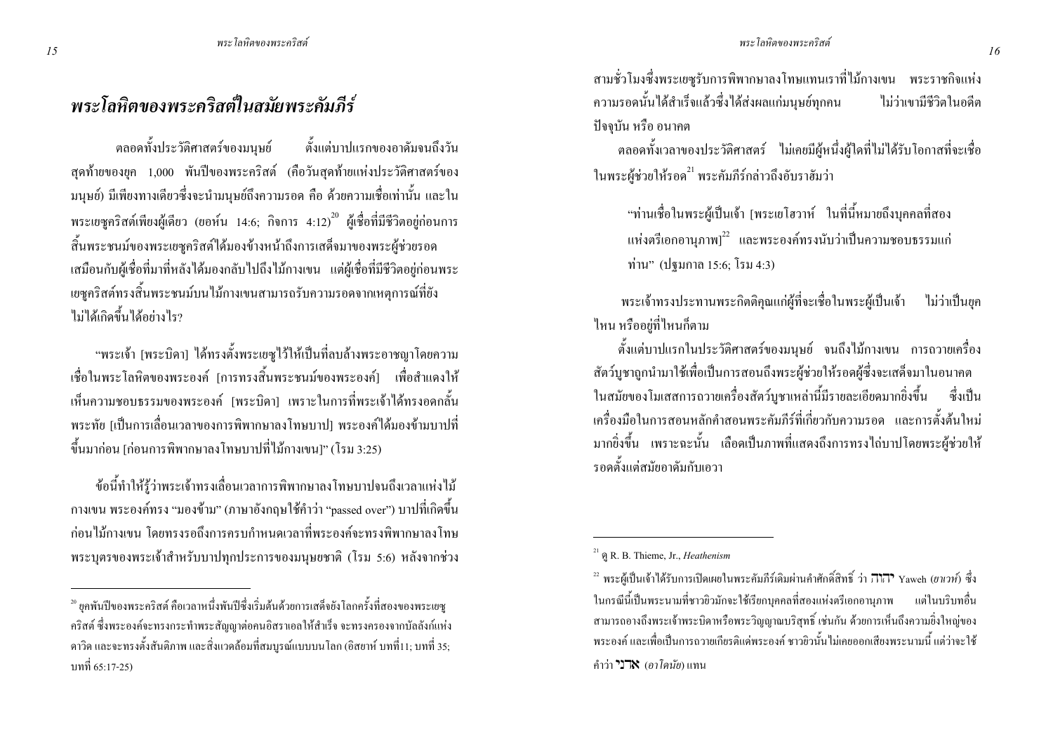# พระโลหิตของพระคริสต์ในสมัยพระคัมภีร์

ตลอดทั้งประวัติศาสตร์ของมนุษย์ ตั้งแต่บาปแรกของอาดัมจนถึงวันสุดท้ายของยุค 1,000 พันปีของพระคริสต์ (คือวันสุดท้ายแห่งประวัติศาสตร์ของมนุษย์) มีเพียงทางเดียวซึ่งจะนำมนุษย์ถึงความรอด คือ ด้วยความเชื่อเท่านั้น และในพระเยซูคริสต์เพียงผู้เดียว (ยอห์น 14:6; กิจการ 4:12)[20] ผู้เชื่อที่มีชีวิตอยู่ก่อนการสิ้นพระชนม์ของพระเยซูคริสต์ได้มองข้างหน้าถึงการเสด็จมาของพระผู้ช่วยรอด เสมือนกับผู้เชื่อที่มาที่หลังได้มองกลับไปถึงไม้กางเขน แต่ผู้เชื่อที่มีชีวิตอยู่ก่อนพระเยซูคริสต์ทรงสิ้นพระชนม์บนไม้กางเขนสามารถรับความรอดจากเหตุการณ์ที่ยังไม่ได้เกิดขึ้นได้อย่างไร?

"พระเจ้า [พระบิดา] ได้ทรงตั้งพระเยซูไว้ให้เป็นที่ลบล้างพระอาชญาโดยความเชื่อในพระโลหิตของพระองค์ [การทรงสิ้นพระชนม์ของพระองค์] เพื่อสำแดงให้เห็นความชอบธรรมของพระองค์ [พระบิดา] เพราะในการที่พระเจ้าได้ทรงอดกลั้นพระทัย [เป็นการเลื่อนเวลาของการพิพากษาลงโทษบาป] พระองค์ได้มองข้ามบาปที่ขึ้นมาก่อน [ก่อนการพิพากษาลงโทษบาปที่ไม้กางเขน]" (โรม 3:25)

ข้อนี้ทำให้รู้ว่าพระเจ้าทรงเลื่อนเวลาการพิพากษาลงโทษบาปจนถึงเวลาแห่งไม้กางเขน พระองค์ทรง "มองข้าม" (ภาษาอังกฤษใช้คำว่า "passed over") บาปที่เกิดขึ้นก่อนไม้กางเขน โดยทรงรอถึงการครบกำหนดเวลาที่พระองค์จะทรงพิพากษาลงโทษพระบุตรของพระเจ้าสำหรับบาปทุกประการของมนุษยชาติ (โรม 5:6) หลังจากช่วงสามชั่วโมงซึ่งพระเยซูรับการพิพากษาลงโทษแทนเราที่ไม้กางเขน พระราชกิจแห่งความรอดนั้นได้สำเร็จแล้วซึ่งได้ส่งผลแก่มนุษย์ทุกคน ไม่ว่าเขามีชีวิตในอดีต ปัจจุบัน หรือ อนาคต

ตลอดทั้งเวลาของประวัติศาสตร์ ไม่เคยมีผู้หนึ่งผู้ใดที่ไม่ได้รับโอกาสที่จะเชื่อในพระผู้ช่วยให้รอด[21] พระคัมภีร์กล่าวถึงอับราฮัมว่า

> "ท่านเชื่อในพระผู้เป็นเจ้า [พระเยโฮวาห์ ในที่นี้หมายถึงบุคคลที่สองแห่งตรีเอกอานุภาพ][22] และพระองค์ทรงนับว่าเป็นความชอบธรรมแก่ท่าน" (ปฐมกาล 15:6; โรม 4:3)

พระเจ้าทรงประทานพระกิตติคุณแก่ผู้ที่จะเชื่อในพระผู้เป็นเจ้า ไม่ว่าเป็นยุคไหน หรืออยู่ที่ไหนก็ตาม

ตั้งแต่บาปแรกในประวัติศาสตร์ของมนุษย์ จนถึงไม้กางเขน การถวายเครื่องสัตว์บูชาถูกนำมาใช้เพื่อเป็นการสอนถึงพระผู้ช่วยให้รอดผู้ซึ่งจะเสด็จมาในอนาคต ในสมัยของโมเสสการถวายเครื่องสัตว์บูชาเหล่านี้มีรายละเอียดมากยิ่งขึ้น ซึ่งเป็นเครื่องมือในการสอนหลักคำสอนพระคัมภีร์ที่เกี่ยวกับความรอด และการตั้งต้นใหม่มากยิ่งขึ้น เพราะฉะนั้น เลือดเป็นภาพที่แสดงถึงการทรงไถ่บาปโดยพระผู้ช่วยให้รอดตั้งแต่สมัยอาดัมกับเอวา

---

[20] ยุคพันปีของพระคริสต์ คือเวลาหนึ่งพันปีซึ่งเริ่มต้นด้วยการเสด็จยังโลกครั้งที่สองของพระเยซูคริสต์ ซึ่งพระองค์จะทรงกระทำพระสัญญาต่อคนอิสราเอลให้สำเร็จ จะทรงครองจากบัลลังก์แห่งดาวิด และจะทรงตั้งสันติภาพ และสิ่งแวดล้อมที่สมบูรณ์แบบบนโลก (อิสยาห์ บทที่11; บทที่ 35; บทที่ 65:17-25)

[21] ดู R. B. Thieme, Jr., *Heathenism*

[22] พระผู้เป็นเจ้าได้รับการเปิดเผยในพระคัมภีร์เดิมผ่านคำศักดิ์สิทธิ์ ว่า יהוה Yaweh (*ยาเวห์*) ซึ่งในกรณีนี้เป็นพระนามที่ชาวยิวมักจะใช้เรียกบุคคลที่สองแห่งตรีเอกอานุภาพ แต่ในบริบทอื่นสามารถอ้างถึงพระเจ้าพระบิดาหรือพระวิญญาณบริสุทธิ์ เช่นกัน ด้วยการเห็นถึงความยิ่งใหญ่ของพระองค์ และเพื่อเป็นการถวายเกียรติแด่พระองค์ ชาวยิวนั้นไม่เคยออกเสียงพระนามนี้ แต่ว่าจะใช้คำว่า אדני (*อาโดนัย*) แทน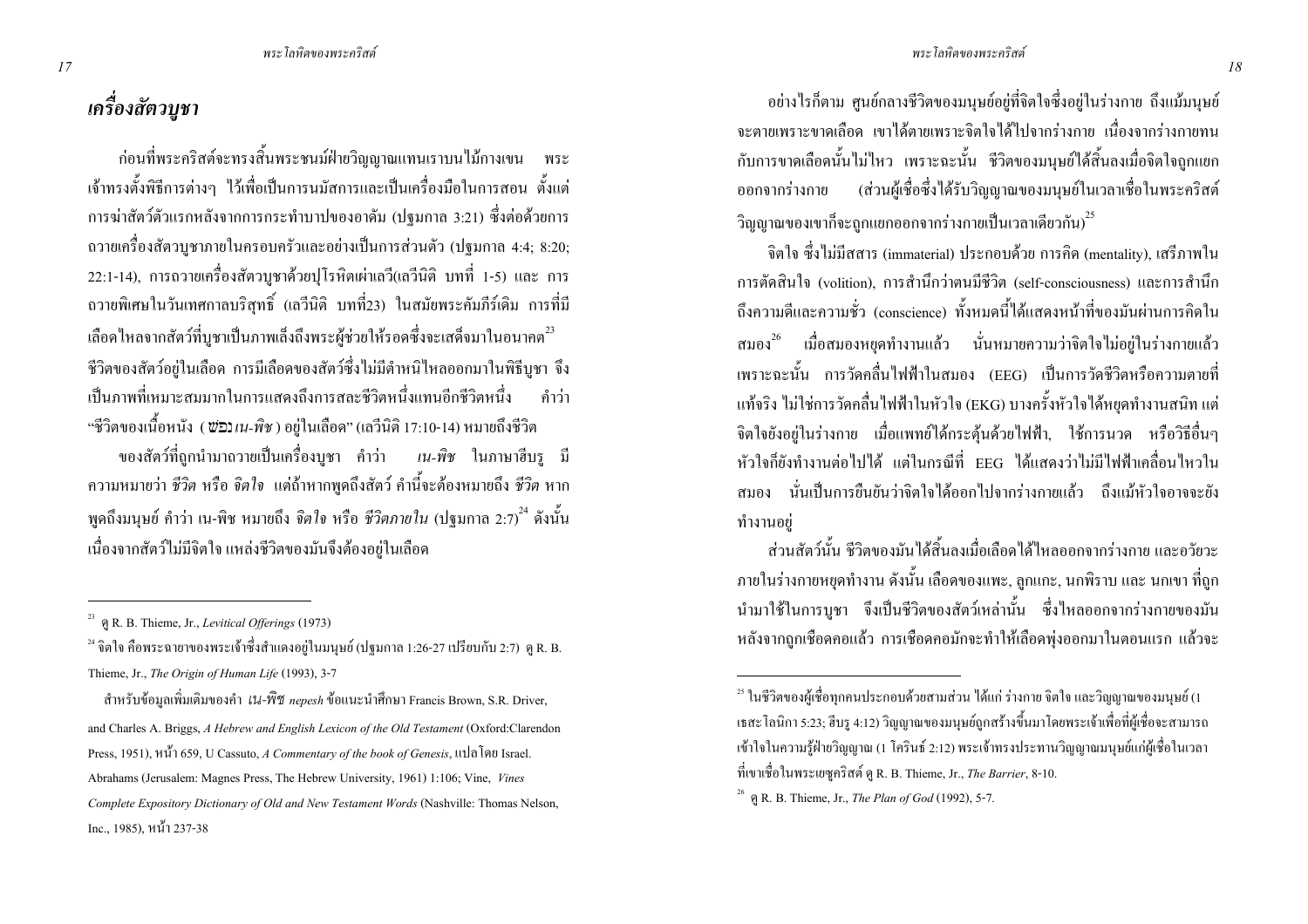## *เครื่องสัตวบูชา*

ก่อนที่พระคริสต์จะทรงสิ้นพระชนม์ฝ่ายวิญญาณแทนเราบนไม้กางเขน พระเจ้าทรงตั้งพิธีการต่างๆ ไว้เพื่อเป็นการนมัสการและเป็นเครื่องมือในการสอน ตั้งแต่การฆ่าสัตว์ตัวแรกหลังจากการกระทำบาปของอาดัม (ปฐมกาล 3:21) ซึ่งต่อด้วยการถวายเครื่องสัตวบูชาภายในครอบครัวและอย่างเป็นการส่วนตัว (ปฐมกาล 4:4; 8:20; 22:1-14), การถวายเครื่องสัตวบูชาด้วยปุโรหิตเผ่าเลวี(เลวีนิติ บทที่ 1-5) และ การถวายพิเศษในวันเทศกาลบริสุทธิ์ (เลวีนิติ บทที่23) ในสมัยพระคัมภีร์เดิม การที่มีเลือดไหลจากสัตว์ที่บูชาเป็นภาพเล็งถึงพระผู้ช่วยให้รอดซึ่งจะเสด็จมาในอนาคต[23] ชีวิตของสัตว์อยู่ในเลือด การมีเลือดของสัตว์ซึ่งไม่มีตำหนิไหลออกมาในพิธีบูชา จึงเป็นภาพที่เหมาะสมมากในการแสดงถึงการสละชีวิตหนึ่งแทนอีกชีวิตหนึ่ง คำว่า "ชีวิตของเนื้อหนัง ( נפש *เน-พิช* ) อยู่ในเลือด" (เลวีนิติ 17:10-14) หมายถึงชีวิต

ของสัตว์ที่ถูกนำมาถวายเป็นเครื่องบูชา คำว่า *เน-พิช* ในภาษาฮีบรู มีความหมายว่า *ชีวิต* หรือ *จิตใจ* แต่ถ้าหากพูดถึงสัตว์ คำนี้จะต้องหมายถึง *ชีวิต* หากพูดถึงมนุษย์ คำว่า เน-พิช หมายถึง *จิตใจ* หรือ *ชีวิตภายใน* (ปฐมกาล 2:7)[24] ดังนั้นเนื่องจากสัตว์ไม่มีจิตใจ แหล่งชีวิตของมันจึงต้องอยู่ในเลือด

อย่างไรก็ตาม ศูนย์กลางชีวิตของมนุษย์อยู่ที่จิตใจซึ่งอยู่ในร่างกาย ถึงแม้มนุษย์จะตายเพราะขาดเลือด เขาได้ตายเพราะจิตใจได้ไปจากร่างกาย เนื่องจากร่างกายทนกับการขาดเลือดนั้นไม่ไหว เพราะฉะนั้น ชีวิตของมนุษย์ได้สิ้นลงเมื่อจิตใจถูกแยกออกจากร่างกาย (ส่วนผู้เชื่อซึ่งได้รับวิญญาณของมนุษย์ในเวลาเชื่อในพระคริสต์ วิญญาณของเขาก็จะถูกแยกออกจากร่างกายเป็นเวลาเดียวกัน)[25]

จิตใจ ซึ่งไม่มีสสาร (immaterial) ประกอบด้วย การคิด (mentality), เสรีภาพในการตัดสินใจ (volition), การสำนึกว่าตนมีชีวิต (self-consciousness) และการสำนึกถึงความดีและความชั่ว (conscience) ทั้งหมดนี้ได้แสดงหน้าที่ของมันผ่านการคิดในสมอง[26] เมื่อสมองหยุดทำงานแล้ว นั่นหมายความว่าจิตใจไม่อยู่ในร่างกายแล้ว เพราะฉะนั้น การวัดคลื่นไฟฟ้าในสมอง (EEG) เป็นการวัดชีวิตหรือความตายที่แท้จริง ไม่ใช่การวัดคลื่นไฟฟ้าในหัวใจ (EKG) บางครั้งหัวใจได้หยุดทำงานสนิท แต่จิตใจยังอยู่ในร่างกาย เมื่อแพทย์ได้กระตุ้นด้วยไฟฟ้า, ใช้การนวด หรือวิธีอื่นๆ หัวใจก็ยังทำงานต่อไปได้ แต่ในกรณีที่ EEG ได้แสดงว่าไม่มีไฟฟ้าเคลื่อนไหวในสมอง นั่นเป็นการยืนยันว่าจิตใจได้ออกไปจากร่างกายแล้ว ถึงแม้หัวใจอาจจะยังทำงานอยู่

ส่วนสัตว์นั้น ชีวิตของมันได้สิ้นลงเมื่อเลือดได้ไหลออกจากร่างกาย และอวัยวะภายในร่างกายหยุดทำงาน ดังนั้น เลือดของแพะ, ลูกแกะ, นกพิราบ และ นกเขา ที่ถูกนำมาใช้ในการบูชา จึงเป็นชีวิตของสัตว์เหล่านั้น ซึ่งไหลออกจากร่างกายของมันหลังจากถูกเชือดคอแล้ว การเชือดคอมักจะทำให้เลือดพุ่งออกมาในตอนแรก แล้วจะ

---

[23] ดู R. B. Thieme, Jr., *Levitical Offerings* (1973)

[24] จิตใจ คือพระฉายาของพระเจ้าซึ่งสำแดงอยู่ในมนุษย์ (ปฐมกาล 1:26-27 เปรียบกับ 2:7) ดู R. B. Thieme, Jr., *The Origin of Human Life* (1993), 3-7

สำหรับข้อมูลเพิ่มเติมของคำ *เน-พิช nepesh* ข้อแนะนำศึกษา Francis Brown, S.R. Driver, and Charles A. Briggs, *A Hebrew and English Lexicon of the Old Testament* (Oxford:Clarendon Press, 1951), หน้า 659, U Cassuto, *A Commentary of the book of Genesis*, แปลโดย Israel. Abrahams (Jerusalem: Magnes Press, The Hebrew University, 1961) 1:106; Vine, *Vines Complete Expository Dictionary of Old and New Testament Words* (Nashville: Thomas Nelson, Inc., 1985), หน้า 237-38

[25] ในชีวิตของผู้เชื่อทุกคนประกอบด้วยสามส่วน ได้แก่ ร่างกาย จิตใจ และวิญญาณของมนุษย์ (1 เธสะโลนิกา 5:23; ฮีบรู 4:12) วิญญาณของมนุษย์ถูกสร้างขึ้นมาโดยพระเจ้าเพื่อที่ผู้เชื่อจะสามารถเข้าใจในความรู้ฝ่ายวิญญาณ (1 โครินธ์ 2:12) พระเจ้าทรงประทานวิญญาณมนุษย์แก่ผู้เชื่อในเวลาที่เขาเชื่อในพระเยซูคริสต์ ดู R. B. Thieme, Jr., *The Barrier*, 8-10.

[26] ดู R. B. Thieme, Jr., *The Plan of God* (1992), 5-7.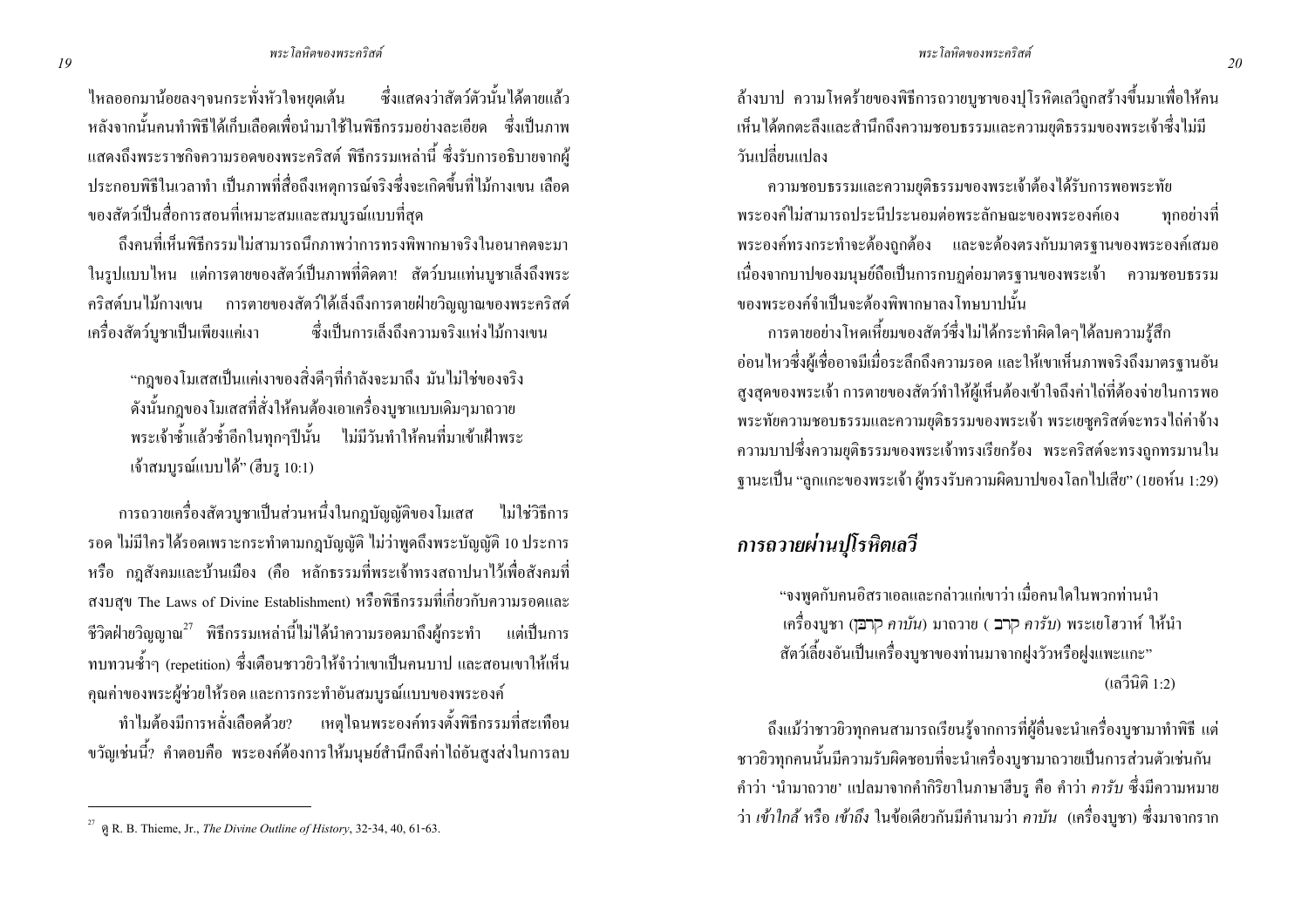ไหลออกมาน้อยลงๆจนกระทั่งหัวใจหยุดเต้น ซึ่งแสดงว่าสัตว์ตัวนั้นได้ตายแล้ว หลังจากนั้นคนทำพิธีได้เก็บเลือดเพื่อนำมาใช้ในพิธีกรรมอย่างละเอียด ซึ่งเป็นภาพแสดงถึงพระราชกิจความรอดของพระคริสต์ พิธีกรรมเหล่านี้ ซึ่งรับการอธิบายจากผู้ประกอบพิธีในเวลาทำ เป็นภาพที่สื่อถึงเหตุการณ์จริงซึ่งจะเกิดขึ้นที่ไม้กางเขน เลือดของสัตว์เป็นสื่อการสอนที่เหมาะสมและสมบูรณ์แบบที่สุด

ถึงคนที่เห็นพิธีกรรมไม่สามารถนึกภาพว่าการทรงพิพากษาจริงในอนาคตจะมาในรูปแบบไหน แต่การตายของสัตว์เป็นภาพที่ติดตา! สัตว์บนแท่นบูชาเล็งถึงพระคริสต์บนไม้กางเขน การตายของสัตว์ได้เล็งถึงการตายฝ่ายวิญญาณของพระคริสต์ เครื่องสัตว์บูชาเป็นเพียงแค่เงา ซึ่งเป็นการเล็งถึงความจริงแห่งไม้กางเขน

> "กฎของโมเสสเป็นแค่เงาของสิ่งดีๆที่กำลังจะมาถึง มันไม่ใช่ของจริง ดังนั้นกฎของโมเสสที่สั่งให้คนต้องเอาเครื่องบูชาแบบเดิมๆมาถวายพระเจ้าซ้ำแล้วซ้ำอีกในทุกๆปีนั้น ไม่มีวันทำให้คนที่มาเข้าเฝ้าพระเจ้าสมบูรณ์แบบได้" (ฮีบรู 10:1)

การถวายเครื่องสัตวบูชาเป็นส่วนหนึ่งในกฎบัญญัติของโมเสส ไม่ใช่วิธีการรอด ไม่มีใครได้รอดเพราะกระทำตามกฎบัญญัติ ไม่ว่าพูดถึงพระบัญญัติ 10 ประการ หรือ กฎสังคมและบ้านเมือง (คือ หลักธรรมที่พระเจ้าทรงสถาปนาไว้เพื่อสังคมที่สงบสุข The Laws of Divine Establishment) หรือพิธีกรรมที่เกี่ยวกับความรอดและชีวิตฝ่ายวิญญาณ[27] พิธีกรรมเหล่านี้ไม่ได้นำความรอดมาถึงผู้กระทำ แต่เป็นการทบทวนซ้ำๆ (repetition) ซึ่งเตือนชาวยิวให้จำว่าเขาเป็นคนบาป และสอนเขาให้เห็นคุณค่าของพระผู้ช่วยให้รอด และการกระทำอันสมบูรณ์แบบของพระองค์

ทำไมต้องมีการหลั่งเลือดด้วย? เหตุไฉนพระองค์ทรงตั้งพิธีกรรมที่สะเทือนขวัญเช่นนี้? คำตอบคือ พระองค์ต้องการให้มนุษย์สำนึกถึงค่าไถ่อันสูงส่งในการลบล้างบาป ความโหดร้ายของพิธีการถวายบูชาของปุโรหิตเลวีถูกสร้างขึ้นมาเพื่อให้คนเห็นได้ตกตะลึงและสำนึกถึงความชอบธรรมและความยุติธรรมของพระเจ้าซึ่งไม่มีวันเปลี่ยนแปลง

ความชอบธรรมและความยุติธรรมของพระเจ้าต้องได้รับการพอพระทัย พระองค์ไม่สามารถประนีประนอมต่อพระลักษณะของพระองค์เอง ทุกอย่างที่พระองค์ทรงกระทำจะต้องถูกต้อง และจะต้องตรงกับมาตรฐานของพระองค์เสมอ เนื่องจากบาปของมนุษย์ถือเป็นการกบฏต่อมาตรฐานของพระเจ้า ความชอบธรรมของพระองค์จำเป็นจะต้องพิพากษาลงโทษบาปนั้น

การตายอย่างโหดเหี้ยมของสัตว์ซึ่งไม่ได้กระทำผิดใดๆได้ลบความรู้สึกอ่อนไหวซึ่งผู้เชื่ออาจมีเมื่อระลึกถึงความรอด และให้เขาเห็นภาพจริงถึงมาตรฐานอันสูงสุดของพระเจ้า การตายของสัตว์ทำให้ผู้เห็นต้องเข้าใจถึงค่าไถ่ที่ต้องจ่ายในการพอพระทัยความชอบธรรมและความยุติธรรมของพระเจ้า พระเยซูคริสต์จะทรงไถ่ค่าจ้างความบาปซึ่งความยุติธรรมของพระเจ้าทรงเรียกร้อง พระคริสต์จะทรงถูกทรมานในฐานะเป็น "ลูกแกะของพระเจ้า ผู้ทรงรับความผิดบาปของโลกไปเสีย" (1ยอห์น 1:29)

## *การถวายผ่านปุโรหิตเลวี*

> "จงพูดกับคนอิสราเอลและกล่าวแก่เขาว่า เมื่อคนใดในพวกท่านนำเครื่องบูชา (קָרְבָּן *คาบัน*) มาถวาย ( קרב *คารับ*) พระเยโฮวาห์ ให้นำสัตว์เลี้ยงอันเป็นเครื่องบูชาของท่านมาจากฝูงวัวหรือฝูงแพะแกะ"
>
> (เลวีนิติ 1:2)

ถึงแม้ว่าชาวยิวทุกคนสามารถเรียนรู้จากการที่ผู้อื่นจะนำเครื่องบูชามาทำพิธี แต่ชาวยิวทุกคนนั้นมีความรับผิดชอบที่จะนำเครื่องบูชามาถวายเป็นการส่วนตัวเช่นกัน คำว่า 'นำมาถวาย' แปลมาจากคำกิริยาในภาษาฮีบรู คือ คำว่า *คารับ* ซึ่งมีความหมายว่า *เข้าใกล้* หรือ *เข้าถึง* ในข้อเดียวกันมีคำนามว่า *คาบัน* (เครื่องบูชา) ซึ่งมาจากราก

---

[27] ดู R. B. Thieme, Jr., *The Divine Outline of History*, 32-34, 40, 61-63.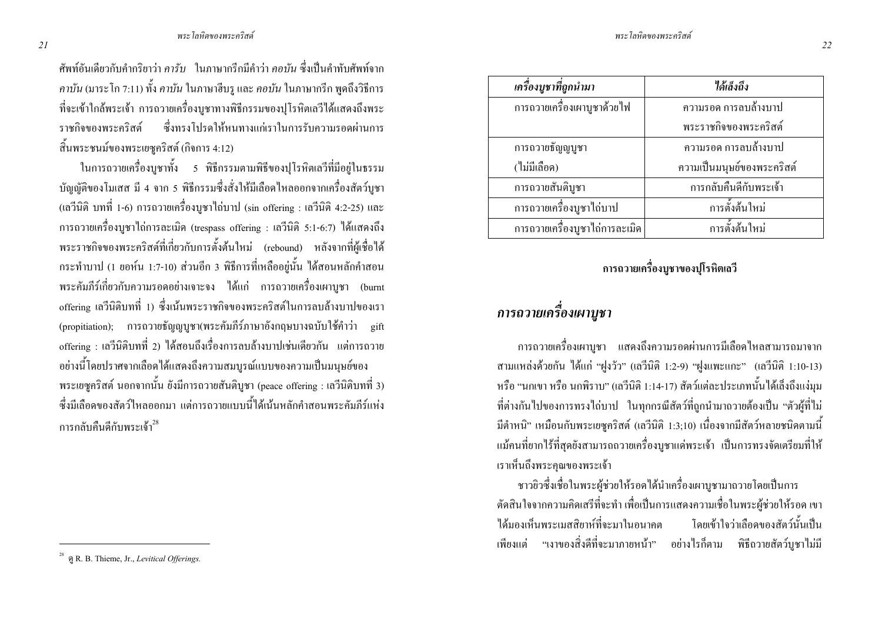ศัพท์อันเดียวกับคำกริยาว่า *คารับ* ในภาษากรีกมีคำว่า *คอบัน* ซึ่งเป็นคำทับศัพท์จาก *คาบัน* (มาระโก 7:11) ทั้ง *คาบัน* ในภาษาฮีบรู และ *คอบัน* ในภาษากรีก พูดถึงวิธีการที่จะเข้าใกล้พระเจ้า การถวายเครื่องบูชาทางพิธีกรรมของปุโรหิตเลวีได้แสดงถึงพระราชกิจของพระคริสต์ ซึ่งทรงโปรดให้หนทางแก่เราในการรับความรอดผ่านการสิ้นพระชนม์ของพระเยซูคริสต์ (กิจการ 4:12)

ในการถวายเครื่องบูชาทั้ง 5 พิธีกรรมตามพิธีของปุโรหิตเลวีที่มีอยู่ในธรรมบัญญัติของโมเสส มี 4 จาก 5 พิธีกรรมซึ่งสั่งให้มีเลือดไหลออกจากเครื่องสัตว์บูชา (เลวีนิติ บทที่ 1-6) การถวายเครื่องบูชาไถ่บาป (sin offering : เลวีนิติ 4:2-25) และการถวายเครื่องบูชาไถ่การละเมิด (trespass offering : เลวีนิติ 5:1-6:7) ได้แสดงถึงพระราชกิจของพระคริสต์ที่เกี่ยวกับการตั้งต้นใหม่ (rebound) หลังจากที่ผู้เชื่อได้กระทำบาป (1 ยอห์น 1:7-10) ส่วนอีก 3 พิธีการที่เหลืออยู่นั้น ได้สอนหลักคำสอนพระคัมภีร์เกี่ยวกับความรอดอย่างเจาะจง ได้แก่ การถวายเครื่องเผาบูชา (burnt offering เลวีนิติบทที่ 1) ซึ่งเน้นพระราชกิจของพระคริสต์ในการลบล้างบาปของเรา (propitiation); การถวายธัญญบูชา(พระคัมภีร์ภาษาอังกฤษบางฉบับใช้คำว่า gift offering : เลวีนิติบทที่ 2) ได้สอนถึงเรื่องการลบล้างบาปเช่นเดียวกัน แต่การถวายอย่างนี้โดยปราศจากเลือดได้แสดงถึงความสมบูรณ์แบบของความเป็นมนุษย์ของพระเยซูคริสต์ นอกจากนั้น ยังมีการถวายสันติบูชา (peace offering : เลวีนิติบทที่ 3) ซึ่งมีเลือดของสัตว์ไหลออกมา แต่การถวายแบบนี้ได้เน้นหลักคำสอนพระคัมภีร์แห่งการกลับคืนดีกับพระเจ้า[28]

[28] ดู R. B. Thieme, Jr., *Levitical Offerings.*

| *เครื่องบูชาที่ถูกนำมา* | *ได้เล็งถึง* |
|---|---|
| การถวายเครื่องเผาบูชาด้วยไฟ | ความรอด การลบล้างบาป พระราชกิจของพระคริสต์ |
| การถวายธัญญบูชา (ไม่มีเลือด) | ความรอด การลบล้างบาป ความเป็นมนุษย์ของพระคริสต์ |
| การถวายสันติบูชา | การกลับคืนดีกับพระเจ้า |
| การถวายเครื่องบูชาไถ่บาป | การตั้งต้นใหม่ |
| การถวายเครื่องบูชาไถ่การละเมิด | การตั้งต้นใหม่ |

**การถวายเครื่องบูชาของปุโรหิตเลวี**

## *การถวายเครื่องเผาบูชา*

การถวายเครื่องเผาบูชา แสดงถึงความรอดผ่านการมีเลือดไหลสามารถมาจากสามแหล่งด้วยกัน ได้แก่ "ฝูงวัว" (เลวีนิติ 1:2-9) "ฝูงแพะแกะ" (เลวีนิติ 1:10-13) หรือ "นกเขา หรือ นกพิราบ" (เลวีนิติ 1:14-17) สัตว์แต่ละประเภทนั้นได้เล็งถึงแง่มุมที่ต่างกันไปของการทรงไถ่บาป ในทุกกรณีสัตว์ที่ถูกนำมาถวายต้องเป็น "ตัวผู้ที่ไม่มีตำหนิ" เหมือนกับพระเยซูคริสต์ (เลวีนิติ 1:3;10) เนื่องจากมีสัตว์หลายชนิดตามนี้ แม้คนที่ยากไร้ที่สุดยังสามารถถวายเครื่องบูชาแด่พระเจ้า เป็นการทรงจัดเตรียมที่ให้เราเห็นถึงพระคุณของพระเจ้า

ชาวยิวซึ่งเชื่อในพระผู้ช่วยให้รอดได้นำเครื่องเผาบูชามาถวายโดยเป็นการตัดสินใจจากความคิดเสรีที่จะทำ เพื่อเป็นการแสดงความเชื่อในพระผู้ช่วยให้รอด เขาได้มองเห็นพระเมสสิยาห์ที่จะมาในอนาคต โดยเข้าใจว่าเลือดของสัตว์นั้นเป็นเพียงแต่ "เงาของสิ่งดีที่จะมาภายหน้า" อย่างไรก็ตาม พิธีถวายสัตว์บูชาไม่มี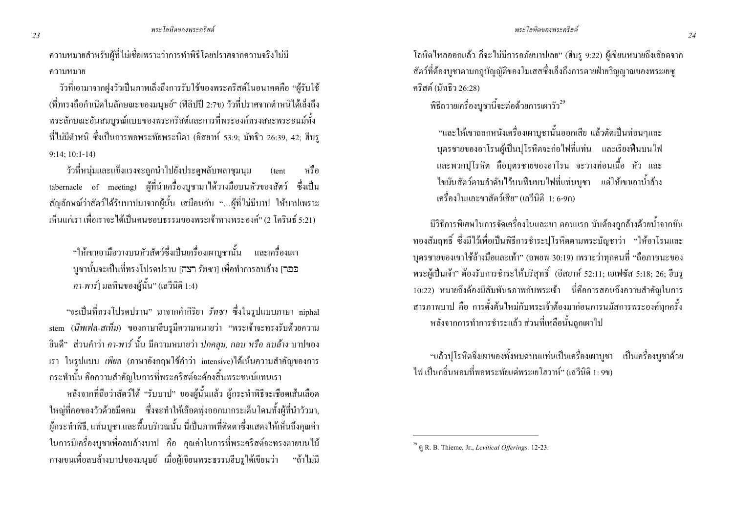ความหมายสำหรับผู้ที่ไม่เชื่อเพราะว่าการทำพิธีโดยปราศจากความจริงไม่มีความหมาย

วัวที่เอามาจากฝูงวัวเป็นภาพเล็งถึงการรับใช้ของพระคริสต์ในอนาคตคือ "ผู้รับใช้ (ที่)ทรงถือกำเนิดในลักษณะของมนุษย์" (ฟีลิปปี 2:7ข) วัวที่ปราศจากตำหนิได้เล็งถึงพระลักษณะอันสมบูรณ์แบบของพระคริสต์และการที่พระองค์ทรงสละพระชนม์ทั้งที่ไม่มีตำหนิ ซึ่งเป็นการพอพระทัยพระบิดา (อิสยาห์ 53:9; มัทธิว 26:39, 42; ฮีบรู 9:14; 10:1-14)

วัวที่หนุ่มและแข็งแรงจะถูกนำไปยังประตูพลับพลาชุมนุม (tent หรือ tabernacle of meeting) ผู้ที่นำเครื่องบูชามาได้วางมือบนหัวของสัตว์ ซึ่งเป็นสัญลักษณ์ว่าสัตว์ได้รับบาปมาจากผู้นั้น เสมือนกับ "...ผู้ที่ไม่มีบาป ให้บาปเพราะเห็นแก่เรา เพื่อเราจะได้เป็นคนชอบธรรมของพระเจ้าทางพระองค์" (2 โครินธ์ 5:21)

> "ให้เขาเอามือวางบนหัวสัตว์ซึ่งเป็นเครื่องเผาบูชานั้น และเครื่องเผาบูชานั้นจะเป็นที่ทรงโปรดปราน [רצה *รัทซา*] เพื่อทำการลบล้าง [כפר *คา-พาร์*] มลทินของผู้นั้น" (เลวีนิติ 1:4)

"จะเป็นที่ทรงโปรดปราน" มาจากคำกิริยา *รัทซา* ซึ่งในรูปแบบภาษา niphal stem (*นิพเฟล-สเท็ม*) ของภาษาฮีบรูมีความหมายว่า "พระเจ้าจะทรงรับด้วยความยินดี" ส่วนคำว่า *คา-พาร์* นั้น มีความหมายว่า *ปกคลุม, กลบ หรือ ลบล้าง* บาปของเรา ในรูปแบบ *เพียล* (ภาษาอังกฤษใช้คำว่า intensive)ได้เน้นความสำคัญของการกระทำนั้น คือความสำคัญในการที่พระคริสต์จะต้องสิ้นพระชนม์แทนเรา

หลังจากที่ถือว่าสัตว์ได้ "รับบาป" ของผู้นั้นแล้ว ผู้กระทำพิธีจะเชือดเส้นเลือดใหญ่ที่คอของวัวด้วยมีดคม ซึ่งจะทำให้เลือดพุ่งออกมากระเด็นโดนทั้งผู้ที่นำวัวมา, ผู้กระทำพิธี, แท่นบูชา และพื้นบริเวณนั้น นี่เป็นภาพที่ติดตาซึ่งแสดงให้เห็นถึงคุณค่าในการมีเครื่องบูชาเพื่อลบล้างบาป คือ คุณค่าในการที่พระคริสต์จะทรงตายบนไม้กางเขนเพื่อลบล้างบาปของมนุษย์ เมื่อผู้เขียนพระธรรมฮีบรูได้เขียนว่า "ถ้าไม่มีโลหิตไหลออกแล้ว ก็จะไม่มีการอภัยบาปเลย" (ฮีบรู 9:22) ผู้เขียนหมายถึงเลือดจากสัตว์ที่ต้องบูชาตามกฎบัญญัติของโมเสสซึ่งเล็งถึงการตายฝ่ายวิญญาณของพระเยซูคริสต์ (มัทธิว 26:28)

พิธีถวายเครื่องบูชานี้จะต่อด้วยการเผาวัว[29]

> "และให้เขาถลกหนังเครื่องเผาบูชานั้นออกเสีย แล้วตัดเป็นท่อนๆและบุตรชายของอาโรนผู้เป็นปุโรหิตจะก่อไฟที่แท่น และเรียงฟืนบนไฟ และพวกปุโรหิต คือบุตรชายของอาโรน จะวางท่อนเนื้อ หัว และไขมันสัตว์ตามลำดับไว้บนฟืนบนไฟที่แท่นบูชา แต่ให้เขาเอาน้ำล้างเครื่องในและขาสัตว์เสีย" (เลวีนิติ 1: 6-9ก)

มีวิธีการพิเศษในการจัดเครื่องในและขา ตอนแรก มันต้องถูกล้างด้วยน้ำจากขันทองสัมฤทธิ์ ซึ่งมีไว้เพื่อเป็นพิธีการชำระปุโรหิตตามพระบัญชาว่า "ให้อาโรนและบุตรชายของเขาใช้ล้างมือและเท้า" (อพยพ 30:19) เพราะว่าทุกคนที่ "ถือภาชนะของพระผู้เป็นเจ้า" ต้องรับการชำระให้บริสุทธิ์ (อิสยาห์ 52:11; เอเฟซัส 5:18; 26; ฮีบรู 10:22) หมายถึงต้องมีสัมพันธภาพกับพระเจ้า นี่คือการสอนถึงความสำคัญในการสารภาพบาป คือ การตั้งต้นใหม่กับพระเจ้าต้องมาก่อนการนมัสการพระองค์ทุกครั้ง

หลังจากการทำการชำระแล้ว ส่วนที่เหลือนั้นถูกเผาไป

> "แล้วปุโรหิตจึงเผาของทั้งหมดบนแท่นเป็นเครื่องเผาบูชา เป็นเครื่องบูชาด้วยไฟ เป็นกลิ่นหอมที่พอพระทัยแด่พระเยโฮวาห์" (เลวีนิติ 1: 9ข)

---

[29] ดู R. B. Thieme, Jr., *Levitical Offerings.* 12-23.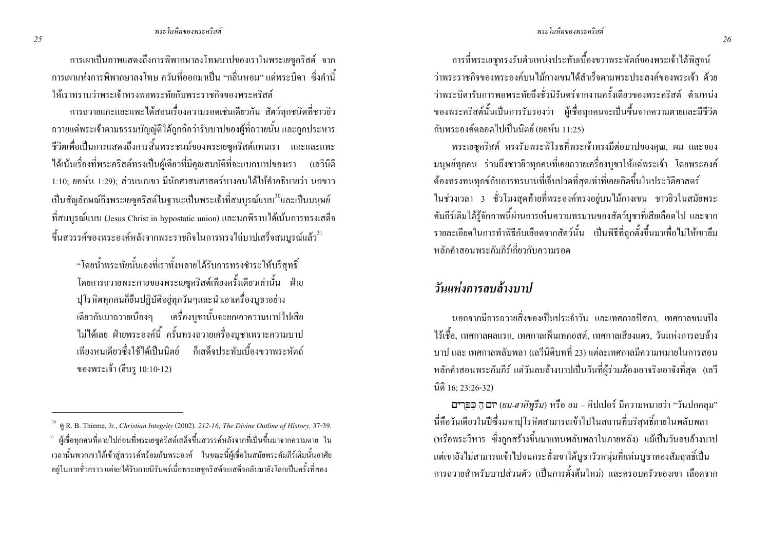การเผาเป็นภาพแสดงถึงการพิพากษาลงโทษบาปของเราในพระเยซูคริสต์ จากการเผาแห่งการพิพากษาลงโทษ ควันที่ออกมาเป็น "กลิ่นหอม" แด่พระบิดา ซึ่งคำนี้ให้เราทราบว่าพระเจ้าทรงพอพระทัยกับพระราชกิจของพระคริสต์

การถวายแกะและแพะได้สอนเรื่องความรอดเช่นเดียวกัน สัตว์ทุกชนิดที่ชาวยิวถวายแด่พระเจ้าตามธรรมบัญญัติได้ถูกถือว่ารับบาปของผู้ที่ถวายนั้น และถูกประหารชีวิตเพื่อเป็นการแสดงถึงการสิ้นพระชนม์ของพระเยซูคริสต์แทนเรา แกะและแพะได้เน้นเรื่องที่พระคริสต์ทรงเป็นผู้เดียวที่มีคุณสมบัติที่จะแบกบาปของเรา (เลวีนิติ 1:10; ยอห์น 1:29); ส่วนนกเขา มีนักศาสนศาสตร์บางคนได้ให้คำอธิบายว่า นกขาวเป็นสัญลักษณ์ถึงพระเยซูคริสต์ในฐานะเป็นพระเจ้าที่สมบูรณ์แบบ[30]และเป็นมนุษย์ที่สมบูรณ์แบบ (Jesus Christ in hypostatic union) และนกพิราบได้เน้นการทรงเสด็จขึ้นสวรรค์ของพระองค์หลังจากพระราชกิจในการทรงไถ่บาปเสร็จสมบูรณ์แล้ว[31]

> "โดยน้ำพระทัยนั้นเองที่เราทั้งหลายได้รับการทรงชำระให้บริสุทธิ์ โดยการถวายพระกายของพระเยซูคริสต์เพียงครั้งเดียวเท่านั้น ฝ่ายปุโรหิตทุกคนก็ยืนปฏิบัติอยู่ทุกวันๆและนำเอาเครื่องบูชาอย่างเดียวกันมาถวายเนืองๆ เครื่องบูชานั้นจะยกเอาความบาปไปเสียไม่ได้เลย ฝ่ายพระองค์นี้ ครั้นทรงถวายเครื่องบูชาเพราะความบาปเพียงหนเดียวซึ่งใช้ได้เป็นนิตย์ ก็เสด็จประทับเบื้องขวาพระหัตถ์ของพระเจ้า (ฮีบรู 10:10-12)

---

[30] ดู R. B. Thieme, Jr., *Christian Integrity* (2002)*, 212-16; The Divine Outline of History,* 37-39.

[31] ผู้เชื่อทุกคนที่ตายไปก่อนที่พระเยซูคริสต์เสด็จขึ้นสวรรค์หลังจากที่เป็นขึ้นมาจากความตาย ในเวลานั้นพวกเขาได้เข้าสู่สวรรค์พร้อมกับพระองค์ ในขณะนี้ผู้เชื่อในสมัยพระคัมภีร์เดิมนั้นอาศัยอยู่ในกายชั่วคราว แต่จะได้รับกายนิรันดร์เมื่อพระเยซูคริสต์จะเสด็จกลับมายังโลกเป็นครั้งที่สอง

การที่พระเยซูทรงรับตำแหน่งประทับเบื้องขวาพระหัตถ์ของพระเจ้าได้พิสูจน์ว่าพระราชกิจของพระองค์บนไม้กางเขนได้สำเร็จตามพระประสงค์ของพระเจ้า ด้วยว่าพระบิดารับการพอพระทัยถึงชั่วนิรันดร์จากงานครั้งเดียวของพระคริสต์ ตำแหน่งของพระคริสต์นั้นเป็นการรับรองว่า ผู้เชื่อทุกคนจะเป็นขึ้นจากความตายและมีชีวิตกับพระองค์ตลอดไปเป็นนิตย์ (ยอห์น 11:25)

พระเยซูคริสต์ ทรงรับพระพิโรธที่พระเจ้าทรงมีต่อบาปของคุณ, ผม และของมนุษย์ทุกคน ร่วมถึงชาวยิวทุกคนที่เคยถวายเครื่องบูชาให้แด่พระเจ้า โดยพระองค์ต้องทรงทนทุกข์กับการทรมานที่เจ็บปวดที่สุดเท่าที่เคยเกิดขึ้นในประวัติศาสตร์ ในช่วงเวลา 3 ชั่วโมงสุดท้ายที่พระองค์ทรงอยู่บนไม้กางเขน ชาวยิวในสมัยพระคัมภีร์เดิมได้รู้จักภาพนี้ผ่านการเห็นความทรมานของสัตว์บูชาที่เสียเลือดไป และจากรายละเอียดในการทำพิธีกับเลือดจากสัตว์นั้น เป็นพิธีที่ถูกตั้งขึ้นมาเพื่อไม่ให้เขาลืมหลักคำสอนพระคัมภีร์เกี่ยวกับความรอด

## *วันแห่งการลบล้างบาป*

นอกจากมีการถวายสิ่งของเป็นประจำวัน และเทศกาลปัสกา, เทศกาลขนมปังไร้เชื้อ, เทศกาลผลแรก, เทศกาลเพ็นเทคอสต์, เทศกาลเสียงแตร, วันแห่งการลบล้างบาป และ เทศกาลพลับพลา (เลวีนิติบทที่ 23) แต่ละเทศกาลมีความหมายในการสอนหลักคำสอนพระคัมภีร์ แต่วันลบล้างบาปเป็นวันที่ผู้ร่วมต้องเอาจริงเอาจังที่สุด (เลวีนิติ 16; 23:26-32)

יוֹם הַכִּפֻּרִים (*ยม-ฮาคิพูรีม*) หรือ ยม – คิปเปอร์ มีความหมายว่า "วันปกคลุม" นี่คือวันเดียวในปีซึ่งมหาปุโรหิตสามารถเข้าไปในสถานที่บริสุทธิ์ภายในพลับพลา (หรือพระวิหาร ซึ่งถูกสร้างขึ้นมาแทนพลับพลาในภายหลัง) แม้เป็นวันลบล้างบาป แต่เขายังไม่สามารถเข้าไปจนกระทั่งเขาได้บูชาวัวหนุ่มที่แท่นบูชาทองสัมฤทธิ์เป็นการถวายสำหรับบาปส่วนตัว (เป็นการตั้งต้นใหม่) และครอบครัวของเขา เลือดจาก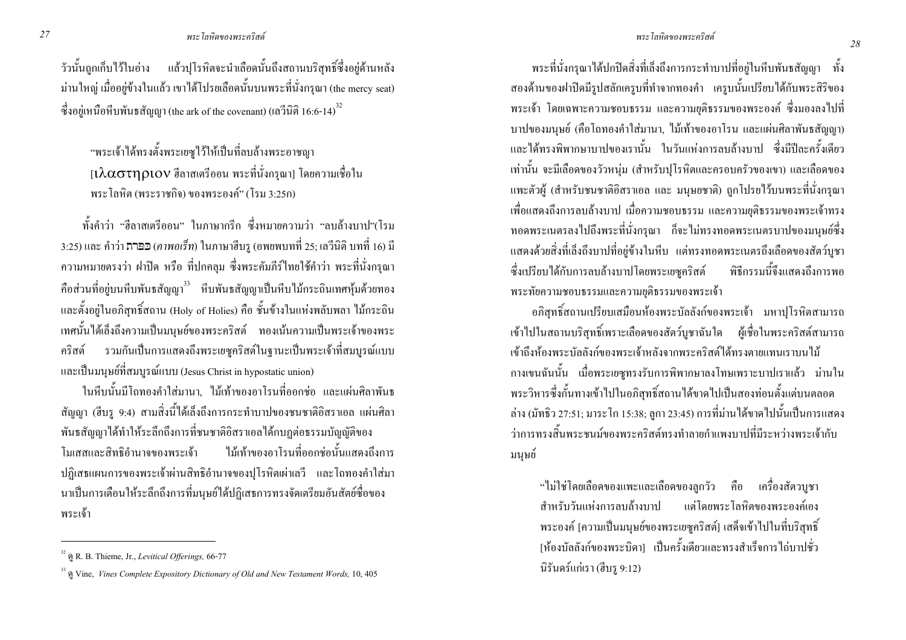วัวนั้นถูกเก็บไว้ในอ่าง แล้วปุโรหิตจะนำเลือดนั้นถึงสถานบริสุทธิ์ซึ่งอยู่ด้านหลังม่านใหญ่ เมื่ออยู่ข้างในแล้ว เขาได้โปรยเลือดนั้นบนพระที่นั่งกรุณา (the mercy seat) ซึ่งอยู่เหนือหีบพันธสัญญา (the ark of the covenant) (เลวีนิติ 16:6-14)[32]

> "พระเจ้าได้ทรงตั้งพระเยซูไว้ให้เป็นที่ลบล้างพระอาชญา [ιλαστηριον ฮีลาสเตรีออน พระที่นั่งกรุณา] โดยความเชื่อในพระโลหิต (พระราชกิจ) ของพระองค์" (โรม 3:25ก)

ทั้งคำว่า "ฮีลาสเตรีออน" ในภาษากรีก ซึ่งหมายความว่า "ลบล้างบาป"(โรม 3:25) และ คำว่า כפרת (*คาพอเร็ท*) ในภาษาฮีบรู (อพยพบทที่ 25; เลวีนิติ บทที่ 16) มีความหมายตรงว่า ฝาปิด หรือ ที่ปกคลุม ซึ่งพระคัมภีร์ไทยใช้คำว่า พระที่นั่งกรุณา คือส่วนที่อยู่บนหีบพันธสัญญา[33] หีบพันธสัญญาเป็นหีบไม้กระถินเทศหุ้มด้วยทอง และตั้งอยู่ในอภิสุทธิ์สถาน (Holy of Holies) คือ ชั้นข้างในแห่งพลับพลา ไม้กระถินเทศนั้นได้เล็งถึงความเป็นมนุษย์ของพระคริสต์ ทองเน้นความเป็นพระเจ้าของพระคริสต์ รวมกันเป็นการแสดงถึงพระเยซูคริสต์ในฐานะเป็นพระเจ้าที่สมบูรณ์แบบและเป็นมนุษย์ที่สมบูรณ์แบบ (Jesus Christ in hypostatic union)

ในหีบนั้นมีโถทองคำใส่มานา, ไม้เท้าของอาโรนที่ออกช่อ และแผ่นศิลาพันธสัญญา (ฮีบรู 9:4) สามสิ่งนี้ได้เล็งถึงการกระทำบาปของชนชาติอิสราเอล แผ่นศิลาพันธสัญญาได้ทำให้ระลึกถึงการที่ชนชาติอิสราเอลได้กบฏต่อธรรมบัญญัติของโมเสสและสิทธิอำนาจของพระเจ้า ไม้เท้าของอาโรนที่ออกช่อนั้นแสดงถึงการปฏิเสธแผนการของพระเจ้าผ่านสิทธิอำนาจของปุโรหิตเผ่าเลวี และโถทองคำใส่มานาเป็นการเตือนให้ระลึกถึงการที่มนุษย์ได้ปฏิเสธการทรงจัดเตรียมอันสัตย์ซื่อของพระเจ้า

พระที่นั่งกรุณาได้ปกปิดสิ่งที่เล็งถึงการกระทำบาปที่อยู่ในหีบพันธสัญญา ทั้งสองด้านของฝาปิดมีรูปสลักเครูบที่ทำจากทองคำ เครูบนั้นเปรียบได้กับพระสิริของพระเจ้า โดยเฉพาะความชอบธรรม และความยุติธรรมของพระองค์ ซึ่งมองลงไปที่บาปของมนุษย์ (คือโถทองคำใส่มานา, ไม้เท้าของอาโรน และแผ่นศิลาพันธสัญญา) และได้ทรงพิพากษาบาปของเรานั้น ในวันแห่งการลบล้างบาป ซึ่งมีปีละครั้งเดียวเท่านั้น จะมีเลือดของวัวหนุ่ม (สำหรับปุโรหิตและครอบครัวของเขา) และเลือดของแพะตัวผู้ (สำหรับชนชาติอิสราเอล และ มนุษยชาติ) ถูกโปรยไว้บนพระที่นั่งกรุณาเพื่อแสดงถึงการลบล้างบาป เมื่อความชอบธรรม และความยุติธรรมของพระเจ้าทรงทอดพระเนตรลงไปถึงพระที่นั่งกรุณา ก็จะไม่ทรงทอดพระเนตรบาปของมนุษย์ซึ่งแสดงด้วยสิ่งที่เล็งถึงบาปที่อยู่ข้างในหีบ แต่ทรงทอดพระเนตรถึงเลือดของสัตว์บูชาซึ่งเปรียบได้กับการลบล้างบาปโดยพระเยซูคริสต์ พิธีกรรมนี้จึงแสดงถึงการพอพระทัยความชอบธรรมและความยุติธรรมของพระเจ้า

อภิสุทธิ์สถานเปรียบเสมือนห้องพระบัลลังก์ของพระเจ้า มหาปุโรหิตสามารถเข้าไปในสถานบริสุทธิ์เพราะเลือดของสัตว์บูชาฉันใด ผู้เชื่อในพระคริสต์สามารถเข้าถึงห้องพระบัลลังก์ของพระเจ้าหลังจากพระคริสต์ได้ทรงตายแทนเราบนไม้กางเขนฉันนั้น เมื่อพระเยซูทรงรับการพิพากษาลงโทษเพราะบาปเราแล้ว ม่านในพระวิหารซึ่งกั้นทางเข้าไปในอภิสุทธิ์สถานได้ขาดไปเป็นสองท่อนตั้งแต่บนตลอดล่าง (มัทธิว 27:51; มาระโก 15:38; ลูกา 23:45) การที่ม่านได้ขาดไปนั้นเป็นการแสดงว่าการทรงสิ้นพระชนม์ของพระคริสต์ทรงทำลายกำแพงบาปที่มีระหว่างพระเจ้ากับมนุษย์

> "ไม่ใช่โดยเลือดของแพะและเลือดของลูกวัว คือ เครื่องสัตวบูชาสำหรับวันแห่งการลบล้างบาป แต่โดยพระโลหิตของพระองค์เอง พระองค์ [ความเป็นมนุษย์ของพระเยซูคริสต์] เสด็จเข้าไปในที่บริสุทธิ์ [ห้องบัลลังก์ของพระบิดา] เป็นครั้งเดียวและทรงสำเร็จการไถ่บาปชั่วนิรันดร์แก่เรา (ฮีบรู 9:12)

---

[32] ดู R. B. Thieme, Jr., *Levitical Offerings,* 66-77

[33] ดู Vine, *Vines Complete Expository Dictionary of Old and New Testament Words,* 10, 405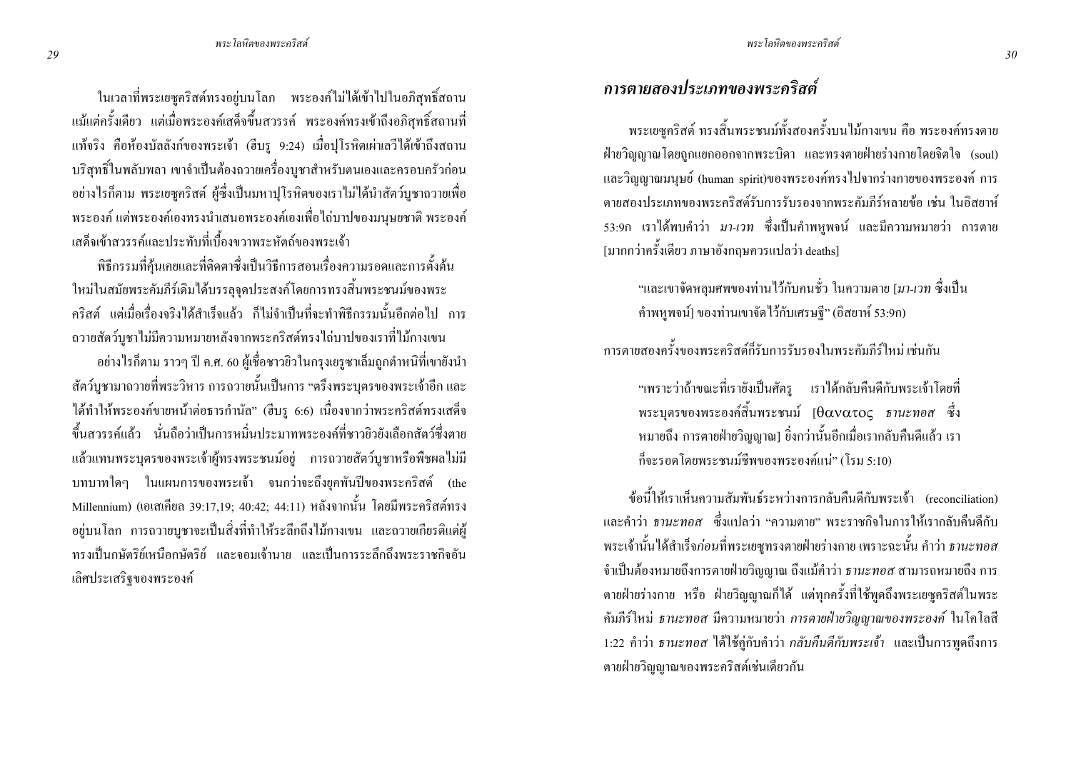ในเวลาที่พระเยซูคริสต์ทรงอยู่บนโลก พระองค์ไม่ได้เข้าไปในอภิสุทธิ์สถานแม้แต่ครั้งเดียว แต่เมื่อพระองค์เสด็จขึ้นสวรรค์ พระองค์ทรงเข้าถึงอภิสุทธิ์สถานที่แท้จริง คือห้องบัลลังก์ของพระเจ้า (ฮีบรู 9:24) เมื่อปุโรหิตเผ่าเลวีได้เข้าถึงสถานบริสุทธิ์ในพลับพลา เขาจำเป็นต้องถวายเครื่องบูชาสำหรับตนเองและครอบครัวก่อน อย่างไรก็ตาม พระเยซูคริสต์ ผู้ซึ่งเป็นมหาปุโรหิตของเราไม่ได้นำสัตว์บูชาถวายเพื่อพระองค์ แต่พระองค์เองทรงนำเสนอพระองค์เองเพื่อไถ่บาปของมนุษยชาติ พระองค์เสด็จเข้าสวรรค์และประทับที่เบื้องขวาพระหัตถ์ของพระเจ้า

พิธีกรรมที่คุ้นเคยและที่ติดตาซึ่งเป็นวิธีการสอนเรื่องความรอดและการตั้งต้นใหม่ในสมัยพระคัมภีร์เดิมได้บรรลุจุดประสงค์โดยการทรงสิ้นพระชนม์ของพระคริสต์ แต่เมื่อเรื่องจริงได้สำเร็จแล้ว ก็ไม่จำเป็นที่จะทำพิธีกรรมนั้นอีกต่อไป การถวายสัตว์บูชาไม่มีความหมายหลังจากพระคริสต์ทรงไถ่บาปของเราที่ไม้กางเขน

อย่างไรก็ตาม ราวๆ ปี ค.ศ. 60 ผู้เชื่อชาวยิวในกรุงเยรูซาเล็มถูกตำหนิที่เขายังนำสัตว์บูชามาถวายที่พระวิหาร การถวายนั้นเป็นการ "ตรึงพระบุตรของพระเจ้าอีก และได้ทำให้พระองค์ขายหน้าต่อธารกำนัล" (ฮีบรู 6:6) เนื่องจากว่าพระคริสต์ทรงเสด็จขึ้นสวรรค์แล้ว นั่นถือว่าเป็นการหมิ่นประมาทพระองค์ที่ชาวยิวยังเลือกสัตว์ซึ่งตายแล้วแทนพระบุตรของพระเจ้าผู้ทรงพระชนม์อยู่ การถวายสัตว์บูชาหรือพืชผลไม่มีบทบาทใดๆ ในแผนการของพระเจ้า จนกว่าจะถึงยุคพันปีของพระคริสต์ (the Millennium) (เอเสเคียล 39:17,19; 40:42; 44:11) หลังจากนั้น โดยมีพระคริสต์ทรงอยู่บนโลก การถวายบูชาจะเป็นสิ่งที่ทำให้ระลึกถึงไม้กางเขน และถวายเกียรติแด่ผู้ทรงเป็นกษัตริย์เหนือกษัตริย์ และจอมเจ้านาย และเป็นการระลึกถึงพระราชกิจอันเลิศประเสริฐของพระองค์

## *การตายสองประเภทของพระคริสต์*

พระเยซูคริสต์ ทรงสิ้นพระชนม์ทั้งสองครั้งบนไม้กางเขน คือ พระองค์ทรงตายฝ่ายวิญญาณโดยถูกแยกออกจากพระบิดา และทรงตายฝ่ายร่างกายโดยจิตใจ (soul) และวิญญาณมนุษย์ (human spirit)ของพระองค์ทรงไปจากร่างกายของพระองค์ การตายสองประเภทของพระคริสต์รับการรับรองจากพระคัมภีร์หลายข้อ เช่น ในอิสยาห์ 53:9ก เราได้พบคำว่า *มา-เวท* ซึ่งเป็นคำพหูพจน์ และมีความหมายว่า การตาย [มากกว่าครั้งเดียว ภาษาอังกฤษควรแปลว่า deaths]

> "และเขาจัดหลุมศพของท่านไว้กับคนชั่ว ในความตาย [*มา-เวท* ซึ่งเป็นคำพหูพจน์] ของท่านเขาจัดไว้กับเศรษฐี" (อิสยาห์ 53:9ก)

การตายสองครั้งของพระคริสต์ที่รับการรับรองในพระคัมภีร์ใหม่ เช่นกัน

> "เพราะว่าถ้าขณะที่เรายังเป็นศัตรู เราได้กลับคืนดีกับพระเจ้าโดยที่พระบุตรของพระองค์สิ้นพระชนม์ [θανατος *ธานะทอส* ซึ่งหมายถึง การตายฝ่ายวิญญาณ] ยิ่งกว่านั้นอีกเมื่อเรากลับคืนดีแล้ว เราก็จะรอดโดยพระชนม์ชีพของพระองค์แน่" (โรม 5:10)

ข้อนี้ให้เราเห็นความสัมพันธ์ระหว่างการกลับคืนดีกับพระเจ้า (reconciliation) และคำว่า *ธานะทอส* ซึ่งแปลว่า "ความตาย" พระราชกิจในการให้เรากลับคืนดีกับพระเจ้านั้นได้สำเร็จ*ก่อน*ที่พระเยซูทรงตายฝ่ายร่างกาย เพราะฉะนั้น คำว่า *ธานะทอส* จำเป็นต้องหมายถึงการตายฝ่ายวิญญาณ ถึงแม้คำว่า *ธานะทอส* สามารถหมายถึง การตายฝ่ายร่างกาย หรือ ฝ่ายวิญญาณก็ได้ แต่ทุกครั้งที่ใช้พูดถึงพระเยซูคริสต์ในพระคัมภีร์ใหม่ *ธานะทอส* มีความหมายว่า *การตายฝ่ายวิญญาณของพระองค์* ในโคโลสี 1:22 คำว่า *ธานะทอส* ได้ใช้คู่กับคำว่า *กลับคืนดีกับพระเจ้า* และเป็นการพูดถึงการตายฝ่ายวิญญาณของพระคริสต์เช่นเดียวกัน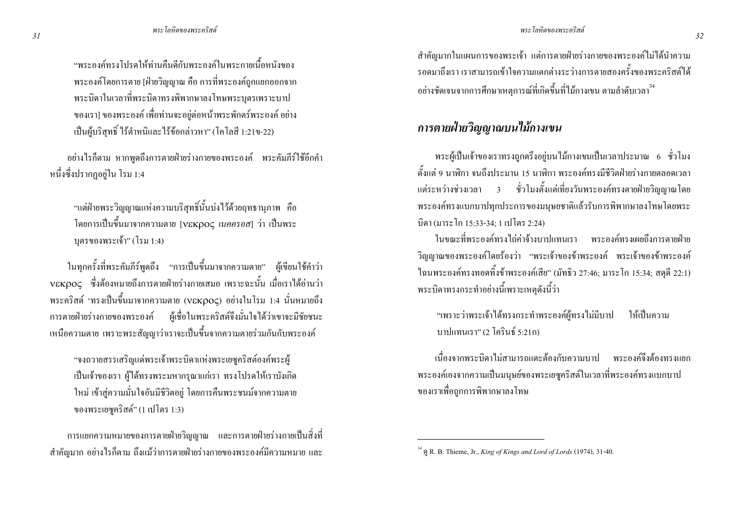> "พระองค์ทรงโปรดให้ท่านคืนดีกับพระองค์ในพระกายเนื้อหนังของพระองค์โดยการตาย [ฝ่ายวิญญาณ คือ การที่พระองค์ถูกแยกออกจากพระบิดาในเวลาที่พระบิดาทรงพิพากษาลงโทษพระบุตรเพราะบาปของเรา] ของพระองค์ เพื่อท่านจะอยู่ต่อหน้าพระพักตร์พระองค์ อย่างเป็นผู้บริสุทธิ์ ไร้ตำหนิและไร้ข้อกล่าวหา" (โคโลสี 1:21ข-22)

อย่างไรก็ตาม หากพูดถึงการตายฝ่ายร่างกายของพระองค์ พระคัมภีร์ใช้อีกคำหนึ่งซึ่งปรากฏอยู่ใน โรม 1:4

> "แต่ฝ่ายพระวิญญาณแห่งความบริสุทธิ์นั้นบ่งไว้ด้วยฤทธานุภาพ คือโดยการเป็นขึ้นมาจากความตาย [νεκρος *เนคครอส*] ว่า เป็นพระบุตรของพระเจ้า" (โรม 1:4)

ในทุกครั้งที่พระคัมภีร์พูดถึง "การเป็นขึ้นมาจากความตาย" ผู้เขียนใช้คำว่า νεκρος ซึ่งต้องหมายถึงการตายฝ่ายร่างกายเสมอ เพราะฉะนั้น เมื่อเราได้อ่านว่าพระคริสต์ 'ทรงเป็นขึ้นมาจากความตาย (νεκρος) อย่างในโรม 1:4 นั่นหมายถึงการตายฝ่ายร่างกายของพระองค์ ผู้เชื่อในพระคริสต์จึงมั่นใจได้ว่าเขาจะมีชัยชนะเหนือความตาย เพราะพระสัญญาว่าเราจะเป็นขึ้นจากความตายร่วมกันกับพระองค์

> "จงถวายสรรเสริญแด่พระเจ้าพระบิดาแห่งพระเยซูคริสต์องค์พระผู้เป็นเจ้าของเรา ผู้ได้ทรงพระมหากรุณาแก่เรา ทรงโปรดให้เราบังเกิดใหม่ เข้าสู่ความมั่นใจอันมีชีวิตอยู่ โดยการคืนพระชนม์จากความตายของพระเยซูคริสต์" (1 เปโตร 1:3)

การแยกความหมายของการตายฝ่ายวิญญาณ และการตายฝ่ายร่างกายเป็นสิ่งที่สำคัญมาก อย่างไรก็ตาม ถึงแม้ว่าการตายฝ่ายร่างกายของพระองค์มีความหมาย และสำคัญมากในแผนการของพระเจ้า แต่การตายฝ่ายร่างกายของพระองค์ไม่ได้นำความรอดมาถึงเรา เราสามารถเข้าใจความแตกต่างระหว่างการตายสองครั้งของพระคริสต์ได้อย่างชัดเจนจากการศึกษาเหตุการณ์ที่เกิดขึ้นที่ไม้กางเขน ตามลำดับเวลา[34]

## *การตายฝ่ายวิญญาณบนไม้กางเขน*

พระผู้เป็นเจ้าของเราทรงถูกตรึงอยู่บนไม้กางเขนเป็นเวลาประมาณ 6 ชั่วโมง ตั้งแต่ 9 นาฬิกา จนถึงประมาณ 15 นาฬิกา พระองค์ทรงมีชีวิตฝ่ายร่างกายตลอดเวลา แต่ระหว่างช่วงเวลา 3 ชั่วโมงตั้งแต่เที่ยงวันพระองค์ทรงตายฝ่ายวิญญาณโดยพระองค์ทรงแบกบาปทุกประการของมนุษยชาติแล้วรับการพิพากษาลงโทษโดยพระบิดา (มาระโก 15:33-34; 1 เปโตร 2:24)

ในขณะที่พระองค์ทรงไถ่ค่าจ้างบาปแทนเรา พระองค์ทรงเผยถึงการตายฝ่ายวิญญาณของพระองค์โดยร้องว่า "พระเจ้าของข้าพระองค์ พระเจ้าของข้าพระองค์ ไฉนพระองค์ทรงทอดทิ้งข้าพระองค์เสีย" (มัทธิว 27:46; มาระโก 15:34; สดุดี 22:1) พระบิดาทรงกระทำอย่างนี้เพราะเหตุดังนี้ว่า

> "เพราะว่าพระเจ้าได้ทรงกระทำพระองค์ผู้ทรงไม่มีบาป ให้เป็นความบาปแทนเรา" (2 โครินธ์ 5:21ก)

เนื่องจากพระบิดาไม่สามารถแตะต้องกับความบาป พระองค์จึงต้องทรงแยกพระองค์เองจากความเป็นมนุษย์ของพระเยซูคริสต์ในเวลาที่พระองค์ทรงแบกบาปของเราเพื่อถูกการพิพากษาลงโทษ

---

[34] ดู R. B. Thieme, Jr., *King of Kings and Lord of Lords* (1974), 31-40.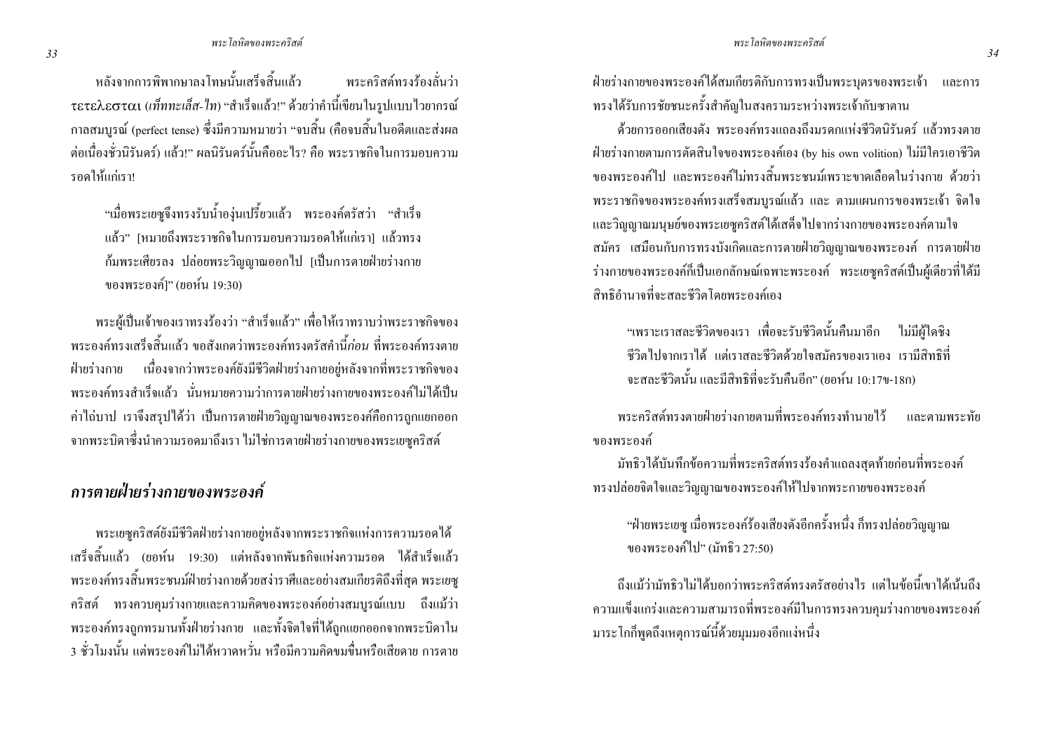หลังจากการพิพากษาลงโทษนั้นเสร็จสิ้นแล้ว พระคริสต์ทรงร้องลั่นว่า τετελεσται (*เท็ททะเล็ส-ไท*) "สำเร็จแล้ว!" ด้วยว่าคำนี้เขียนในรูปแบบไวยากรณ์กาลสมบูรณ์ (perfect tense) ซึ่งมีความหมายว่า "จบสิ้น (คือจบสิ้นในอดีตและส่งผลต่อเนื่องชั่วนิรันดร์) แล้ว!" ผลนิรันดร์นั้นคืออะไร? คือ พระราชกิจในการมอบความรอดให้แก่เรา!

> "เมื่อพระเยซูจึงทรงรับน้ำองุ่นเปรี้ยวแล้ว พระองค์ตรัสว่า "สำเร็จแล้ว" [หมายถึงพระราชกิจในการมอบความรอดให้แก่เรา] แล้วทรงก้มพระเศียรลง ปล่อยพระวิญญาณออกไป [เป็นการตายฝ่ายร่างกายของพระองค์]" (ยอห์น 19:30)

พระผู้เป็นเจ้าของเราทรงร้องว่า "สำเร็จแล้ว" เพื่อให้เราทราบว่าพระราชกิจของพระองค์ทรงเสร็จสิ้นแล้ว ขอสังเกตว่าพระองค์ทรงตรัสคำนี้*ก่อน* ที่พระองค์ทรงตายฝ่ายร่างกาย เนื่องจากว่าพระองค์ยังมีชีวิตฝ่ายร่างกายอยู่หลังจากที่พระราชกิจของพระองค์ทรงสำเร็จแล้ว นั่นหมายความว่าการตายฝ่ายร่างกายของพระองค์ไม่ได้เป็นค่าไถ่บาป เราจึงสรุปได้ว่า เป็นการตายฝ่ายวิญญาณของพระองค์คือการถูกแยกออกจากพระบิดาซึ่งนำความรอดมาถึงเรา ไม่ใช่การตายฝ่ายร่างกายของพระเยซูคริสต์

## *การตายฝ่ายร่างกายของพระองค์*

พระเยซูคริสต์ยังมีชีวิตฝ่ายร่างกายอยู่หลังจากพระราชกิจแห่งการความรอดได้เสร็จสิ้นแล้ว (ยอห์น 19:30) แต่หลังจากพันธกิจแห่งความรอด ได้สำเร็จแล้ว พระองค์ทรงสิ้นพระชนม์ฝ่ายร่างกายด้วยสง่าราศีและอย่างสมเกียรติถึงที่สุด พระเยซูคริสต์ ทรงควบคุมร่างกายและความคิดของพระองค์อย่างสมบูรณ์แบบ ถึงแม้ว่าพระองค์ทรงถูกทรมานทั้งฝ่ายร่างกาย และทั้งจิตใจที่ได้ถูกแยกออกจากพระบิดาใน 3 ชั่วโมงนั้น แต่พระองค์ไม่ได้หวาดหวั่น หรือมีความคิดขมขื่นหรือเสียดาย การตายฝ่ายร่างกายของพระองค์ได้สมเกียรติกับการทรงเป็นพระบุตรของพระเจ้า และการทรงได้รับการชัยชนะครั้งสำคัญในสงครามระหว่างพระเจ้ากับซาตาน

ด้วยการออกเสียงดัง พระองค์ทรงแถลงถึงมรดกแห่งชีวิตนิรันดร์ แล้วทรงตายฝ่ายร่างกายตามการตัดสินใจของพระองค์เอง (by his own volition) ไม่มีใครเอาชีวิตของพระองค์ไป และพระองค์ไม่ทรงสิ้นพระชนม์เพราะขาดเลือดในร่างกาย ด้วยว่าพระราชกิจของพระองค์ทรงเสร็จสมบูรณ์แล้ว และ ตามแผนการของพระเจ้า จิตใจและวิญญาณมนุษย์ของพระเยซูคริสต์ได้เสด็จไปจากร่างกายของพระองค์ตามใจสมัคร เสมือนกับการทรงบังเกิดและการตายฝ่ายวิญญาณของพระองค์ การตายฝ่ายร่างกายของพระองค์ก็เป็นเอกลักษณ์เฉพาะพระองค์ พระเยซูคริสต์เป็นผู้เดียวที่ได้มีสิทธิอำนาจที่จะสละชีวิตโดยพระองค์เอง

> "เพราะเราสละชีวิตของเรา เพื่อจะรับชีวิตนั้นคืนมาอีก ไม่มีผู้ใดชิงชีวิตไปจากเราได้ แต่เราสละชีวิตด้วยใจสมัครของเราเอง เรามีสิทธิที่จะสละชีวิตนั้น และมีสิทธิที่จะรับคืนอีก" (ยอห์น 10:17ข-18ก)

พระคริสต์ทรงตายฝ่ายร่างกายตามที่พระองค์ทรงทำนายไว้ และตามพระทัยของพระองค์

มัทธิวได้บันทึกข้อความที่พระคริสต์ทรงร้องคำแถลงสุดท้ายก่อนที่พระองค์ทรงปล่อยจิตใจและวิญญาณของพระองค์ให้ไปจากพระกายของพระองค์

> "ฝ่ายพระเยซู เมื่อพระองค์ร้องเสียงดังอีกครั้งหนึ่ง ก็ทรงปล่อยวิญญาณของพระองค์ไป" (มัทธิว 27:50)

ถึงแม้ว่ามัทธิวไม่ได้บอกว่าพระคริสต์ทรงตรัสอย่างไร แต่ในข้อนี้เขาได้เน้นถึงความแข็งแกร่งและความสามารถที่พระองค์มีในการทรงควบคุมร่างกายของพระองค์ มาระโกก็พูดถึงเหตุการณ์นี้ด้วยมุมมองอีกแง่หนึ่ง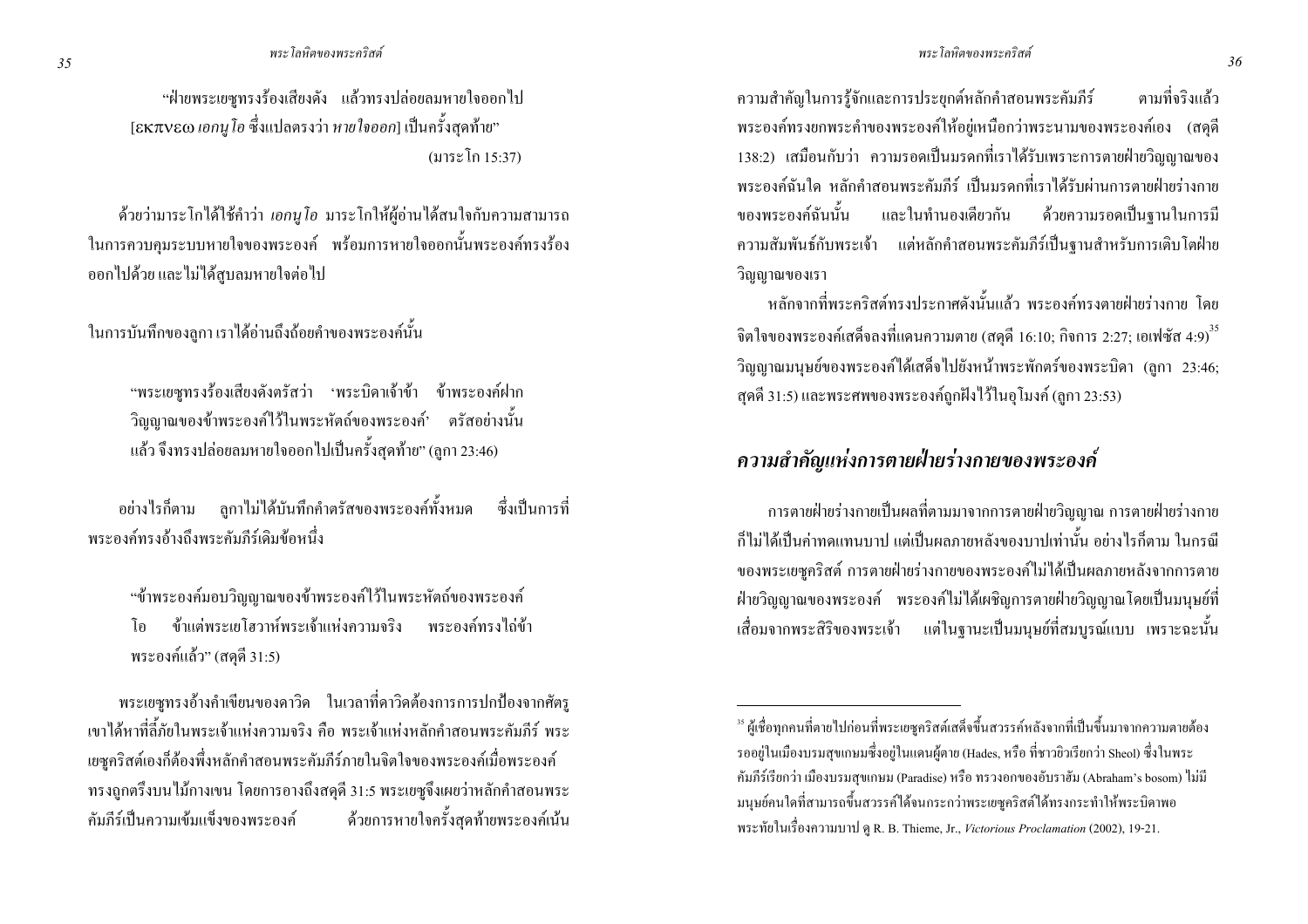"ฝ่ายพระเยซูทรงร้องเสียงดัง แล้วทรงปล่อยลมหายใจออกไป [εκπνεω *เอกนูโอ* ซึ่งแปลตรงว่า *หายใจออก*] เป็นครั้งสุดท้าย"

(มาระโก 15:37)

ด้วยว่ามาระโกได้ใช้คำว่า *เอกนูโอ* มาระโกให้ผู้อ่านได้สนใจกับความสามารถในการควบคุมระบบหายใจของพระองค์ พร้อมการหายใจออกนั้นพระองค์ทรงร้องออกไปด้วย และไม่ได้สูบลมหายใจต่อไป

ในการบันทึกของลูกา เราได้อ่านถึงถ้อยคำของพระองค์นั้น

> "พระเยซูทรงร้องเสียงดังตรัสว่า 'พระบิดาเจ้าข้า ข้าพระองค์ฝากวิญญาณของข้าพระองค์ไว้ในพระหัตถ์ของพระองค์' ตรัสอย่างนั้นแล้ว จึงทรงปล่อยลมหายใจออกไปเป็นครั้งสุดท้าย" (ลูกา 23:46)

อย่างไรก็ตาม ลูกาไม่ได้บันทึกคำตรัสของพระองค์ทั้งหมด ซึ่งเป็นการที่พระองค์ทรงอ้างถึงพระคัมภีร์เดิมข้อหนึ่ง

> "ข้าพระองค์มอบวิญญาณของข้าพระองค์ไว้ในพระหัตถ์ของพระองค์ โอ ข้าแต่พระเยโฮวาห์พระเจ้าแห่งความจริง พระองค์ทรงไถ่ข้าพระองค์แล้ว" (สดุดี 31:5)

พระเยซูทรงอ้างคำเขียนของดาวิด ในเวลาที่ดาวิดต้องการการปกป้องจากศัตรู เขาได้หาที่ลี้ภัยในพระเจ้าแห่งความจริง คือ พระเจ้าแห่งหลักคำสอนพระคัมภีร์ พระเยซูคริสต์เองก็ต้องพึ่งหลักคำสอนพระคัมภีร์ภายในจิตใจของพระองค์เมื่อพระองค์ทรงถูกตรึงบนไม้กางเขน โดยการอ้างถึงสดุดี 31:5 พระเยซูจึงเผยว่าหลักคำสอนพระคัมภีร์เป็นความเข้มแข็งของพระองค์ ด้วยการหายใจครั้งสุดท้ายพระองค์เน้นความสำคัญในการรู้จักและการประยุกต์หลักคำสอนพระคัมภีร์ ตามที่จริงแล้วพระองค์ทรงยกพระคำของพระองค์ให้อยู่เหนือกว่าพระนามของพระองค์เอง (สดุดี 138:2) เสมือนกับว่า ความรอดเป็นมรดกที่เราได้รับเพราะการตายฝ่ายวิญญาณของพระองค์ฉันใด หลักคำสอนพระคัมภีร์ เป็นมรดกที่เราได้รับผ่านการตายฝ่ายร่างกายของพระองค์ฉันนั้น และในทำนองเดียวกัน ด้วยความรอดเป็นฐานในการมีความสัมพันธ์กับพระเจ้า แต่หลักคำสอนพระคัมภีร์เป็นฐานสำหรับการเติบโตฝ่ายวิญญาณของเรา

หลักจากที่พระคริสต์ทรงประกาศดังนั้นแล้ว พระองค์ทรงตายฝ่ายร่างกาย โดยจิตใจของพระองค์เสด็จลงที่แดนความตาย (สดุดี 16:10; กิจการ 2:27; เอเฟซัส 4:9)[35] วิญญาณมนุษย์ของพระองค์ได้เสด็จไปยังหน้าพระพักตร์ของพระบิดา (ลูกา 23:46; สุดดี 31:5) และพระศพของพระองค์ถูกฝังไว้ในอุโมงค์ (ลูกา 23:53)

## ความสำคัญแห่งการตายฝ่ายร่างกายของพระองค์

การตายฝ่ายร่างกายเป็นผลที่ตามมาจากการตายฝ่ายวิญญาณ การตายฝ่ายร่างกายก็ไม่ได้เป็นค่าทดแทนบาป แต่เป็นผลภายหลังของบาปเท่านั้น อย่างไรก็ตาม ในกรณีของพระเยซูคริสต์ การตายฝ่ายร่างกายของพระองค์ไม่ได้เป็นผลภายหลังจากการตายฝ่ายวิญญาณของพระองค์ พระองค์ไม่ได้เผชิญการตายฝ่ายวิญญาณโดยเป็นมนุษย์ที่เสื่อมจากพระสิริของพระเจ้า แต่ในฐานะเป็นมนุษย์ที่สมบูรณ์แบบ เพราะฉะนั้น

---

[35] ผู้เชื่อทุกคนที่ตายไปก่อนที่พระเยซูคริสต์เสด็จขึ้นสวรรค์หลังจากที่เป็นขึ้นมาจากความตายต้องรออยู่ในเมืองบรมสุขเกษมซึ่งอยู่ในแดนผู้ตาย (Hades, หรือ ที่ชาวยิวเรียกว่า Sheol) ซึ่งในพระคัมภีร์เรียกว่า เมืองบรมสุขเกษม (Paradise) หรือ ทรวงอกของอับราฮัม (Abraham's bosom) ไม่มีมนุษย์คนใดที่สามารถขึ้นสวรรค์ได้จนกระทั่งพระเยซูคริสต์ได้ทรงกระทำให้พระบิดาพอพระทัยในเรื่องความบาป ดู R. B. Thieme, Jr., *Victorious Proclamation* (2002), 19-21.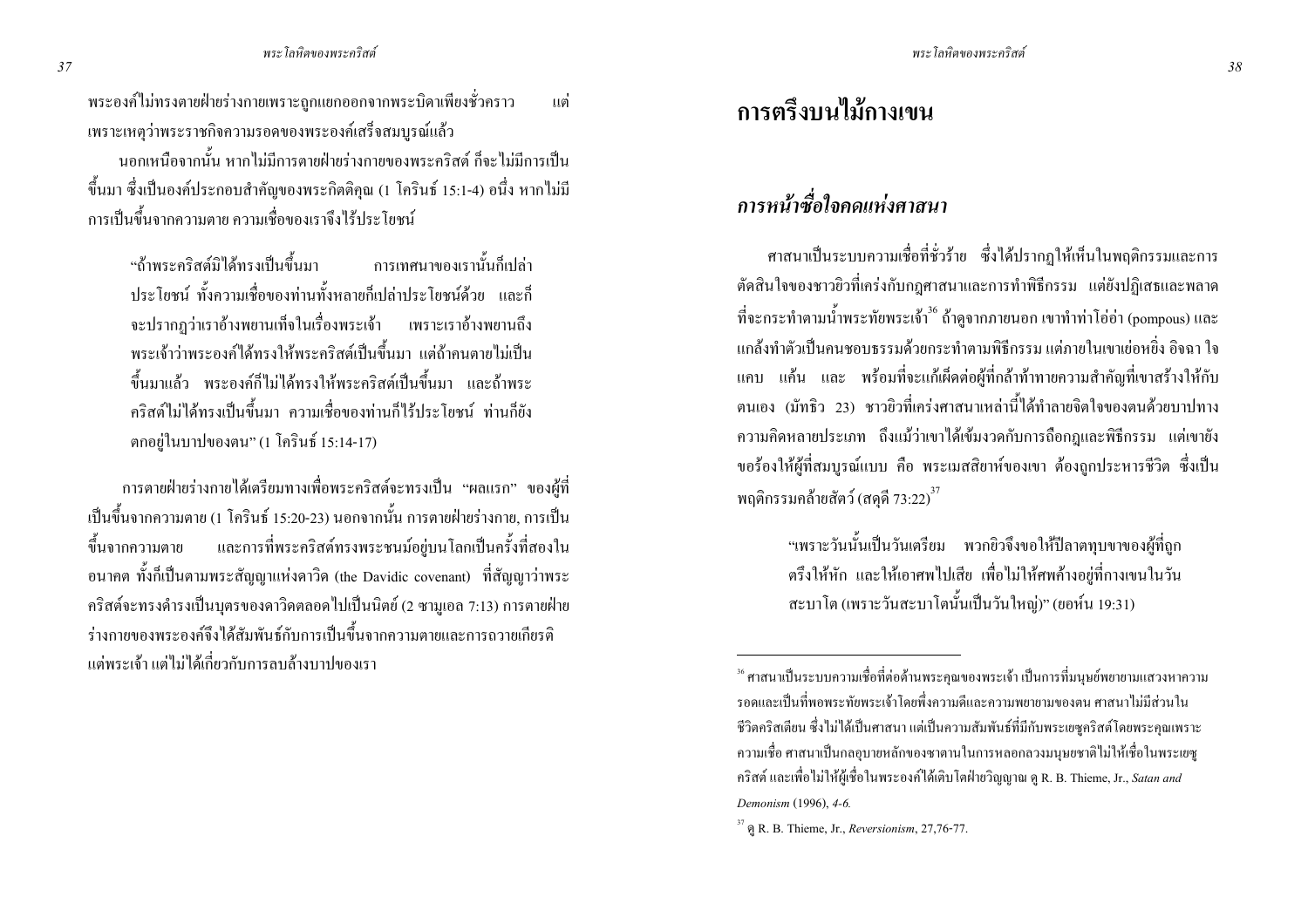พระองค์ไม่ทรงตายฝ่ายร่างกายเพราะถูกแยกออกจากพระบิดาเพียงชั่วคราว แต่เพราะเหตุว่าพระราชกิจความรอดของพระองค์เสร็จสมบูรณ์แล้ว

นอกเหนือจากนั้น หากไม่มีการตายฝ่ายร่างกายของพระคริสต์ ก็จะไม่มีการเป็นขึ้นมา ซึ่งเป็นองค์ประกอบสำคัญของพระกิตติคุณ (1 โครินธ์ 15:1-4) อนึ่ง หากไม่มีการเป็นขึ้นจากความตาย ความเชื่อของเราจึงไร้ประโยชน์

> "ถ้าพระคริสต์มิได้ทรงเป็นขึ้นมา การเทศนาของเรานั้นก็เปล่าประโยชน์ ทั้งความเชื่อของท่านทั้งหลายก็เปล่าประโยชน์ด้วย และก็จะปรากฏว่าเราอ้างพยานเท็จในเรื่องพระเจ้า เพราะเราอ้างพยานถึงพระเจ้าว่าพระองค์ได้ทรงให้พระคริสต์เป็นขึ้นมา แต่ถ้าคนตายไม่เป็นขึ้นมาแล้ว พระองค์ก็ไม่ได้ทรงให้พระคริสต์เป็นขึ้นมา และถ้าพระคริสต์ไม่ได้ทรงเป็นขึ้นมา ความเชื่อของท่านก็ไร้ประโยชน์ ท่านก็ยังตกอยู่ในบาปของตน" (1 โครินธ์ 15:14-17)

การตายฝ่ายร่างกายได้เตรียมทางเพื่อพระคริสต์จะทรงเป็น "ผลแรก" ของผู้ที่เป็นขึ้นจากความตาย (1 โครินธ์ 15:20-23) นอกจากนั้น การตายฝ่ายร่างกาย, การเป็นขึ้นจากความตาย และการที่พระคริสต์ทรงพระชนม์อยู่บนโลกเป็นครั้งที่สองในอนาคต ทั้งก็เป็นตามพระสัญญาแห่งดาวิด (the Davidic covenant) ที่สัญญาว่าพระคริสต์จะทรงดำรงเป็นบุตรของดาวิดตลอดไปเป็นนิตย์ (2 ซามูเอล 7:13) การตายฝ่ายร่างกายของพระองค์จึงได้สัมพันธ์กับการเป็นขึ้นจากความตายและการถวายเกียรติแด่พระเจ้า แต่ไม่ได้เกี่ยวกับการลบล้างบาปของเรา

# การตรึงบนไม้กางเขน

## *การหน้าซื่อใจคดแห่งศาสนา*

ศาสนาเป็นระบบความเชื่อที่ชั่วร้าย ซึ่งได้ปรากฏให้เห็นในพฤติกรรมและการตัดสินใจของชาวยิวที่เคร่งกับกฎศาสนาและการทำพิธีกรรม แต่ยังปฏิเสธและพลาดที่จะกระทำตามน้ำพระทัยพระเจ้า[36] ถ้าดูจากภายนอก เขาทำท่าโอ่อ่า (pompous) และแกล้งทำตัวเป็นคนชอบธรรมด้วยกระทำตามพิธีกรรม แต่ภายในเขาเย่อหยิ่ง อิจฉา ใจแคบ แค้น และ พร้อมที่จะแก้เผ็ดต่อผู้ที่กล้าท้าทายความสำคัญที่เขาสร้างให้กับตนเอง (มัทธิว 23) ชาวยิวที่เคร่งศาสนาเหล่านี้ได้ทำลายจิตใจของตนด้วยบาปทางความคิดหลายประเภท ถึงแม้ว่าเขาได้เข้มงวดกับการถือกฎและพิธีกรรม แต่เขายังขอร้องให้ผู้ที่สมบูรณ์แบบ คือ พระเมสสิยาห์ของเขา ต้องถูกประหารชีวิต ซึ่งเป็นพฤติกรรมคล้ายสัตว์ (สดุดี 73:22)[37]

> "เพราะวันนั้นเป็นวันเตรียม พวกยิวจึงขอให้ปีลาตทุบขาของผู้ที่ถูกตรึงให้หัก และให้เอาศพไปเสีย เพื่อไม่ให้ศพค้างอยู่ที่กางเขนในวันสะบาโต (เพราะวันสะบาโตนั้นเป็นวันใหญ่)" (ยอห์น 19:31)

---

[36] ศาสนาเป็นระบบความเชื่อที่ต่อต้านพระคุณของพระเจ้า เป็นการที่มนุษย์พยายามแสวงหาความรอดและเป็นที่พอพระทัยพระเจ้าโดยพึ่งความดีและความพยายามของตน ศาสนาไม่มีส่วนในชีวิตคริสเตียน ซึ่งไม่ได้เป็นศาสนา แต่เป็นความสัมพันธ์ที่มีกับพระเยซูคริสต์โดยพระคุณเพราะความเชื่อ ศาสนาเป็นกลอุบายหลักของซาตานในการหลอกลวงมนุษยชาติไม่ให้เชื่อในพระเยซูคริสต์ และเพื่อไม่ให้ผู้เชื่อในพระองค์ได้เติบโตฝ่ายวิญญาณ ดู R. B. Thieme, Jr., *Satan and Demonism* (1996), *4-6.*

[37] ดู R. B. Thieme, Jr., *Reversionism*, 27,76-77.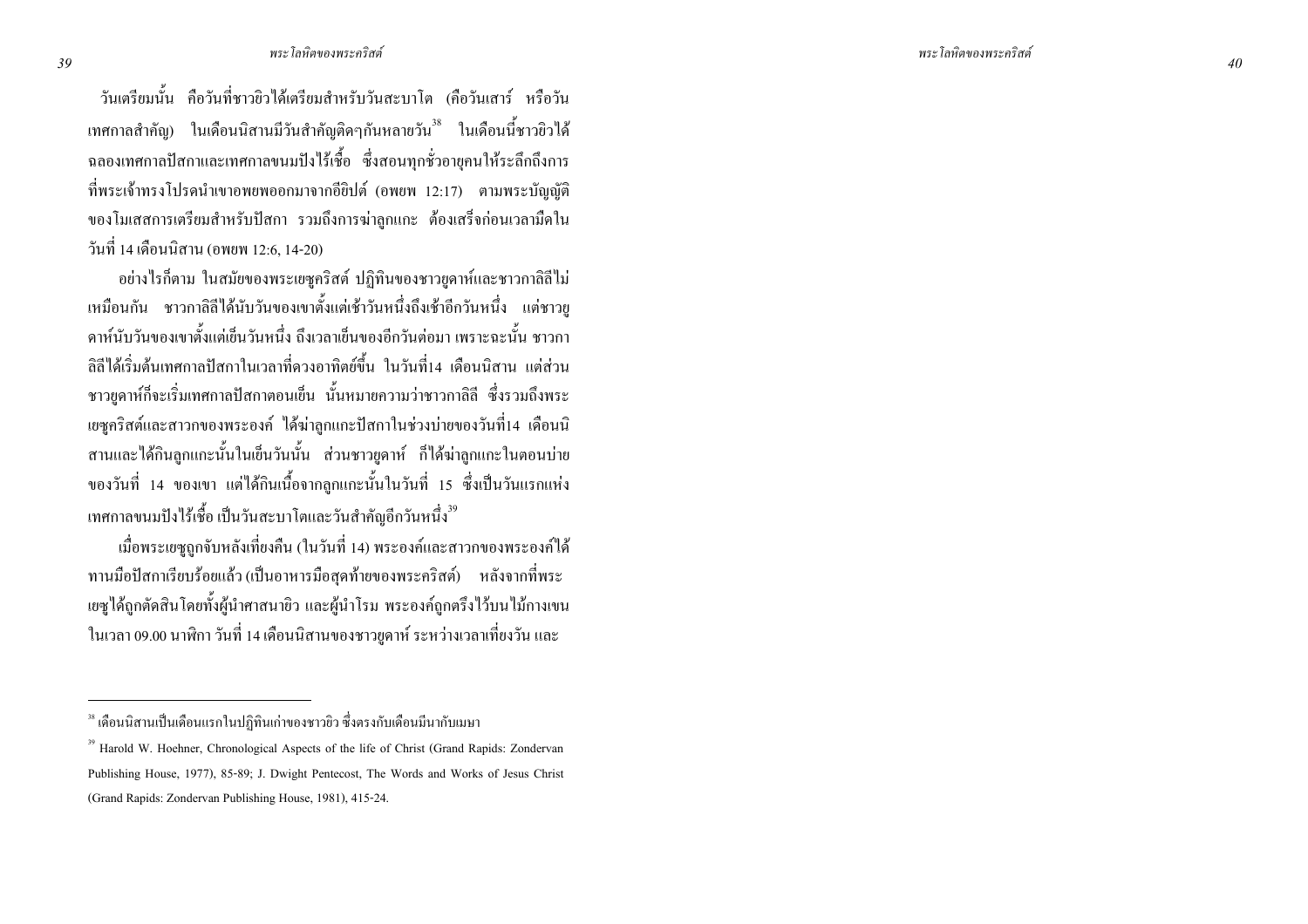วันเตรียมนั้น คือวันที่ชาวยิวได้เตรียมสำหรับวันสะบาโต (คือวันเสาร์ หรือวันเทศกาลสำคัญ) ในเดือนนิสานมีวันสำคัญติดๆกันหลายวัน[38] ในเดือนนี้ชาวยิวได้ฉลองเทศกาลปัสกาและเทศกาลขนมปังไร้เชื้อ ซึ่งสอนทุกชั่วอายุคนให้ระลึกถึงการที่พระเจ้าทรงโปรดนำเขาอพยพออกมาจากอียิปต์ (อพยพ 12:17) ตามพระบัญญัติของโมเสสการเตรียมสำหรับปัสกา รวมถึงการฆ่าลูกแกะ ต้องเสร็จก่อนเวลามืดในวันที่ 14 เดือนนิสาน (อพยพ 12:6, 14-20)

อย่างไรก็ตาม ในสมัยของพระเยซูคริสต์ ปฏิทินของชาวยูดาห์และชาวกาลิลีไม่เหมือนกัน ชาวกาลิลีได้นับวันของเขาตั้งแต่เช้าวันหนึ่งถึงเช้าอีกวันหนึ่ง แต่ชาวยูดาห์นับวันของเขาตั้งแต่เย็นวันหนึ่ง ถึงเวลาเย็นของอีกวันต่อมา เพราะฉะนั้น ชาวกาลิลีได้เริ่มต้นเทศกาลปัสกาในเวลาที่ดวงอาทิตย์ขึ้น ในวันที่14 เดือนนิสาน แต่ส่วนชาวยูดาห์ก็จะเริ่มเทศกาลปัสกาตอนเย็น นั้นหมายความว่าชาวกาลิลี ซึ่งรวมถึงพระเยซูคริสต์และสาวกของพระองค์ ได้ฆ่าลูกแกะปัสกาในช่วงบ่ายของวันที่14 เดือนนิสานและได้กินลูกแกะนั้นในเย็นวันนั้น ส่วนชาวยูดาห์ ก็ได้ฆ่าลูกแกะในตอนบ่ายของวันที่ 14 ของเขา แต่ได้กินเนื้อจากลูกแกะนั้นในวันที่ 15 ซึ่งเป็นวันแรกแห่งเทศกาลขนมปังไร้เชื้อ เป็นวันสะบาโตและวันสำคัญอีกวันหนึ่ง[39]

เมื่อพระเยซูถูกจับหลังเที่ยงคืน (ในวันที่ 14) พระองค์และสาวกของพระองค์ได้ทานมื้อปัสกาเรียบร้อยแล้ว (เป็นอาหารมื้อสุดท้ายของพระคริสต์) หลังจากที่พระเยซูได้ถูกตัดสินโดยทั้งผู้นำศาสนายิว และผู้นำโรม พระองค์ถูกตรึงไว้บนไม้กางเขนในเวลา 09.00 นาฬิกา วันที่ 14 เดือนนิสานของชาวยูดาห์ ระหว่างเวลาเที่ยงวัน และ

---

[38] เดือนนิสานเป็นเดือนแรกในปฏิทินเก่าของชาวยิว ซึ่งตรงกับเดือนมีนากับเมษา

[39] Harold W. Hoehner, Chronological Aspects of the life of Christ (Grand Rapids: Zondervan Publishing House, 1977), 85-89; J. Dwight Pentecost, The Words and Works of Jesus Christ (Grand Rapids: Zondervan Publishing House, 1981), 415-24.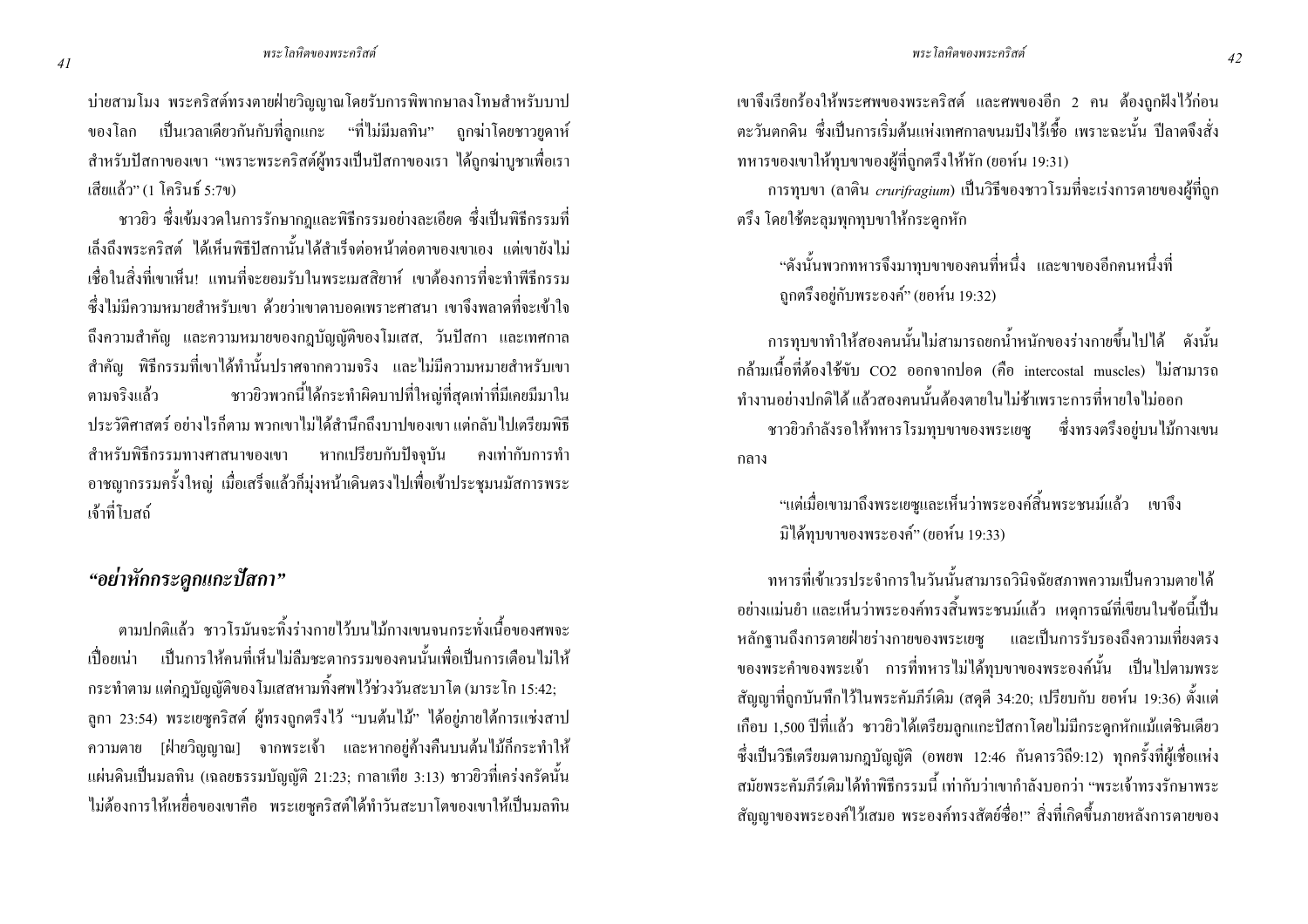บ่ายสามโมง พระคริสต์ทรงตายฝ่ายวิญญาณโดยรับการพิพากษาลงโทษสำหรับบาปของโลก เป็นเวลาเดียวกันกับที่ลูกแกะ "ที่ไม่มีมลทิน" ถูกฆ่าโดยชาวยูดาห์สำหรับปัสกาของเขา "เพราะพระคริสต์ผู้ทรงเป็นปัสกาของเรา ได้ถูกฆ่าบูชาเพื่อเราเสียแล้ว" (1 โครินธ์ 5:7ข)

ชาวยิว ซึ่งเข้มงวดในการรักษากฎและพิธีกรรมอย่างละเอียด ซึ่งเป็นพิธีกรรมที่เล็งถึงพระคริสต์ ได้เห็นพิธีปัสกานั้นได้สำเร็จต่อหน้าต่อตาของเขาเอง แต่เขายังไม่เชื่อในสิ่งที่เขาเห็น! แทนที่จะยอมรับในพระเมสสิยาห์ เขาต้องการที่จะทำพิธีกรรมซึ่งไม่มีความหมายสำหรับเขา ด้วยว่าเขาตาบอดเพราะศาสนา เขาจึงพลาดที่จะเข้าใจถึงความสำคัญ และความหมายของกฎบัญญัติของโมเสส, วันปัสกา และเทศกาลสำคัญ พิธีกรรมที่เขาได้ทำนั้นปราศจากความจริง และไม่มีความหมายสำหรับเขาตามจริงแล้ว ชาวยิวพวกนี้ได้กระทำผิดบาปที่ใหญ่ที่สุดเท่าที่มีเคยมีมาในประวัติศาสตร์ อย่างไรก็ตาม พวกเขาไม่ได้สำนึกถึงบาปของเขา แต่กลับไปเตรียมพิธีสำหรับพิธีกรรมทางศาสนาของเขา หากเปรียบกับปัจจุบัน คงเท่ากับการทำอาชญากรรมครั้งใหญ่ เมื่อเสร็จแล้วก็มุ่งหน้าเดินตรงไปเพื่อเข้าประชุมนมัสการพระเจ้าที่โบสถ์

## *"อย่าหักกระดูกแกะปัสกา"*

ตามปกติแล้ว ชาวโรมันจะทิ้งร่างกายไว้บนไม้กางเขนจนกระทั่งเนื้อของศพจะเปื่อยเน่า เป็นการให้คนที่เห็นไม่ลืมชะตากรรมของคนนั้นเพื่อเป็นการเตือนไม่ให้กระทำตาม แต่กฎบัญญัติของโมเสสหามทิ้งศพไว้ช่วงวันสะบาโต (มาระโก 15:42; ลูกา 23:54) พระเยซูคริสต์ ผู้ทรงถูกตรึงไว้ "บนต้นไม้" ได้อยู่ภายใต้การแช่งสาปความตาย [ฝ่ายวิญญาณ] จากพระเจ้า และหากอยู่ค้างคืนบนต้นไม้ก็กระทำให้แผ่นดินเป็นมลทิน (เฉลยธรรมบัญญัติ 21:23; กาลาเทีย 3:13) ชาวยิวที่เคร่งครัดนั้นไม่ต้องการให้เหยื่อของเขาคือ พระเยซูคริสต์ได้ทำวันสะบาโตของเขาให้เป็นมลทิน เขาจึงเรียกร้องให้พระศพของพระคริสต์ และศพของอีก 2 คน ต้องถูกฝังไว้ก่อนตะวันตกดิน ซึ่งเป็นการเริ่มต้นแห่งเทศกาลขนมปังไร้เชื้อ เพราะฉะนั้น ปีลาตจึงสั่งทหารของเขาให้ทุบขาของผู้ที่ถูกตรึงให้หัก (ยอห์น 19:31)

การทุบขา (ลาติน *crurifragium*) เป็นวิธีของชาวโรมที่จะเร่งการตายของผู้ที่ถูกตรึง โดยใช้ตะลุมพุกทุบขาให้กระดูกหัก

> "ดังนั้นพวกทหารจึงมาทุบขาของคนที่หนึ่ง และขาของอีกคนหนึ่งที่ถูกตรึงอยู่กับพระองค์" (ยอห์น 19:32)

การทุบขาทำให้สองคนนั้นไม่สามารถยกน้ำหนักของร่างกายขึ้นไปได้ ดังนั้นกล้ามเนื้อที่ต้องใช้ขับ $CO_2$ ออกจากปอด (คือ intercostal muscles) ไม่สามารถทำงานอย่างปกติได้ แล้วสองคนนั้นต้องตายในไม่ช้าเพราะการที่หายใจไม่ออก

ชาวยิวกำลังรอให้ทหารโรมทุบขาของพระเยซู ซึ่งทรงตรึงอยู่บนไม้กางเขนกลาง

> "แต่เมื่อเขามาถึงพระเยซูและเห็นว่าพระองค์สิ้นพระชนม์แล้ว เขาจึงมิได้ทุบขาของพระองค์" (ยอห์น 19:33)

ทหารที่เข้าเวรประจำการในวันนั้นสามารถวินิจฉัยสภาพความเป็นความตายได้อย่างแม่นยำ และเห็นว่าพระองค์ทรงสิ้นพระชนม์แล้ว เหตุการณ์ที่เขียนในข้อนี้เป็นหลักฐานถึงการตายฝ่ายร่างกายของพระเยซู และเป็นการรับรองถึงความเที่ยงตรงของพระคำของพระเจ้า การที่ทหารไม่ได้ทุบขาของพระองค์นั้น เป็นไปตามพระสัญญาที่ถูกบันทึกไว้ในพระคัมภีร์เดิม (สดุดี 34:20; เปรียบกับ ยอห์น 19:36) ตั้งแต่เกือบ 1,500 ปีที่แล้ว ชาวยิวได้เตรียมลูกแกะปัสกาโดยไม่มีกระดูกหักแม้แต่ชิ้นเดียว ซึ่งเป็นวิธีเตรียมตามกฎบัญญัติ (อพยพ 12:46 กันดารวิถี9:12) ทุกครั้งที่ผู้เชื่อแห่งสมัยพระคัมภีร์เดิมได้ทำพิธีกรรมนี้ เท่ากับว่าเขากำลังบอกว่า "พระเจ้าทรงรักษาพระสัญญาของพระองค์ไว้เสมอ พระองค์ทรงสัตย์ซื่อ!" สิ่งที่เกิดขึ้นภายหลังการตายของ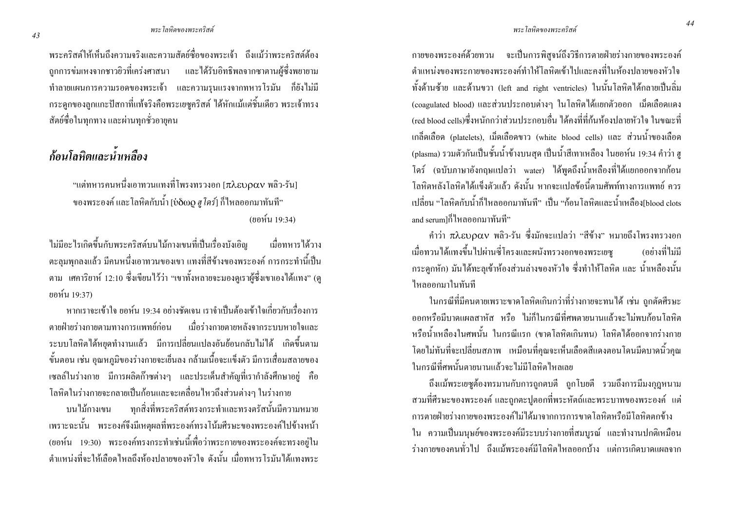พระคริสต์ให้เห็นถึงความจริงและความสัตย์ซื่อของพระเจ้า ถึงแม้ว่าพระคริสต์ต้องถูกการข่มเหงจากชาวยิวที่เคร่งศาสนา และได้รับอิทธิพลจากซาตานผู้ซึ่งพยายามทำลายแผนการความรอดของพระเจ้า และความรุนแรงจากทหารโรมัน ก็ยังไม่มีกระดูกของลูกแกะปัสกาที่แท้จริงคือพระเยซูคริสต์ ได้หักแม้แต่ชิ้นเดียว พระเจ้าทรงสัตย์ซื่อในทุกทาง และผ่านทุกชั่วอายุคน

## *ก้อนโลหิตและน้ำเหลือง*

> "แต่ทหารคนหนึ่งเอาทวนแทงที่โพรงทรวงอก [πλευραν พลิว-รัน] ของพระองค์ และโลหิตกับน้ำ [ὑδωρ *ฮู โดร์*] ก็ไหลออกมาทันที"
>
> (ยอห์น 19:34)

ไม่มีอะไรเกิดขึ้นกับพระคริสต์บนไม้กางเขนที่เป็นเรื่องบังเอิญ เมื่อทหารได้วางตะลุมพุกลงแล้ว มีคนหนึ่งเอาทวนของเขา แทงที่สีข้างของพระองค์ การกระทำนี้เป็นตาม เศคาริยาห์ 12:10 ซึ่งเขียนไว้ว่า "เขาทั้งหลายจะมองดูเราผู้ซึ่งเขาเองได้แทง" (ดู ยอห์น 19:37)

หากเราจะเข้าใจ ยอห์น 19:34 อย่างชัดเจน เราจำเป็นต้องเข้าใจเกี่ยวกับเรื่องการตายฝ่ายร่างกายตามทางการแพทย์ก่อน เมื่อร่างกายตายหลังจากระบบหายใจและระบบโลหิตได้หยุดทำงานแล้ว มีการเปลี่ยนแปลงอันย้อนกลับไม่ได้ เกิดขึ้นตามขั้นตอน เช่น อุณหภูมิของร่างกายจะเย็นลง กล้ามเนื้อจะแข็งตัว มีการเสื่อมสลายของเซลล์ในร่างกาย มีการผลิตก๊าซต่างๆ และประเด็นสำคัญที่เรากำลังศึกษาอยู่ คือ โลหิตในร่างกายจะกลายเป็นก้อนและจะเคลื่อนไหวถึงส่วนต่างๆ ในร่างกาย

บนไม้กางเขน ทุกสิ่งที่พระคริสต์ทรงกระทำและทรงตรัสนั้นมีความหมาย เพราะฉะนั้น พระองค์จึงมีเหตุผลที่พระองค์ทรงโน้มศีรษะของพระองค์ไปข้างหน้า (ยอห์น 19:30) พระองค์ทรงกระทำเช่นนี้เพื่อว่าพระกายของพระองค์จะทรงอยู่ในตำแหน่งที่จะให้เลือดไหลถึงห้องปลายของหัวใจ ดังนั้น เมื่อทหารโรมันได้แทงพระกายของพระองค์ด้วยทวน จะเป็นการพิสูจน์ถึงวิธีการตายฝ่ายร่างกายของพระองค์ ตำแหน่งของพระกายของพระองค์ทำให้โลหิตเข้าไปและคงที่ในห้องปลายของหัวใจ ทั้งด้านซ้าย และด้านขวา (left and right ventricles) ในนั้นโลหิตได้กลายเป็นลิ่ม (coagulated blood) และส่วนประกอบต่างๆ ในโลหิตได้แยกตัวออก เม็ดเลือดแดง (red blood cells)ซึ่งหนักกว่าส่วนประกอบอื่น ได้คงที่ที่ก้นห้องปลายหัวใจ ในขณะที่เกล็ดเลือด (platelets), เม็ดเลือดขาว (white blood cells) และ ส่วนน้ำของเลือด (plasma) รวมตัวกันเป็นชั้นน้ำข้างบนสุด เป็นน้ำสีเทาเหลือง ในยอห์น 19:34 คำว่า ฮูโดร์ (ฉบับภาษาอังกฤษแปลว่า water) ได้พูดถึงน้ำเหลืองที่ได้แยกออกจากก้อนโลหิตหลังโลหิตได้แข็งตัวแล้ว ดังนั้น หากจะแปลข้อนี้ตามศัพท์ทางการแพทย์ ควรเปลี่ยน "โลหิตกับน้ำก็ไหลออกมาทันที" เป็น "ก้อนโลหิตและน้ำเหลือง[blood clots and serum]ก็ไหลออกมาทันที"

คำว่า πλευραν พลิว-รัน ซึ่งมักจะแปลว่า "สีข้าง" หมายถึงโพรงทรวงอก เมื่อทวนได้แทงขึ้นไปผ่านซี่โครงและผนังทรวงอกของพระเยซู (อย่างที่ไม่มีกระดูกหัก) มันได้ทะลุเข้าห้องส่วนล่างของหัวใจ ซึ่งทำให้โลหิต และ น้ำเหลืองนั้นไหลออกมาในทันที

ในกรณีที่มีคนตายเพราะขาดโลหิตเกินกว่าที่ร่างกายจะทนได้ เช่น ถูกตัดศีรษะออกหรือมีบาดแผลสาหัส หรือ ไม่ก็ในกรณีที่ศพตายนานแล้วจะไม่พบก้อนโลหิตหรือน้ำเหลืองในศพนั้น ในกรณีแรก (ขาดโลหิตเกินทน) โลหิตได้ออกจากร่างกายโดยไม่ทันที่จะเปลี่ยนสภาพ เหมือนที่คุณจะเห็นเลือดสีแดงตอนโดนมีดบาดนิ้วคุณ ในกรณีที่ศพนั้นตายนานแล้วจะไม่มีโลหิตไหลเลย

ถึงแม้พระเยซูต้องทรมานกับการถูกตบตี ถูกโบยตี รวมถึงการมีมงกุฎหนามสวมที่ศีรษะของพระองค์ และถูกตะปูตอกที่พระหัตถ์และพระบาทของพระองค์ แต่การตายฝ่ายร่างกายของพระองค์ไม่ได้มาจากการการขาดโลหิตหรือมีโลหิตตกข้างใน ความเป็นมนุษย์ของพระองค์มีระบบร่างกายที่สมบูรณ์ และทำงานปกติเหมือนร่างกายของคนทั่วไป ถึงแม้พระองค์มีโลหิตไหลออกบ้าง แต่การเกิดบาดแผลจาก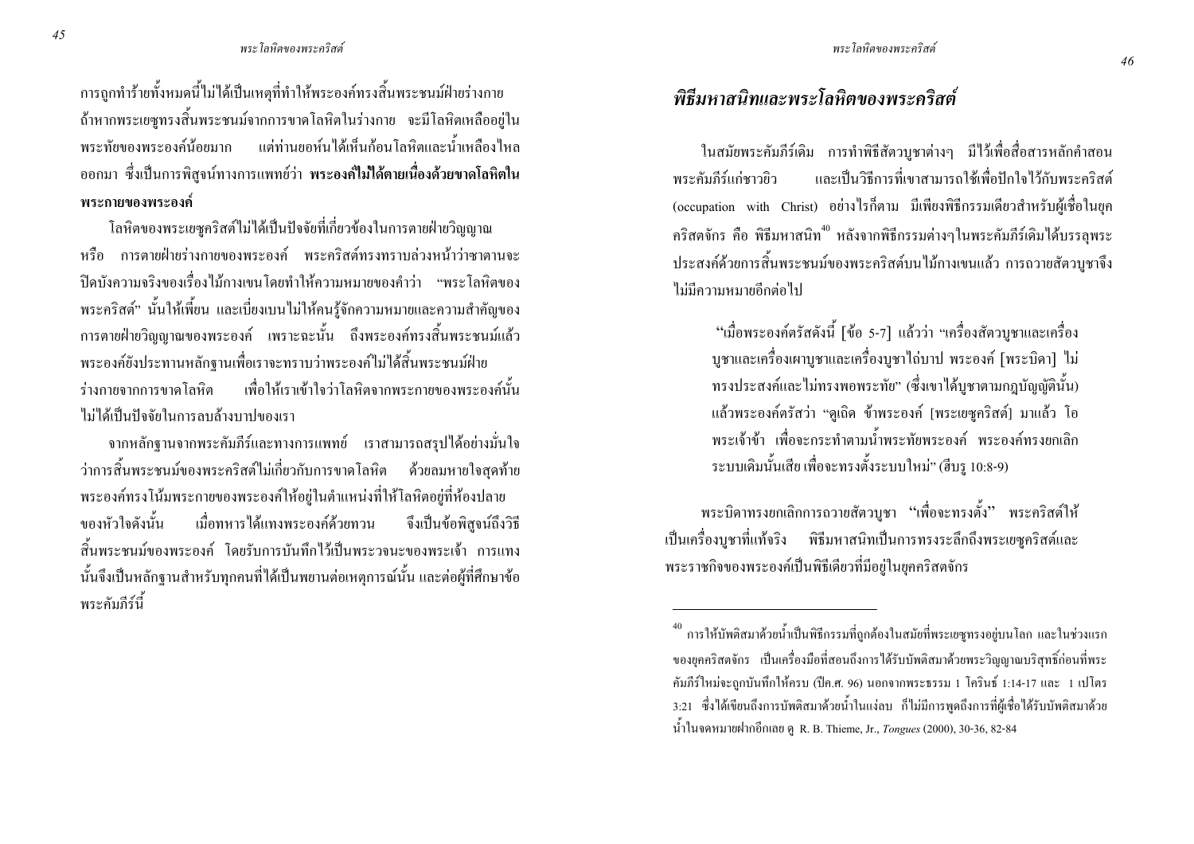การถูกทำร้ายทั้งหมดนี้ไม่ได้เป็นเหตุที่ทำให้พระองค์ทรงสิ้นพระชนม์ฝ่ายร่างกาย ถ้าหากพระเยซูทรงสิ้นพระชนม์จากการขาดโลหิตในร่างกาย จะมีโลหิตเหลืออยู่ในพระทัยของพระองค์น้อยมาก แต่ท่านยอห์นได้เห็นก้อนโลหิตและน้ำเหลืองไหลออกมา ซึ่งเป็นการพิสูจน์ทางการแพทย์ว่า **พระองค์ไม่ได้ตายเนื่องด้วยขาดโลหิตในพระกายของพระองค์**

โลหิตของพระเยซูคริสต์ไม่ได้เป็นปัจจัยที่เกี่ยวข้องในการตายฝ่ายวิญญาณ หรือ การตายฝ่ายร่างกายของพระองค์ พระคริสต์ทรงทราบล่วงหน้าว่าซาตานจะปิดบังความจริงของเรื่องไม้กางเขนโดยทำให้ความหมายของคำว่า "พระโลหิตของพระคริสต์" นั้นให้เพี้ยน และเบี่ยงเบนไม่ให้คนรู้จักความหมายและความสำคัญของการตายฝ่ายวิญญาณของพระองค์ เพราะฉะนั้น ถึงพระองค์ทรงสิ้นพระชนม์แล้ว พระองค์ยังประทานหลักฐานเพื่อเราจะทราบว่าพระองค์ไม่ได้สิ้นพระชนม์ฝ่ายร่างกายจากการขาดโลหิต เพื่อให้เราเข้าใจว่าโลหิตจากพระกายของพระองค์นั้นไม่ได้เป็นปัจจัยในการลบล้างบาปของเรา

จากหลักฐานจากพระคัมภีร์และทางการแพทย์ เราสามารถสรุปได้อย่างมั่นใจว่าการสิ้นพระชนม์ของพระคริสต์ไม่เกี่ยวกับการขาดโลหิต ด้วยลมหายใจสุดท้ายพระองค์ทรงโน้มพระกายของพระองค์ให้อยู่ในตำแหน่งที่ให้โลหิตอยู่ที่ห้องปลายของหัวใจดังนั้น เมื่อทหารได้แทงพระองค์ด้วยทวน จึงเป็นข้อพิสูจน์ถึงวิธีสิ้นพระชนม์ของพระองค์ โดยรับการบันทึกไว้เป็นพระวจนะของพระเจ้า การแทงนั้นจึงเป็นหลักฐานสำหรับทุกคนที่ได้เป็นพยานต่อเหตุการณ์นั้น และต่อผู้ที่ศึกษาข้อพระคัมภีร์นี้

## *พิธีมหาสนิทและพระโลหิตของพระคริสต์*

ในสมัยพระคัมภีร์เดิม การทำพิธีสัตวบูชาต่างๆ มีไว้เพื่อสื่อสารหลักคำสอนพระคัมภีร์แก่ชาวยิว และเป็นวิธีการที่เขาสามารถใช้เพื่อปักใจไว้กับพระคริสต์ (occupation with Christ) อย่างไรก็ตาม มีเพียงพิธีกรรมเดียวสำหรับผู้เชื่อในยุคคริสตจักร คือ พิธีมหาสนิท[40] หลังจากพิธีกรรมต่างๆในพระคัมภีร์เดิมได้บรรลุพระประสงค์ด้วยการสิ้นพระชนม์ของพระคริสต์บนไม้กางเขนแล้ว การถวายสัตวบูชาจึงไม่มีความหมายอีกต่อไป

> "เมื่อพระองค์ตรัสดังนี้ [ข้อ 5-7] แล้วว่า "เครื่องสัตวบูชาและเครื่องบูชาและเครื่องเผาบูชาและเครื่องบูชาไถ่บาป พระองค์ [พระบิดา] ไม่ทรงประสงค์และไม่ทรงพอพระทัย" (ซึ่งเขาได้บูชาตามกฎบัญญัตินั้น) แล้วพระองค์ตรัสว่า "ดูเถิด ข้าพระองค์ [พระเยซูคริสต์] มาแล้ว โอ พระเจ้าข้า เพื่อจะกระทำตามน้ำพระทัยพระองค์ พระองค์ทรงยกเลิกระบบเดิมนั้นเสีย เพื่อจะทรงตั้งระบบใหม่" (ฮีบรู 10:8-9)

พระบิดาทรงยกเลิกการถวายสัตวบูชา "เพื่อจะทรงตั้ง" พระคริสต์ให้เป็นเครื่องบูชาที่แท้จริง พิธีมหาสนิทเป็นการทรงระลึกถึงพระเยซูคริสต์และพระราชกิจของพระองค์เป็นพิธีเดียวที่มีอยู่ในยุคคริสตจักร

---

[40] การให้บัพติสมาด้วยน้ำเป็นพิธีกรรมที่ถูกต้องในสมัยที่พระเยซูทรงอยู่บนโลก และในช่วงแรกของยุคคริสตจักร เป็นเครื่องมือที่สอนถึงการได้รับบัพติสมาด้วยพระวิญญาณบริสุทธิ์ก่อนที่พระคัมภีร์ใหม่จะถูกบันทึกไว้ครบ (ปีค.ศ. 96) นอกจากพระธรรม 1 โครินธ์ 1:14-17 และ 1 เปโตร 3:21 ซึ่งได้เขียนถึงการบัพติสมาด้วยน้ำในแง่ลบ ก็ไม่มีการพูดถึงการที่ผู้เชื่อได้รับบัพติสมาด้วยน้ำในจดหมายฝากอีกเลย ดู R. B. Thieme, Jr., *Tongues* (2000), 30-36, 82-84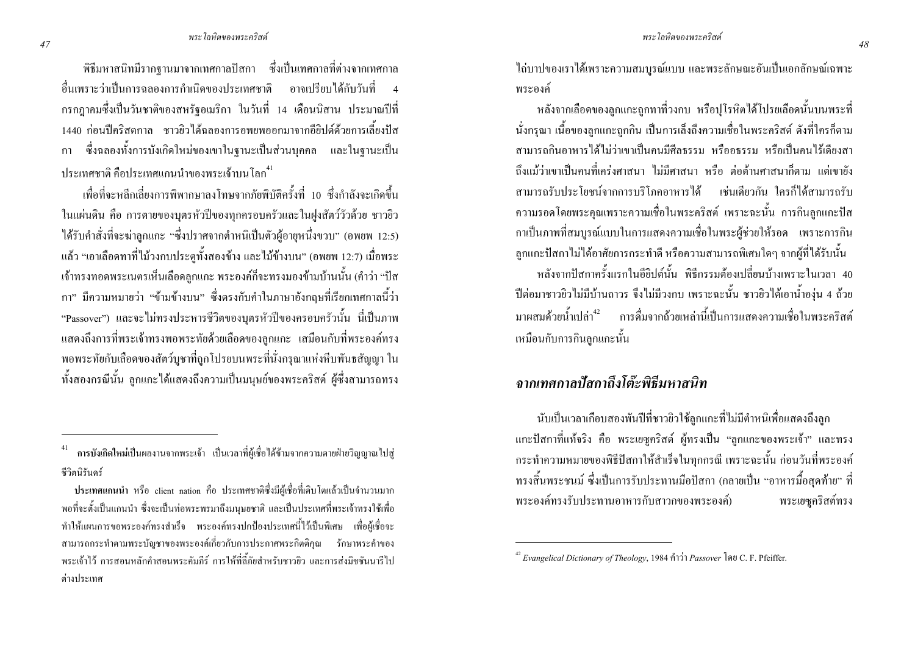พิธีมหาสนิทมีรากฐานมาจากเทศกาลปัสกา ซึ่งเป็นเทศกาลที่ต่างจากเทศกาลอื่นเพราะว่าเป็นการฉลองการกำเนิดของประเทศชาติ อาจเปรียบได้กับวันที่ 4 กรกฎาคมซึ่งเป็นวันชาติของสหรัฐอเมริกา ในวันที่ 14 เดือนนิสาน ประมาณปีที่ 1440 ก่อนปีคริสตกาล ชาวยิวได้ฉลองการอพยพออกมาจากอียิปต์ด้วยการเลี้ยงปัสกา ซึ่งฉลองทั้งการบังเกิดใหม่ของเขาในฐานะเป็นส่วนบุคคล และในฐานะเป็นประเทศชาติ คือประเทศแกนนำของพระเจ้าบนโลก[41]

เพื่อที่จะหลีกเลี่ยงการพิพากษาลงโทษจากภัยพิบัติครั้งที่ 10 ซึ่งกำลังจะเกิดขึ้นในแผ่นดิน คือ การตายของบุตรหัวปีของทุกครอบครัวและในฝูงสัตว์วัวด้วย ชาวยิวได้รับคำสั่งที่จะฆ่าลูกแกะ "ซึ่งปราศจากตำหนิเป็นตัวผู้อายุหนึ่งขวบ" (อพยพ 12:5) แล้ว "เอาเลือดทาที่ไม้วงกบประตูทั้งสองข้าง และไม้ข้างบน" (อพยพ 12:7) เมื่อพระเจ้าทรงทอดพระเนตรเห็นเลือดลูกแกะ พระองค์ก็จะทรงมองข้ามบ้านนั้น (คำว่า "ปัสกา" มีความหมายว่า "ข้ามข้างบน" ซึ่งตรงกับคำในภาษาอังกฤษที่เรียกเทศกาลนี้ว่า "Passover") และจะไม่ทรงประหารชีวิตของบุตรหัวปีของครอบครัวนั้น นี่เป็นภาพแสดงถึงการที่พระเจ้าทรงพอพระทัยด้วยเลือดของลูกแกะ เสมือนกับที่พระองค์ทรงพอพระทัยกับเลือดของสัตว์บูชาที่ถูกโปรยบนพระที่นั่งกรุณาแห่งหีบพันธสัญญา ในทั้งสองกรณีนั้น ลูกแกะได้แสดงถึงความเป็นมนุษย์ของพระคริสต์ ผู้ซึ่งสามารถทรงไถ่บาปของเราได้เพราะความสมบูรณ์แบบ และพระลักษณะอันเป็นเอกลักษณ์เฉพาะพระองค์

หลังจากเลือดของลูกแกะถูกทาที่วงกบ หรือปุโรหิตได้โปรยเลือดนั้นบนพระที่นั่งกรุณา เนื้อของลูกแกะถูกกิน เป็นการเล็งถึงความเชื่อในพระคริสต์ ดังที่ใครก็ตามสามารถกินอาหารได้ไม่ว่าเขาเป็นคนมีศีลธรรม หรืออธรรม หรือเป็นคนไร้เดียงสา ถึงแม้ว่าเขาเป็นคนที่เคร่งศาสนา ไม่มีศาสนา หรือ ต่อต้านศาสนาก็ตาม แต่เขายังสามารถรับประโยชน์จากการบริโภคอาหารได้ เช่นเดียวกัน ใครก็ได้สามารถรับความรอดโดยพระคุณเพราะความเชื่อในพระคริสต์ เพราะฉะนั้น การกินลูกแกะปัสกาเป็นภาพที่สมบูรณ์แบบในการแสดงความเชื่อในพระผู้ช่วยให้รอด เพราะการกินลูกแกะปัสกาไม่ได้อาศัยการกระทำดี หรือความสามารถพิเศษใดๆ จากผู้ที่ได้รับนั้น

หลังจากปัสกาครั้งแรกในอียิปต์นั้น พิธีกรรมต้องเปลี่ยนบ้างเพราะในเวลา 40 ปีต่อมาชาวยิวไม่มีบ้านถาวร จึงไม่มีวงกบ เพราะฉะนั้น ชาวยิวได้เอาน้ำองุ่น 4 ถ้วยมาผสมด้วยน้ำเปล่า[42] การดื่มจากถ้วยเหล่านี้เป็นการแสดงความเชื่อในพระคริสต์เหมือนกับการกินลูกแกะนั้น

## *จากเทศกาลปัสกาถึงโต๊ะพิธีมหาสนิท*

นับเป็นเวลาเกือบสองพันปีที่ชาวยิวใช้ลูกแกะที่ไม่มีตำหนิเพื่อแสดงถึงลูกแกะปัสกาที่แท้จริง คือ พระเยซูคริสต์ ผู้ทรงเป็น "ลูกแกะของพระเจ้า" และทรงกระทำความหมายของพิธีปัสกาให้สำเร็จในทุกกรณี เพราะฉะนั้น ก่อนวันที่พระองค์ทรงสิ้นพระชนม์ ซึ่งเป็นการรับประทานมื้อปัสกา (กลายเป็น "อาหารมื้อสุดท้าย" ที่พระองค์ทรงรับประทานอาหารกับสาวกของพระองค์) พระเยซูคริสต์ทรง

---

[41] **การบังเกิดใหม่**เป็นผลงานจากพระเจ้า เป็นเวลาที่ผู้เชื่อได้ข้ามจากความตายฝ่ายวิญญาณไปสู่ชีวิตนิรันดร์

**ประเทศแกนนำ** หรือ client nation คือ ประเทศชาติซึ่งมีผู้เชื่อที่เติบโตแล้วเป็นจำนวนมากพอที่จะตั้งเป็นแกนนำ ซึ่งจะเป็นท่อพระพรมาถึงมนุษยชาติ และเป็นประเทศที่พระเจ้าทรงใช้เพื่อทำให้แผนการของพระองค์ทรงสำเร็จ พระองค์ทรงปกป้องประเทศนี้ไว้เป็นพิเศษ เพื่อผู้เชื่อจะสามารถกระทำตามพระบัญชาของพระองค์เกี่ยวกับการประกาศพระกิตติคุณ รักษาพระคำของพระเจ้าไว้ การสอนหลักคำสอนพระคัมภีร์ การให้ที่ลี้ภัยสำหรับชาวยิว และการส่งมิชชันนารีไปต่างประเทศ

[42] *Evangelical Dictionary of Theology*, 1984 คำว่า *Passover* โดย C. F. Pfeiffer.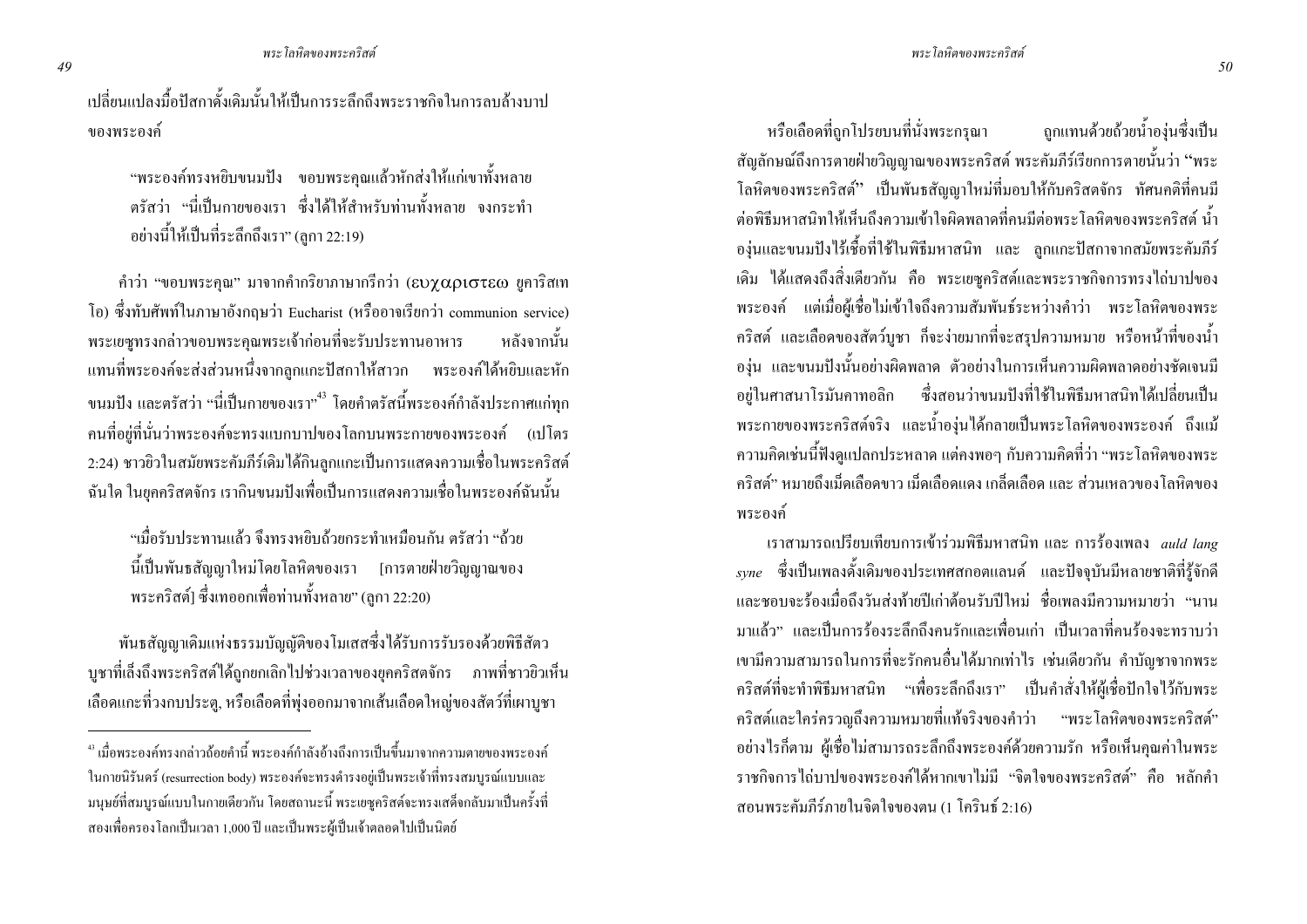เปลี่ยนแปลงมื้อปัสกาดั้งเดิมนั้นให้เป็นการระลึกถึงพระราชกิจในการลบล้างบาปของพระองค์

> "พระองค์ทรงหยิบขนมปัง ขอบพระคุณแล้วหักส่งให้แก่เขาทั้งหลาย ตรัสว่า "นี่เป็นกายของเรา ซึ่งได้ให้สำหรับท่านทั้งหลาย จงกระทำอย่างนี้ให้เป็นที่ระลึกถึงเรา" (ลูกา 22:19)

คำว่า "ขอบพระคุณ" มาจากคำกริยาภาษากรีกว่า (ευχαριστεω ยูคาริสเทโอ) ซึ่งทับศัพท์ในภาษาอังกฤษว่า Eucharist (หรืออาจเรียกว่า communion service) พระเยซูทรงกล่าวขอบพระคุณพระเจ้าก่อนที่จะรับประทานอาหาร หลังจากนั้นแทนที่พระองค์จะส่งส่วนหนึ่งจากลูกแกะปัสกาให้สาวก พระองค์ได้หยิบและหักขนมปัง และตรัสว่า "นี่เป็นกายของเรา"[43] โดยคำตรัสนี้พระองค์กำลังประกาศแก่ทุกคนที่อยู่ที่นั่นว่าพระองค์จะทรงแบกบาปของโลกบนพระกายของพระองค์ (เปโตร 2:24) ชาวยิวในสมัยพระคัมภีร์เดิมได้กินลูกแกะเป็นการแสดงความเชื่อในพระคริสต์ฉันใด ในยุคคริสตจักร เรากินขนมปังเพื่อเป็นการแสดงความเชื่อในพระองค์ฉันนั้น

> "เมื่อรับประทานแล้ว จึงทรงหยิบถ้วยกระทำเหมือนกัน ตรัสว่า "ถ้วยนี้เป็นพันธสัญญาใหม่โดยโลหิตของเรา [การตายฝ่ายวิญญาณของพระคริสต์] ซึ่งเทออกเพื่อท่านทั้งหลาย" (ลูกา 22:20)

พันธสัญญาเดิมแห่งธรรมบัญญัติของโมเสสซึ่งได้รับการรับรองด้วยพิธีสัตวบูชาที่เล็งถึงพระคริสต์ได้ถูกยกเลิกไปช่วงเวลาของยุคคริสตจักร ภาพที่ชาวยิวเห็นเลือดแกะที่วงกบประตู, หรือเลือดที่พุ่งออกมาจากเส้นเลือดใหญ่ของสัตว์ที่เผาบูชาหรือเลือดที่ถูกโปรยบนที่นั่งพระกรุณา ถูกแทนด้วยถ้วยน้ำองุ่นซึ่งเป็นสัญลักษณ์ถึงการตายฝ่ายวิญญาณของพระคริสต์ พระคัมภีร์เรียกการตายนั้นว่า "พระโลหิตของพระคริสต์" เป็นพันธสัญญาใหม่ที่มอบให้กับคริสตจักร ทัศนคติที่คนมีต่อพิธีมหาสนิทให้เห็นถึงความเข้าใจผิดพลาดที่คนมีต่อพระโลหิตของพระคริสต์ น้ำองุ่นและขนมปังไร้เชื้อที่ใช้ในพิธีมหาสนิท และ ลูกแกะปัสกาจากสมัยพระคัมภีร์เดิม ได้แสดงถึงสิ่งเดียวกัน คือ พระเยซูคริสต์และพระราชกิจการทรงไถ่บาปของพระองค์ แต่เมื่อผู้เชื่อไม่เข้าใจถึงความสัมพันธ์ระหว่างคำว่า พระโลหิตของพระคริสต์ และเลือดของสัตว์บูชา ก็จะง่ายมากที่จะสรุปความหมาย หรือหน้าที่ของน้ำองุ่น และขนมปังนั้นอย่างผิดพลาด ตัวอย่างในการเห็นความผิดพลาดอย่างชัดเจนมีอยู่ในศาสนาโรมันคาทอลิก ซึ่งสอนว่าขนมปังที่ใช้ในพิธีมหาสนิทได้เปลี่ยนเป็นพระกายของพระคริสต์จริง และน้ำองุ่นได้กลายเป็นพระโลหิตของพระองค์ ถึงแม้ความคิดเช่นนี้ฟังดูแปลกประหลาด แต่คงพอๆ กับความคิดที่ว่า "พระโลหิตของพระคริสต์" หมายถึงเม็ดเลือดขาว เม็ดเลือดแดง เกล็ดเลือด และ ส่วนเหลวของโลหิตของพระองค์

เราสามารถเปรียบเทียบการเข้าร่วมพิธีมหาสนิท และ การร้องเพลง *auld lang syne* ซึ่งเป็นเพลงดั้งเดิมของประเทศสกอตแลนด์ และปัจจุบันมีหลายชาติที่รู้จักดีและชอบจะร้องเมื่อถึงวันส่งท้ายปีเก่าต้อนรับปีใหม่ ชื่อเพลงมีความหมายว่า "นานมาแล้ว" และเป็นการร้องระลึกถึงคนรักและเพื่อนเก่า เป็นเวลาที่คนร้องจะทราบว่าเขามีความสามารถในการที่จะรักคนอื่นได้มากเท่าไร เช่นเดียวกัน คำบัญชาจากพระคริสต์ที่จะทำพิธีมหาสนิท "เพื่อระลึกถึงเรา" เป็นคำสั่งให้ผู้เชื่อปักใจไว้กับพระคริสต์และใคร่ครวญถึงความหมายที่แท้จริงของคำว่า "พระโลหิตของพระคริสต์" อย่างไรก็ตาม ผู้เชื่อไม่สามารถระลึกถึงพระองค์ด้วยความรัก หรือเห็นคุณค่าในพระราชกิจการไถ่บาปของพระองค์ได้หากเขาไม่มี "จิตใจของพระคริสต์" คือ หลักคำสอนพระคัมภีร์ภายในจิตใจของตน (1 โครินธ์ 2:16)

---

[43] เมื่อพระองค์ทรงกล่าวถ้อยคำนี้ พระองค์กำลังอ้างถึงการเป็นขึ้นมาจากความตายของพระองค์ในกายนิรันดร์ (resurrection body) พระองค์จะทรงดำรงอยู่เป็นพระเจ้าที่ทรงสมบูรณ์แบบและมนุษย์ที่สมบูรณ์แบบในกายเดียวกัน โดยสถานะนี้ พระเยซูคริสต์จะทรงเสด็จกลับมาเป็นครั้งที่สองเพื่อครองโลกเป็นเวลา 1,000 ปี และเป็นพระผู้เป็นเจ้าตลอดไปเป็นนิตย์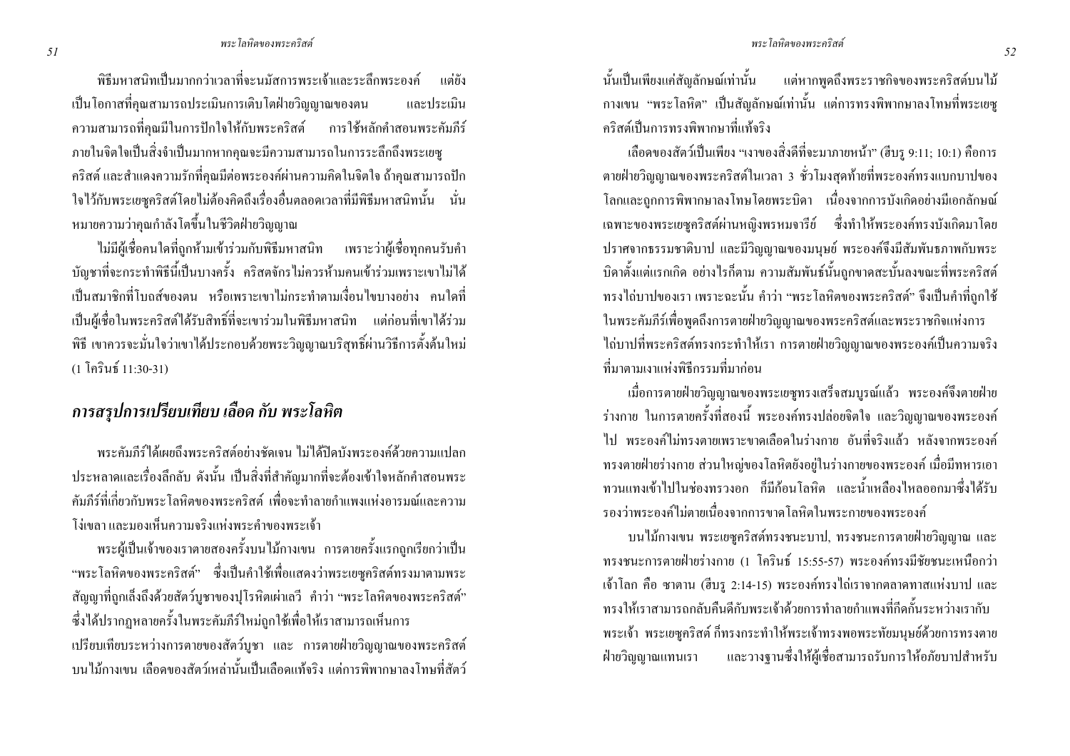พิธีมหาสนิทเป็นมากกว่าเวลาที่จะนมัสการพระเจ้าและระลึกพระองค์ แต่ยังเป็นโอกาสที่คุณสามารถประเมินการเติบโตฝ่ายวิญญาณของตน และประเมินความสามารถที่คุณมีในการปักใจให้กับพระคริสต์ การใช้หลักคำสอนพระคัมภีร์ภายในจิตใจเป็นสิ่งจำเป็นมากหากคุณจะมีความสามารถในการระลึกถึงพระเยซูคริสต์ และสำแดงความรักที่คุณมีต่อพระองค์ผ่านความคิดในจิตใจ ถ้าคุณสามารถปักใจไว้กับพระเยซูคริสต์โดยไม่ต้องคิดถึงเรื่องอื่นตลอดเวลาที่มีพิธีมหาสนิทนั้น นั่นหมายความว่าคุณกำลังโตขึ้นในชีวิตฝ่ายวิญญาณ

ไม่มีผู้เชื่อคนใดที่ถูกห้ามเข้าร่วมกับพิธีมหาสนิท เพราะว่าผู้เชื่อทุกคนรับคำบัญชาที่จะกระทำพิธีนี้เป็นบางครั้ง คริสตจักรไม่ควรห้ามคนเข้าร่วมเพราะเขาไม่ได้เป็นสมาชิกที่โบถส์ของตน หรือเพราะเขาไม่กระทำตามเงื่อนไขบางอย่าง คนใดที่เป็นผู้เชื่อในพระคริสต์ได้รับสิทธิ์ที่จะเขาร่วมในพิธีมหาสนิท แต่ก่อนที่เขาได้ร่วมพิธี เขาควรจะมั่นใจว่าเขาได้ประกอบด้วยพระวิญญาณบริสุทธิ์ผ่านวิธีการตั้งต้นใหม่ (1 โครินธ์ 11:30-31)

## *การสรุปการเปรียบเทียบ เลือด กับ พระโลหิต*

พระคัมภีร์ได้เผยถึงพระคริสต์อย่างชัดเจน ไม่ได้ปิดบังพระองค์ด้วยความแปลกประหลาดและเรื่องลึกลับ ดังนั้น เป็นสิ่งที่สำคัญมากที่จะต้องเข้าใจหลักคำสอนพระคัมภีร์ที่เกี่ยวกับพระโลหิตของพระคริสต์ เพื่อจะทำลายกำแพงแห่งอารมณ์และความโง่เขลา และมองเห็นความจริงแห่งพระคำของพระเจ้า

พระผู้เป็นเจ้าของเราตายสองครั้งบนไม้กางเขน การตายครั้งแรกถูกเรียกว่าเป็น "พระโลหิตของพระคริสต์" ซึ่งเป็นคำใช้เพื่อแสดงว่าพระเยซูคริสต์ทรงมาตามพระสัญญาที่ถูกเล็งถึงด้วยสัตว์บูชาของปุโรหิตเผ่าเลวี คำว่า "พระโลหิตของพระคริสต์" ซึ่งได้ปรากฏหลายครั้งในพระคัมภีร์ใหม่ถูกใช้เพื่อให้เราสามารถเห็นการเปรียบเทียบระหว่างการตายของสัตว์บูชา และ การตายฝ่ายวิญญาณของพระคริสต์บนไม้กางเขน เลือดของสัตว์เหล่านั้นเป็นเลือดแท้จริง แต่การพิพากษาลงโทษที่สัตว์นั้นเป็นเพียงแค่สัญลักษณ์เท่านั้น แต่หากพูดถึงพระราชกิจของพระคริสต์บนไม้กางเขน "พระโลหิต" เป็นสัญลักษณ์เท่านั้น แต่การทรงพิพากษาลงโทษที่พระเยซูคริสต์เป็นการทรงพิพากษาที่แท้จริง

เลือดของสัตว์เป็นเพียง "เงาของสิ่งดีที่จะมาภายหน้า" (ฮีบรู 9:11; 10:1) คือการตายฝ่ายวิญญาณของพระคริสต์ในเวลา 3 ชั่วโมงสุดท้ายที่พระองค์ทรงแบกบาปของโลกและถูกการพิพากษาลงโทษโดยพระบิดา เนื่องจากการบังเกิดอย่างมีเอกลักษณ์เฉพาะของพระเยซูคริสต์ผ่านหญิงพรหมจารีย์ ซึ่งทำให้พระองค์ทรงบังเกิดมาโดยปราศจากธรรมชาติบาป และมีวิญญาณของมนุษย์ พระองค์จึงมีสัมพันธภาพกับพระบิดาตั้งแต่แรกเกิด อย่างไรก็ตาม ความสัมพันธ์นั้นถูกขาดสะบั้นลงขณะที่พระคริสต์ทรงไถ่บาปของเรา เพราะฉะนั้น คำว่า "พระโลหิตของพระคริสต์" จึงเป็นคำที่ถูกใช้ในพระคัมภีร์เพื่อพูดถึงการตายฝ่ายวิญญาณของพระคริสต์และพระราชกิจแห่งการไถ่บาปที่พระคริสต์ทรงกระทำให้เรา การตายฝ่ายวิญญาณของพระองค์เป็นความจริงที่มาตามเงาแห่งพิธีกรรมที่มาก่อน

เมื่อการตายฝ่ายวิญญาณของพระเยซูทรงเสร็จสมบูรณ์แล้ว พระองค์จึงตายฝ่ายร่างกาย ในการตายครั้งที่สองนี้ พระองค์ทรงปล่อยจิตใจ และวิญญาณของพระองค์ไป พระองค์ไม่ทรงตายเพราะขาดเลือดในร่างกาย อันที่จริงแล้ว หลังจากพระองค์ทรงตายฝ่ายร่างกาย ส่วนใหญ่ของโลหิตยังอยู่ในร่างกายของพระองค์ เมื่อมีทหารเอาทวนแทงเข้าไปในช่องทรวงอก ก็มีก้อนโลหิต และน้ำเหลืองไหลออกมาซึ่งได้รับรองว่าพระองค์ไม่ตายเนื่องจากการขาดโลหิตในพระกายของพระองค์

บนไม้กางเขน พระเยซูคริสต์ทรงชนะบาป, ทรงชนะการตายฝ่ายวิญญาณ และทรงชนะการตายฝ่ายร่างกาย (1 โครินธ์ 15:55-57) พระองค์ทรงมีชัยชนะเหนือกว่าเจ้าโลก คือ ซาตาน (ฮีบรู 2:14-15) พระองค์ทรงไถ่เราจากตลาดทาสแห่งบาป และทรงให้เราสามารถกลับคืนดีกับพระเจ้าด้วยการทำลายกำแพงที่กีดกั้นระหว่างเรากับพระเจ้า พระเยซูคริสต์ ก็ทรงกระทำให้พระเจ้าทรงพอพระทัยมนุษย์ด้วยการทรงตายฝ่ายวิญญาณแทนเรา และวางฐานซึ่งให้ผู้เชื่อสามารถรับการให้อภัยบาปสำหรับ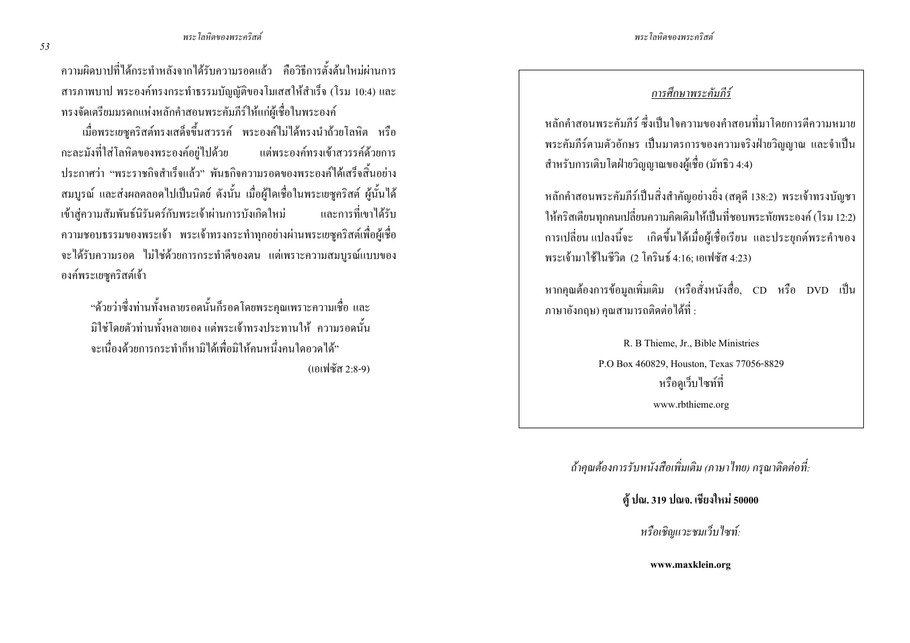ความผิดบาปที่ได้กระทำหลังจากได้รับความรอดแล้ว คือวิธีการตั้งต้นใหม่ผ่านการสารภาพบาป พระองค์ทรงกระทำธรรมบัญญัติของโมเสสให้สำเร็จ (โรม 10:4) และทรงจัดเตรียมมรดกแห่งหลักคำสอนพระคัมภีร์ให้แก่ผู้เชื่อในพระองค์

เมื่อพระเยซูคริสต์ทรงเสด็จขึ้นสวรรค์ พระองค์ไม่ได้ทรงนำถ้วยโลหิต หรือกะละมังที่ใส่โลหิตของพระองค์อยู่ไปด้วย แต่พระองค์ทรงเข้าสวรรค์ด้วยการประกาศว่า "พระราชกิจสำเร็จแล้ว" พันธกิจความรอดของพระองค์ได้เสร็จสิ้นอย่างสมบูรณ์ และส่งผลตลอดไปเป็นนิตย์ ดังนั้น เมื่อผู้ใดเชื่อในพระเยซูคริสต์ ผู้นั้นได้เข้าสู่ความสัมพันธ์นิรันดร์กับพระเจ้าผ่านการบังเกิดใหม่ และการที่เขาได้รับความชอบธรรมของพระเจ้า พระเจ้าทรงกระทำทุกอย่างผ่านพระเยซูคริสต์เพื่อผู้เชื่อจะได้รับความรอด ไม่ใช่ด้วยการกระทำดีของตน แต่เพราะความสมบูรณ์แบบขององค์พระเยซูคริสต์เจ้า

> "ด้วยว่าซึ่งท่านทั้งหลายรอดนั้นก็รอดโดยพระคุณเพราะความเชื่อ และมิใช่โดยตัวท่านทั้งหลายเอง แต่พระเจ้าทรงประทานให้ ความรอดนั้นจะเนื่องด้วยการกระทำก็หามิได้เพื่อมิให้คนหนึ่งคนใดอวดได้"
>
> (เอเฟซัส 2:8-9)

## *การศึกษาพระคัมภีร์*

หลักคำสอนพระคัมภีร์ ซึ่งเป็นใจความของคำสอนที่มาโดยการตีความหมายพระคัมภีร์ตามตัวอักษร เป็นมาตรการของความจริงฝ่ายวิญญาณ และจำเป็นสำหรับการเติบโตฝ่ายวิญญาณของผู้เชื่อ (มัทธิว 4:4)

หลักคำสอนพระคัมภีร์เป็นสิ่งสำคัญอย่างยิ่ง (สดุดี 138:2) พระเจ้าทรงบัญชาให้คริสเตียนทุกคนเปลี่ยนความคิดเดิมให้เป็นที่ชอบพระทัยพระองค์ (โรม 12:2) การเปลี่ยน แปลงนี้จะ เกิดขึ้นได้เมื่อผู้เชื่อเรียน และประยุกต์พระคำของพระเจ้ามาใช้ในชีวิต (2 โครินธ์ 4:16; เอเฟซัส 4:23)

หากคุณต้องการข้อมูลเพิ่มเติม (หรือสั่งหนังสือ, CD หรือ DVD เป็นภาษาอังกฤษ) คุณสามารถติดต่อได้ที่ :

R. B Thieme, Jr., Bible Ministries

P.O Box 460829, Houston, Texas 77056-8829

หรือดูเว็บไซท์ที่

www.rbthieme.org

*ถ้าคุณต้องการรับหนังสือเพิ่มเติม (ภาษาไทย) กรุณาติดต่อที่:*

**ตู้ ปณ. 319 ปณจ. เชียงใหม่ 50000**

*หรือเชิญแวะชมเว็บไซท์:*

**www.maxklein.org**